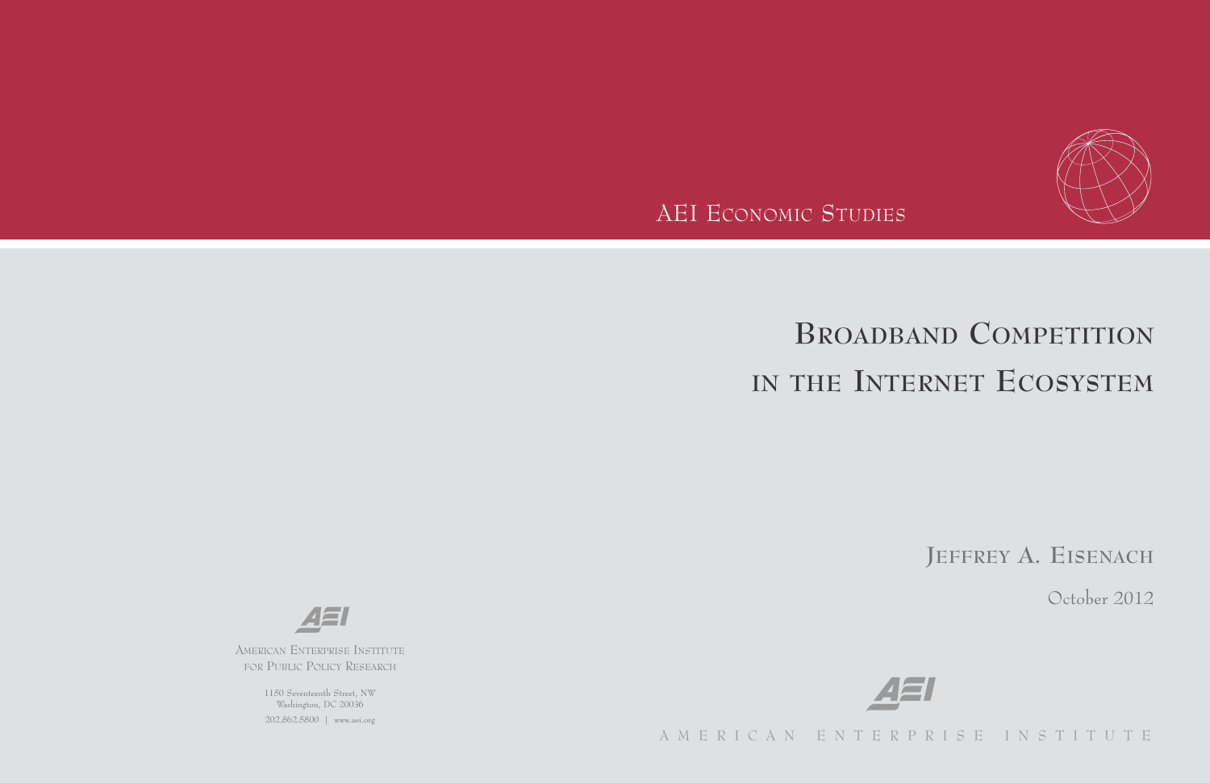AEI Economic Studies

# Broadband Competition in the Internet Ecosystem

Jeffrey A. Eisenach

October 2012

American Enterprise Institute for Public Policy Research

1150 Seventeenth Street, NW
Washington, DC 20036
202.862.5800 | www.aei.org

AMERICAN ENTERPRISE INSTITUTE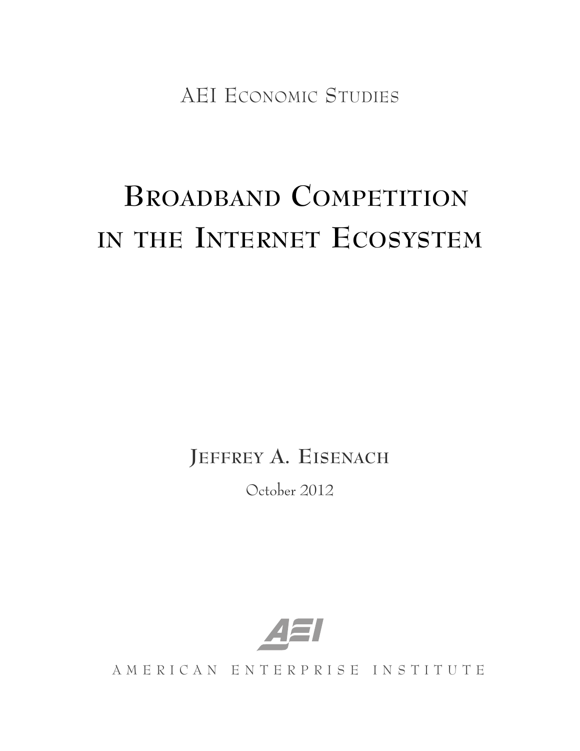AEI Economic Studies

# Broadband Competition in the Internet Ecosystem

**Jeffrey A. Eisenach**

October 2012

AMERICAN ENTERPRISE INSTITUTE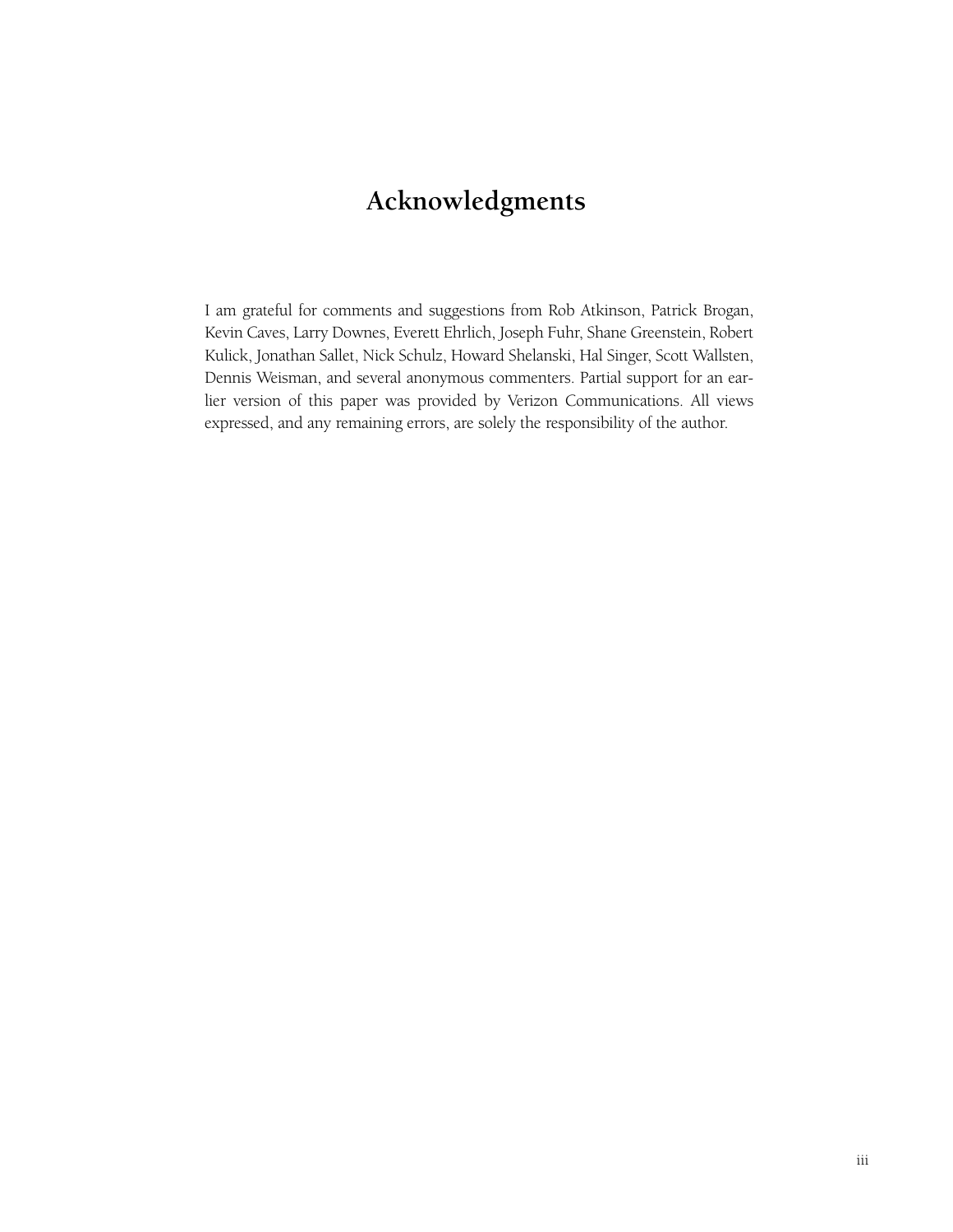# Acknowledgments

I am grateful for comments and suggestions from Rob Atkinson, Patrick Brogan, Kevin Caves, Larry Downes, Everett Ehrlich, Joseph Fuhr, Shane Greenstein, Robert Kulick, Jonathan Sallet, Nick Schulz, Howard Shelanski, Hal Singer, Scott Wallsten, Dennis Weisman, and several anonymous commenters. Partial support for an earlier version of this paper was provided by Verizon Communications. All views expressed, and any remaining errors, are solely the responsibility of the author.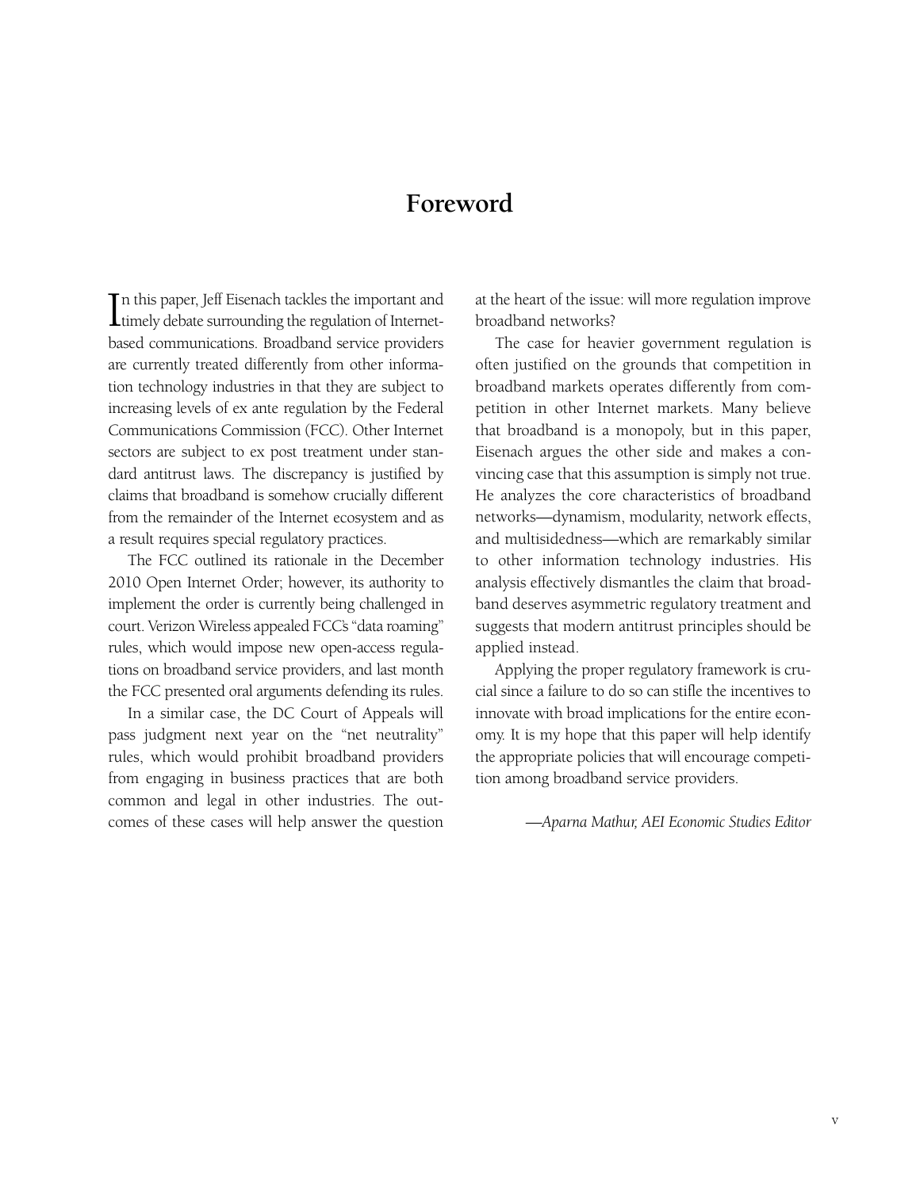# Foreword

In this paper, Jeff Eisenach tackles the important and timely debate surrounding the regulation of Internet-based communications. Broadband service providers are currently treated differently from other information technology industries in that they are subject to increasing levels of ex ante regulation by the Federal Communications Commission (FCC). Other Internet sectors are subject to ex post treatment under standard antitrust laws. The discrepancy is justified by claims that broadband is somehow crucially different from the remainder of the Internet ecosystem and as a result requires special regulatory practices.

The FCC outlined its rationale in the December 2010 Open Internet Order; however, its authority to implement the order is currently being challenged in court. Verizon Wireless appealed FCC's "data roaming" rules, which would impose new open-access regulations on broadband service providers, and last month the FCC presented oral arguments defending its rules.

In a similar case, the DC Court of Appeals will pass judgment next year on the "net neutrality" rules, which would prohibit broadband providers from engaging in business practices that are both common and legal in other industries. The outcomes of these cases will help answer the question at the heart of the issue: will more regulation improve broadband networks?

The case for heavier government regulation is often justified on the grounds that competition in broadband markets operates differently from competition in other Internet markets. Many believe that broadband is a monopoly, but in this paper, Eisenach argues the other side and makes a convincing case that this assumption is simply not true. He analyzes the core characteristics of broadband networks—dynamism, modularity, network effects, and multisidedness—which are remarkably similar to other information technology industries. His analysis effectively dismantles the claim that broadband deserves asymmetric regulatory treatment and suggests that modern antitrust principles should be applied instead.

Applying the proper regulatory framework is crucial since a failure to do so can stifle the incentives to innovate with broad implications for the entire economy. It is my hope that this paper will help identify the appropriate policies that will encourage competition among broadband service providers.

*—Aparna Mathur, AEI Economic Studies Editor*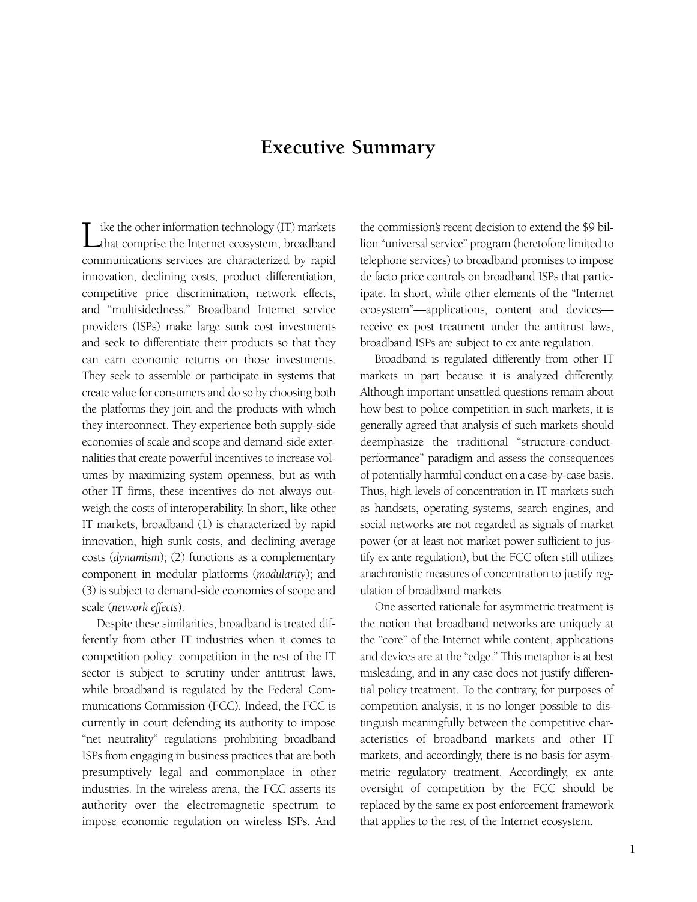# Executive Summary

Like the other information technology (IT) markets that comprise the Internet ecosystem, broadband communications services are characterized by rapid innovation, declining costs, product differentiation, competitive price discrimination, network effects, and "multisidedness." Broadband Internet service providers (ISPs) make large sunk cost investments and seek to differentiate their products so that they can earn economic returns on those investments. They seek to assemble or participate in systems that create value for consumers and do so by choosing both the platforms they join and the products with which they interconnect. They experience both supply-side economies of scale and scope and demand-side externalities that create powerful incentives to increase volumes by maximizing system openness, but as with other IT firms, these incentives do not always outweigh the costs of interoperability. In short, like other IT markets, broadband (1) is characterized by rapid innovation, high sunk costs, and declining average costs (*dynamism*); (2) functions as a complementary component in modular platforms (*modularity*); and (3) is subject to demand-side economies of scope and scale (*network effects*).

Despite these similarities, broadband is treated differently from other IT industries when it comes to competition policy: competition in the rest of the IT sector is subject to scrutiny under antitrust laws, while broadband is regulated by the Federal Communications Commission (FCC). Indeed, the FCC is currently in court defending its authority to impose "net neutrality" regulations prohibiting broadband ISPs from engaging in business practices that are both presumptively legal and commonplace in other industries. In the wireless arena, the FCC asserts its authority over the electromagnetic spectrum to impose economic regulation on wireless ISPs. And the commission's recent decision to extend the $9 billion "universal service" program (heretofore limited to telephone services) to broadband promises to impose de facto price controls on broadband ISPs that participate. In short, while other elements of the "Internet ecosystem"—applications, content and devices—receive ex post treatment under the antitrust laws, broadband ISPs are subject to ex ante regulation.

Broadband is regulated differently from other IT markets in part because it is analyzed differently. Although important unsettled questions remain about how best to police competition in such markets, it is generally agreed that analysis of such markets should deemphasize the traditional "structure-conduct-performance" paradigm and assess the consequences of potentially harmful conduct on a case-by-case basis. Thus, high levels of concentration in IT markets such as handsets, operating systems, search engines, and social networks are not regarded as signals of market power (or at least not market power sufficient to justify ex ante regulation), but the FCC often still utilizes anachronistic measures of concentration to justify regulation of broadband markets.

One asserted rationale for asymmetric treatment is the notion that broadband networks are uniquely at the "core" of the Internet while content, applications and devices are at the "edge." This metaphor is at best misleading, and in any case does not justify differential policy treatment. To the contrary, for purposes of competition analysis, it is no longer possible to distinguish meaningfully between the competitive characteristics of broadband markets and other IT markets, and accordingly, there is no basis for asymmetric regulatory treatment. Accordingly, ex ante oversight of competition by the FCC should be replaced by the same ex post enforcement framework that applies to the rest of the Internet ecosystem.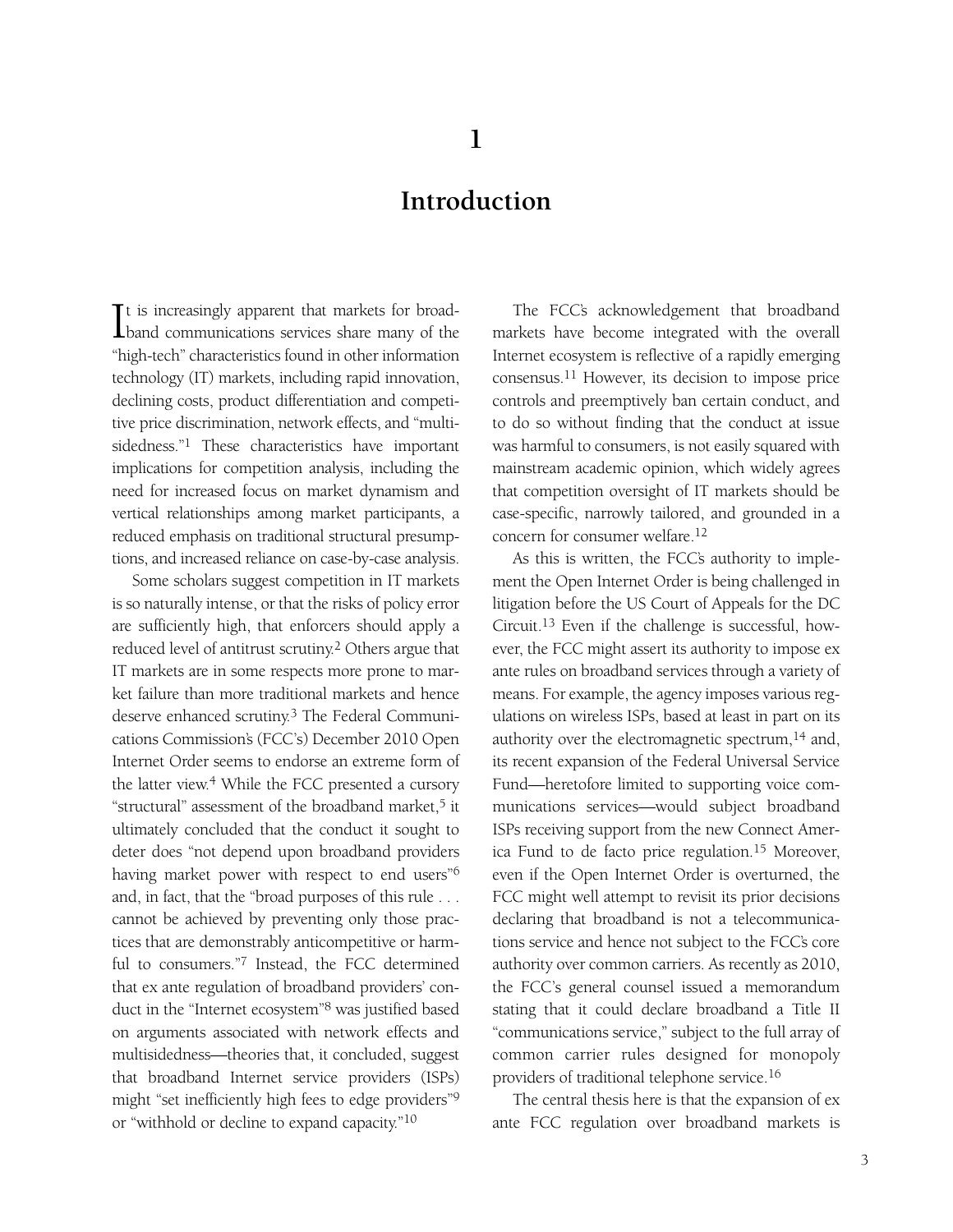# 1

# Introduction

It is increasingly apparent that markets for broadband communications services share many of the "high-tech" characteristics found in other information technology (IT) markets, including rapid innovation, declining costs, product differentiation and competitive price discrimination, network effects, and "multisidedness."[1] These characteristics have important implications for competition analysis, including the need for increased focus on market dynamism and vertical relationships among market participants, a reduced emphasis on traditional structural presumptions, and increased reliance on case-by-case analysis.

Some scholars suggest competition in IT markets is so naturally intense, or that the risks of policy error are sufficiently high, that enforcers should apply a reduced level of antitrust scrutiny.[2] Others argue that IT markets are in some respects more prone to market failure than more traditional markets and hence deserve enhanced scrutiny.[3] The Federal Communications Commission's (FCC's) December 2010 Open Internet Order seems to endorse an extreme form of the latter view.[4] While the FCC presented a cursory "structural" assessment of the broadband market,[5] it ultimately concluded that the conduct it sought to deter does "not depend upon broadband providers having market power with respect to end users"[6] and, in fact, that the "broad purposes of this rule . . . cannot be achieved by preventing only those practices that are demonstrably anticompetitive or harmful to consumers."[7] Instead, the FCC determined that ex ante regulation of broadband providers' conduct in the "Internet ecosystem"[8] was justified based on arguments associated with network effects and multisidedness—theories that, it concluded, suggest that broadband Internet service providers (ISPs) might "set inefficiently high fees to edge providers"[9] or "withhold or decline to expand capacity."[10]

The FCC's acknowledgement that broadband markets have become integrated with the overall Internet ecosystem is reflective of a rapidly emerging consensus.[11] However, its decision to impose price controls and preemptively ban certain conduct, and to do so without finding that the conduct at issue was harmful to consumers, is not easily squared with mainstream academic opinion, which widely agrees that competition oversight of IT markets should be case-specific, narrowly tailored, and grounded in a concern for consumer welfare.[12]

As this is written, the FCC's authority to implement the Open Internet Order is being challenged in litigation before the US Court of Appeals for the DC Circuit.[13] Even if the challenge is successful, however, the FCC might assert its authority to impose ex ante rules on broadband services through a variety of means. For example, the agency imposes various regulations on wireless ISPs, based at least in part on its authority over the electromagnetic spectrum,[14] and, its recent expansion of the Federal Universal Service Fund—heretofore limited to supporting voice communications services—would subject broadband ISPs receiving support from the new Connect America Fund to de facto price regulation.[15] Moreover, even if the Open Internet Order is overturned, the FCC might well attempt to revisit its prior decisions declaring that broadband is not a telecommunications service and hence not subject to the FCC's core authority over common carriers. As recently as 2010, the FCC's general counsel issued a memorandum stating that it could declare broadband a Title II "communications service," subject to the full array of common carrier rules designed for monopoly providers of traditional telephone service.[16]

The central thesis here is that the expansion of ex ante FCC regulation over broadband markets is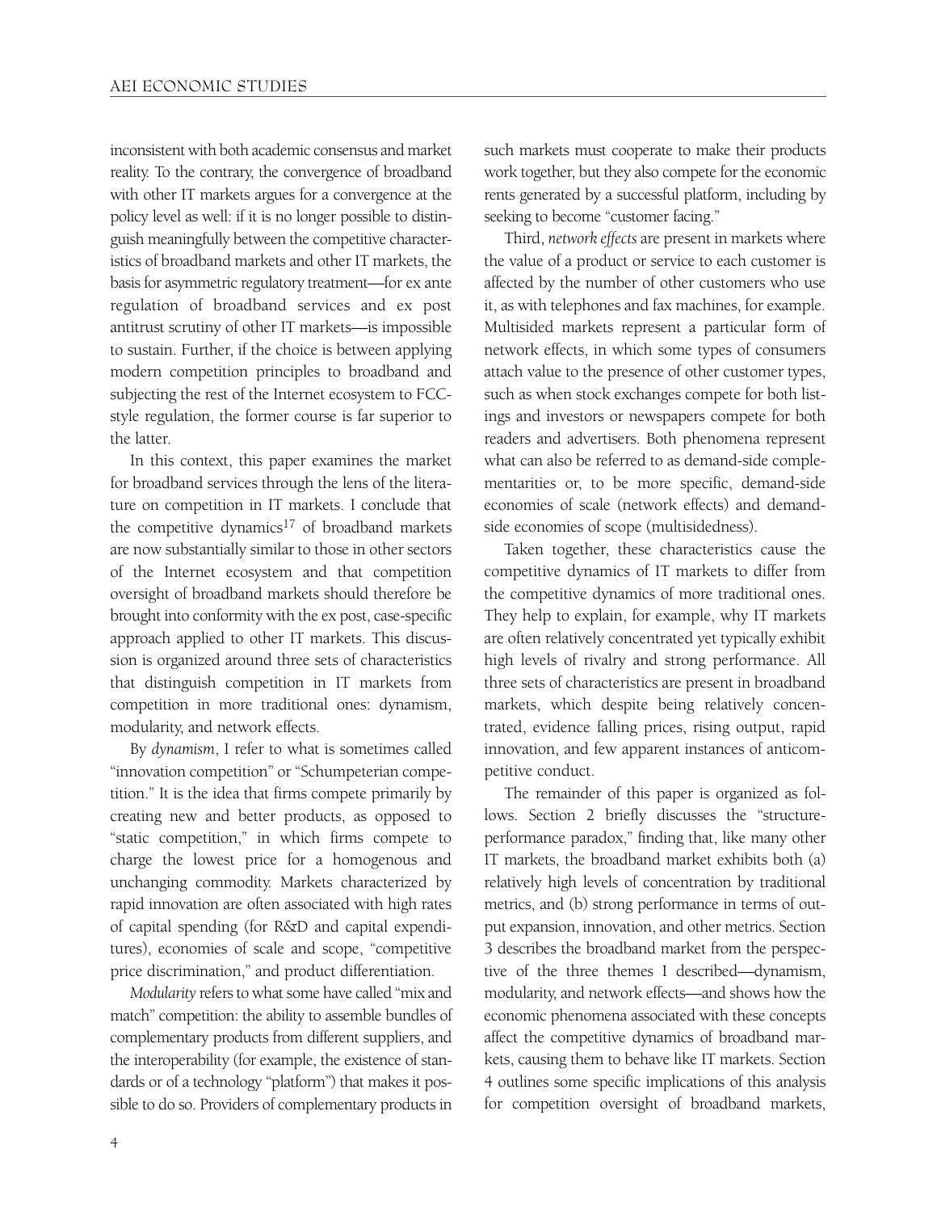inconsistent with both academic consensus and market reality. To the contrary, the convergence of broadband with other IT markets argues for a convergence at the policy level as well: if it is no longer possible to distinguish meaningfully between the competitive characteristics of broadband markets and other IT markets, the basis for asymmetric regulatory treatment—for ex ante regulation of broadband services and ex post antitrust scrutiny of other IT markets—is impossible to sustain. Further, if the choice is between applying modern competition principles to broadband and subjecting the rest of the Internet ecosystem to FCC-style regulation, the former course is far superior to the latter.

In this context, this paper examines the market for broadband services through the lens of the literature on competition in IT markets. I conclude that the competitive dynamics[17] of broadband markets are now substantially similar to those in other sectors of the Internet ecosystem and that competition oversight of broadband markets should therefore be brought into conformity with the ex post, case-specific approach applied to other IT markets. This discussion is organized around three sets of characteristics that distinguish competition in IT markets from competition in more traditional ones: dynamism, modularity, and network effects.

By *dynamism*, I refer to what is sometimes called "innovation competition" or "Schumpeterian competition." It is the idea that firms compete primarily by creating new and better products, as opposed to "static competition," in which firms compete to charge the lowest price for a homogenous and unchanging commodity. Markets characterized by rapid innovation are often associated with high rates of capital spending (for R&D and capital expenditures), economies of scale and scope, "competitive price discrimination," and product differentiation.

*Modularity* refers to what some have called "mix and match" competition: the ability to assemble bundles of complementary products from different suppliers, and the interoperability (for example, the existence of standards or of a technology "platform") that makes it possible to do so. Providers of complementary products in such markets must cooperate to make their products work together, but they also compete for the economic rents generated by a successful platform, including by seeking to become "customer facing."

Third, *network effects* are present in markets where the value of a product or service to each customer is affected by the number of other customers who use it, as with telephones and fax machines, for example. Multisided markets represent a particular form of network effects, in which some types of consumers attach value to the presence of other customer types, such as when stock exchanges compete for both listings and investors or newspapers compete for both readers and advertisers. Both phenomena represent what can also be referred to as demand-side complementarities or, to be more specific, demand-side economies of scale (network effects) and demand-side economies of scope (multisidedness).

Taken together, these characteristics cause the competitive dynamics of IT markets to differ from the competitive dynamics of more traditional ones. They help to explain, for example, why IT markets are often relatively concentrated yet typically exhibit high levels of rivalry and strong performance. All three sets of characteristics are present in broadband markets, which despite being relatively concentrated, evidence falling prices, rising output, rapid innovation, and few apparent instances of anticompetitive conduct.

The remainder of this paper is organized as follows. Section 2 briefly discusses the "structure-performance paradox," finding that, like many other IT markets, the broadband market exhibits both (a) relatively high levels of concentration by traditional metrics, and (b) strong performance in terms of output expansion, innovation, and other metrics. Section 3 describes the broadband market from the perspective of the three themes I described—dynamism, modularity, and network effects—and shows how the economic phenomena associated with these concepts affect the competitive dynamics of broadband markets, causing them to behave like IT markets. Section 4 outlines some specific implications of this analysis for competition oversight of broadband markets,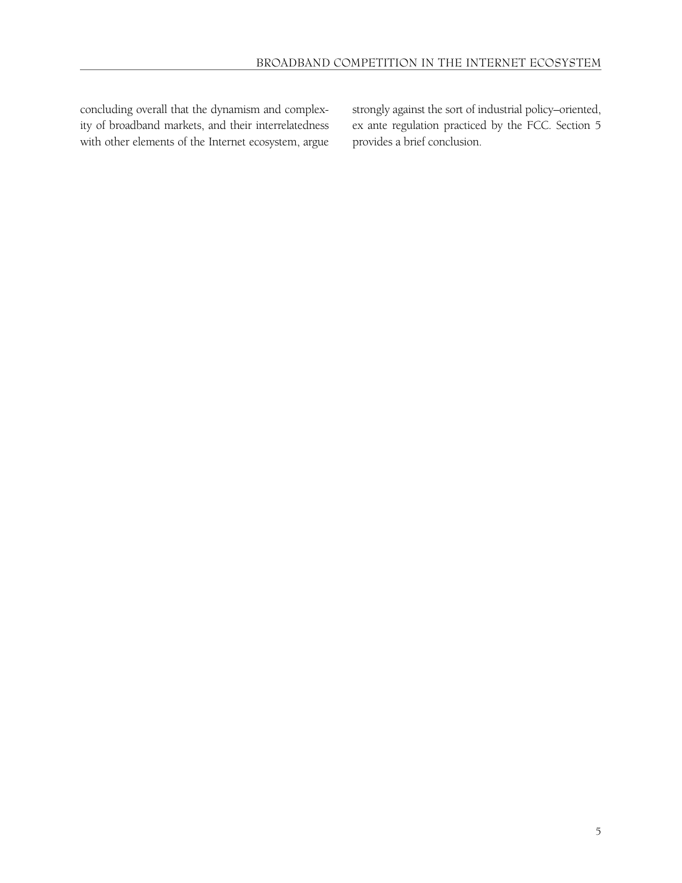concluding overall that the dynamism and complexity of broadband markets, and their interrelatedness with other elements of the Internet ecosystem, argue strongly against the sort of industrial policy–oriented, ex ante regulation practiced by the FCC. Section 5 provides a brief conclusion.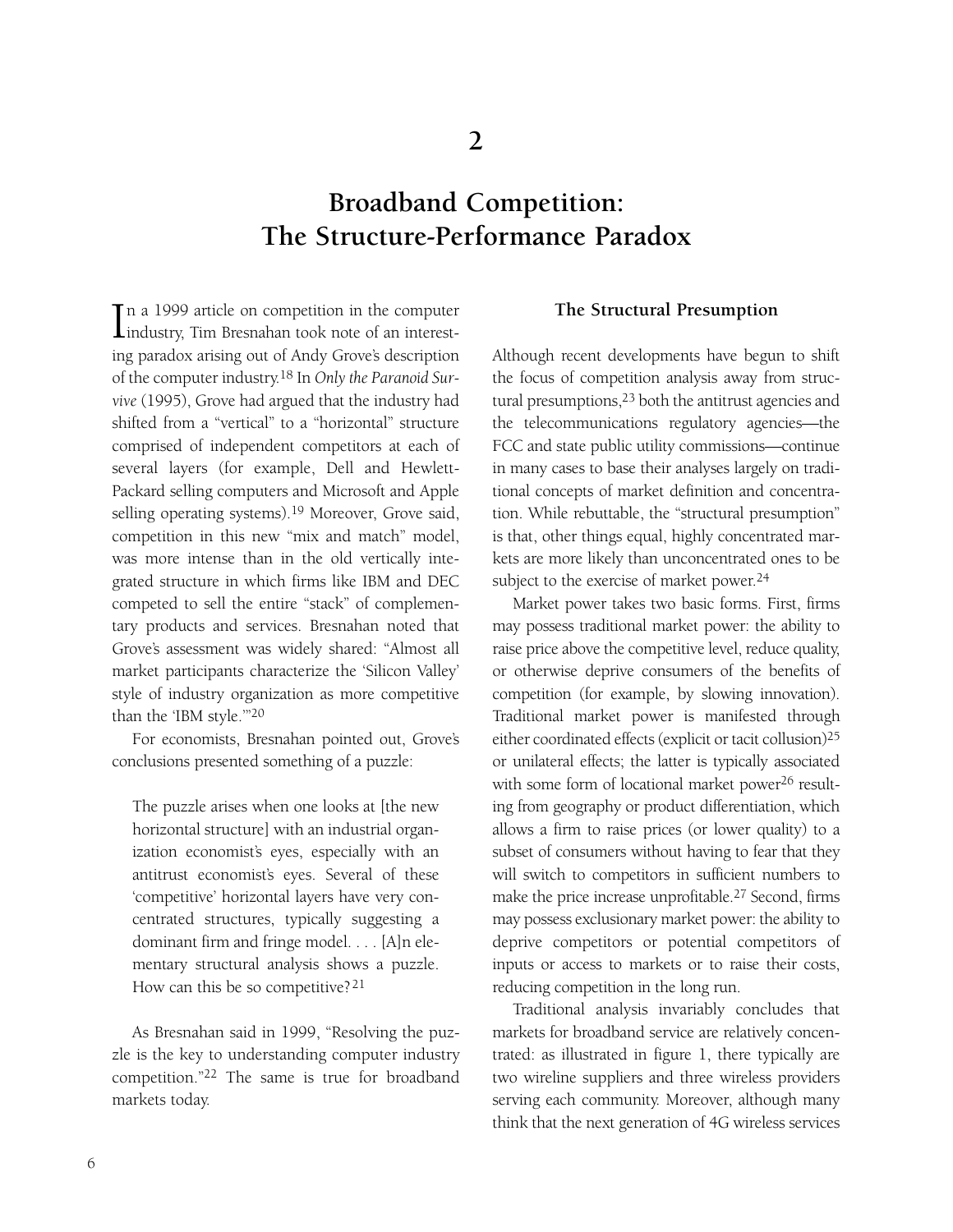# 2

# Broadband Competition: The Structure-Performance Paradox

In a 1999 article on competition in the computer industry, Tim Bresnahan took note of an interesting paradox arising out of Andy Grove's description of the computer industry.[18] In *Only the Paranoid Survive* (1995), Grove had argued that the industry had shifted from a "vertical" to a "horizontal" structure comprised of independent competitors at each of several layers (for example, Dell and Hewlett-Packard selling computers and Microsoft and Apple selling operating systems).[19] Moreover, Grove said, competition in this new "mix and match" model, was more intense than in the old vertically integrated structure in which firms like IBM and DEC competed to sell the entire "stack" of complementary products and services. Bresnahan noted that Grove's assessment was widely shared: "Almost all market participants characterize the 'Silicon Valley' style of industry organization as more competitive than the 'IBM style.'"[20]

For economists, Bresnahan pointed out, Grove's conclusions presented something of a puzzle:

> The puzzle arises when one looks at [the new horizontal structure] with an industrial organization economist's eyes, especially with an antitrust economist's eyes. Several of these 'competitive' horizontal layers have very concentrated structures, typically suggesting a dominant firm and fringe model. . . . [A]n elementary structural analysis shows a puzzle. How can this be so competitive?[21]

As Bresnahan said in 1999, "Resolving the puzzle is the key to understanding computer industry competition."[22] The same is true for broadband markets today.

## The Structural Presumption

Although recent developments have begun to shift the focus of competition analysis away from structural presumptions,[23] both the antitrust agencies and the telecommunications regulatory agencies—the FCC and state public utility commissions—continue in many cases to base their analyses largely on traditional concepts of market definition and concentration. While rebuttable, the "structural presumption" is that, other things equal, highly concentrated markets are more likely than unconcentrated ones to be subject to the exercise of market power.[24]

Market power takes two basic forms. First, firms may possess traditional market power: the ability to raise price above the competitive level, reduce quality, or otherwise deprive consumers of the benefits of competition (for example, by slowing innovation). Traditional market power is manifested through either coordinated effects (explicit or tacit collusion)[25] or unilateral effects; the latter is typically associated with some form of locational market power[26] resulting from geography or product differentiation, which allows a firm to raise prices (or lower quality) to a subset of consumers without having to fear that they will switch to competitors in sufficient numbers to make the price increase unprofitable.[27] Second, firms may possess exclusionary market power: the ability to deprive competitors or potential competitors of inputs or access to markets or to raise their costs, reducing competition in the long run.

Traditional analysis invariably concludes that markets for broadband service are relatively concentrated: as illustrated in figure 1, there typically are two wireline suppliers and three wireless providers serving each community. Moreover, although many think that the next generation of 4G wireless services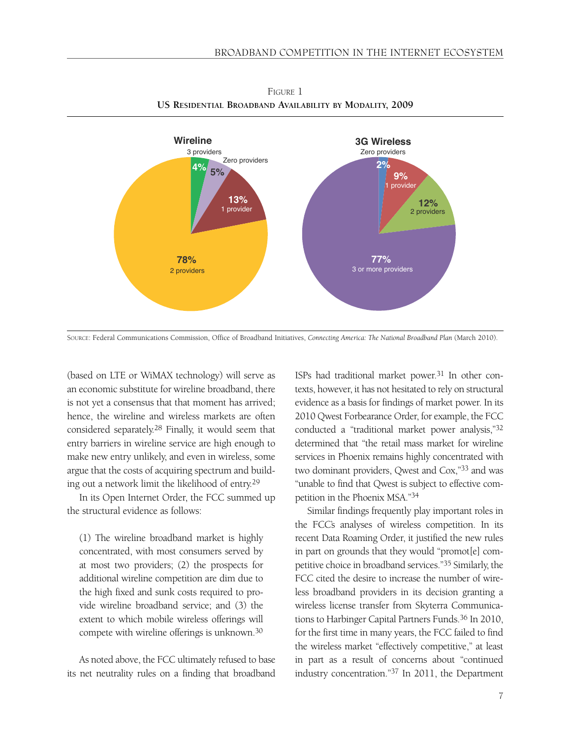FIGURE 1

**US RESIDENTIAL BROADBAND AVAILABILITY BY MODALITY, 2009**

**Wireline**

- 3 providers: 4%
- Zero providers: 5%
- 1 provider: 13%
- 2 providers: 78%

**3G Wireless**

- Zero providers: 2%
- 1 provider: 9%
- 2 providers: 12%
- 3 or more providers: 77%

SOURCE: Federal Communications Commission, Office of Broadband Initiatives, *Connecting America: The National Broadband Plan* (March 2010).

(based on LTE or WiMAX technology) will serve as an economic substitute for wireline broadband, there is not yet a consensus that that moment has arrived; hence, the wireline and wireless markets are often considered separately.[28] Finally, it would seem that entry barriers in wireline service are high enough to make new entry unlikely, and even in wireless, some argue that the costs of acquiring spectrum and building out a network limit the likelihood of entry.[29]

In its Open Internet Order, the FCC summed up the structural evidence as follows:

> (1) The wireline broadband market is highly concentrated, with most consumers served by at most two providers; (2) the prospects for additional wireline competition are dim due to the high fixed and sunk costs required to provide wireline broadband service; and (3) the extent to which mobile wireless offerings will compete with wireline offerings is unknown.[30]

As noted above, the FCC ultimately refused to base its net neutrality rules on a finding that broadband ISPs had traditional market power.[31] In other contexts, however, it has not hesitated to rely on structural evidence as a basis for findings of market power. In its 2010 Qwest Forbearance Order, for example, the FCC conducted a "traditional market power analysis,"[32] determined that "the retail mass market for wireline services in Phoenix remains highly concentrated with two dominant providers, Qwest and Cox,"[33] and was "unable to find that Qwest is subject to effective competition in the Phoenix MSA."[34]

Similar findings frequently play important roles in the FCC's analyses of wireless competition. In its recent Data Roaming Order, it justified the new rules in part on grounds that they would "promot[e] competitive choice in broadband services."[35] Similarly, the FCC cited the desire to increase the number of wireless broadband providers in its decision granting a wireless license transfer from Skyterra Communications to Harbinger Capital Partners Funds.[36] In 2010, for the first time in many years, the FCC failed to find the wireless market "effectively competitive," at least in part as a result of concerns about "continued industry concentration."[37] In 2011, the Department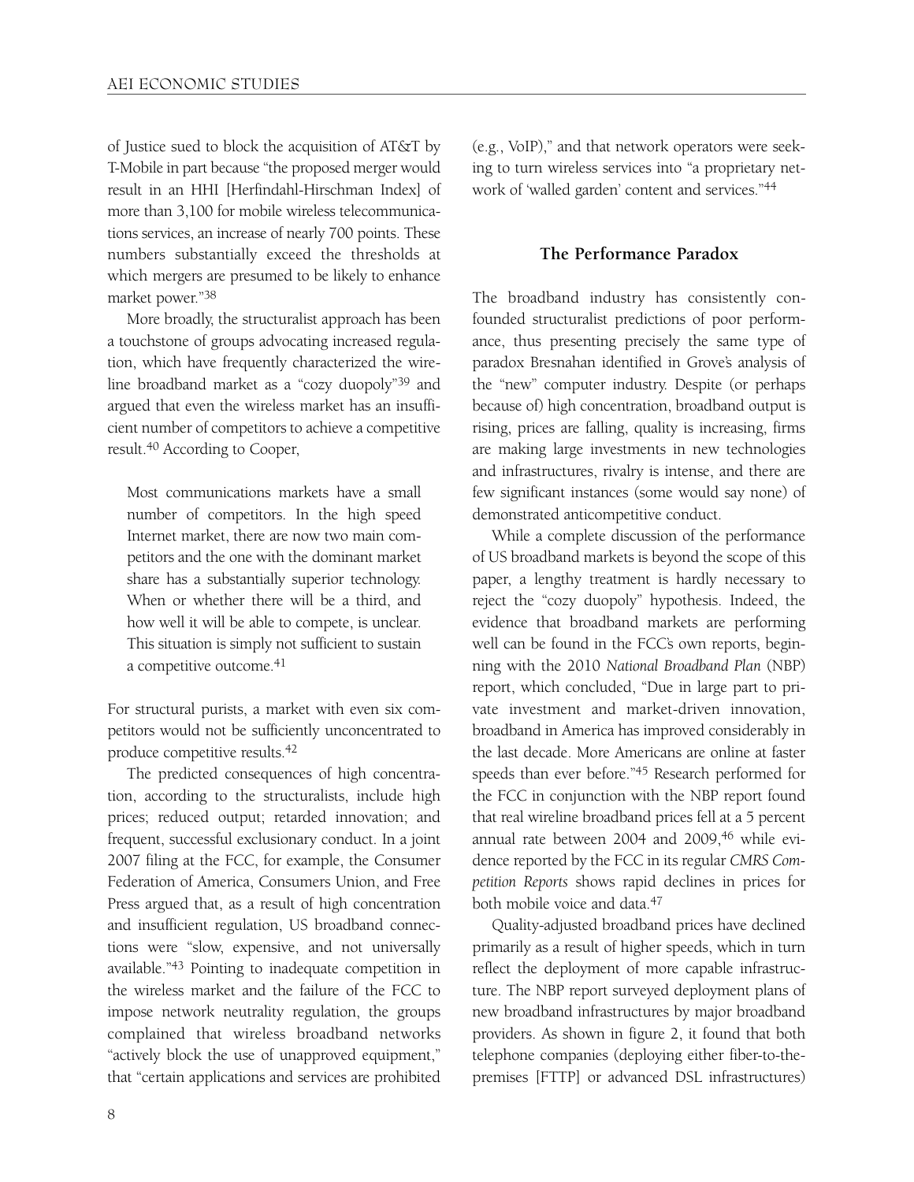of Justice sued to block the acquisition of AT&T by T-Mobile in part because "the proposed merger would result in an HHI [Herfindahl-Hirschman Index] of more than 3,100 for mobile wireless telecommunications services, an increase of nearly 700 points. These numbers substantially exceed the thresholds at which mergers are presumed to be likely to enhance market power."[38]

More broadly, the structuralist approach has been a touchstone of groups advocating increased regulation, which have frequently characterized the wireline broadband market as a "cozy duopoly"[39] and argued that even the wireless market has an insufficient number of competitors to achieve a competitive result.[40] According to Cooper,

> Most communications markets have a small number of competitors. In the high speed Internet market, there are now two main competitors and the one with the dominant market share has a substantially superior technology. When or whether there will be a third, and how well it will be able to compete, is unclear. This situation is simply not sufficient to sustain a competitive outcome.[41]

For structural purists, a market with even six competitors would not be sufficiently unconcentrated to produce competitive results.[42]

The predicted consequences of high concentration, according to the structuralists, include high prices; reduced output; retarded innovation; and frequent, successful exclusionary conduct. In a joint 2007 filing at the FCC, for example, the Consumer Federation of America, Consumers Union, and Free Press argued that, as a result of high concentration and insufficient regulation, US broadband connections were "slow, expensive, and not universally available."[43] Pointing to inadequate competition in the wireless market and the failure of the FCC to impose network neutrality regulation, the groups complained that wireless broadband networks "actively block the use of unapproved equipment," that "certain applications and services are prohibited (e.g., VoIP)," and that network operators were seeking to turn wireless services into "a proprietary network of 'walled garden' content and services."[44]

## The Performance Paradox

The broadband industry has consistently confounded structuralist predictions of poor performance, thus presenting precisely the same type of paradox Bresnahan identified in Grove's analysis of the "new" computer industry. Despite (or perhaps because of) high concentration, broadband output is rising, prices are falling, quality is increasing, firms are making large investments in new technologies and infrastructures, rivalry is intense, and there are few significant instances (some would say none) of demonstrated anticompetitive conduct.

While a complete discussion of the performance of US broadband markets is beyond the scope of this paper, a lengthy treatment is hardly necessary to reject the "cozy duopoly" hypothesis. Indeed, the evidence that broadband markets are performing well can be found in the FCC's own reports, beginning with the 2010 *National Broadband Plan* (NBP) report, which concluded, "Due in large part to private investment and market-driven innovation, broadband in America has improved considerably in the last decade. More Americans are online at faster speeds than ever before."[45] Research performed for the FCC in conjunction with the NBP report found that real wireline broadband prices fell at a 5 percent annual rate between 2004 and 2009,[46] while evidence reported by the FCC in its regular *CMRS Competition Reports* shows rapid declines in prices for both mobile voice and data.[47]

Quality-adjusted broadband prices have declined primarily as a result of higher speeds, which in turn reflect the deployment of more capable infrastructure. The NBP report surveyed deployment plans of new broadband infrastructures by major broadband providers. As shown in figure 2, it found that both telephone companies (deploying either fiber-to-the-premises [FTTP] or advanced DSL infrastructures)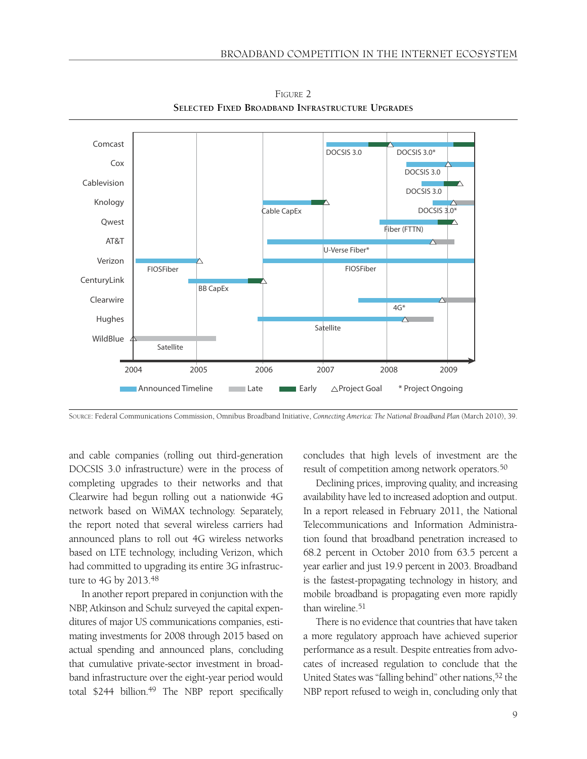FIGURE 2

**SELECTED FIXED BROADBAND INFRASTRUCTURE UPGRADES**

SOURCE: Federal Communications Commission, Omnibus Broadband Initiative, *Connecting America: The National Broadband Plan* (March 2010), 39.

and cable companies (rolling out third-generation DOCSIS 3.0 infrastructure) were in the process of completing upgrades to their networks and that Clearwire had begun rolling out a nationwide 4G network based on WiMAX technology. Separately, the report noted that several wireless carriers had announced plans to roll out 4G wireless networks based on LTE technology, including Verizon, which had committed to upgrading its entire 3G infrastructure to 4G by 2013.[48]

In another report prepared in conjunction with the NBP, Atkinson and Schulz surveyed the capital expenditures of major US communications companies, estimating investments for 2008 through 2015 based on actual spending and announced plans, concluding that cumulative private-sector investment in broadband infrastructure over the eight-year period would total $244 billion.[49] The NBP report specifically concludes that high levels of investment are the result of competition among network operators.[50]

Declining prices, improving quality, and increasing availability have led to increased adoption and output. In a report released in February 2011, the National Telecommunications and Information Administration found that broadband penetration increased to 68.2 percent in October 2010 from 63.5 percent a year earlier and just 19.9 percent in 2003. Broadband is the fastest-propagating technology in history, and mobile broadband is propagating even more rapidly than wireline.[51]

There is no evidence that countries that have taken a more regulatory approach have achieved superior performance as a result. Despite entreaties from advocates of increased regulation to conclude that the United States was "falling behind" other nations,[52] the NBP report refused to weigh in, concluding only that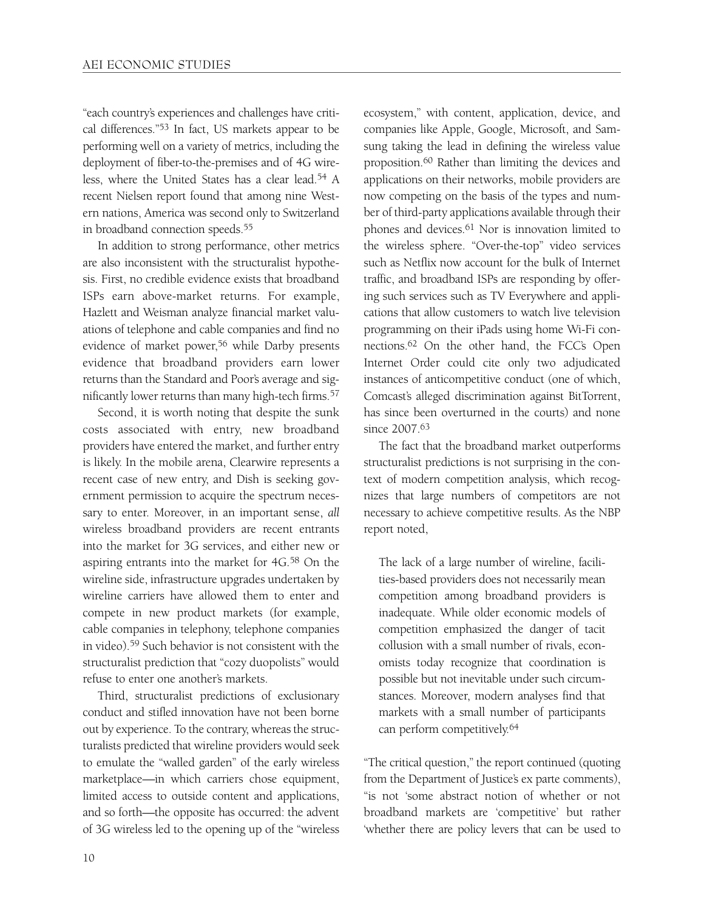"each country's experiences and challenges have critical differences."[53] In fact, US markets appear to be performing well on a variety of metrics, including the deployment of fiber-to-the-premises and of 4G wireless, where the United States has a clear lead.[54] A recent Nielsen report found that among nine Western nations, America was second only to Switzerland in broadband connection speeds.[55]

In addition to strong performance, other metrics are also inconsistent with the structuralist hypothesis. First, no credible evidence exists that broadband ISPs earn above-market returns. For example, Hazlett and Weisman analyze financial market valuations of telephone and cable companies and find no evidence of market power,[56] while Darby presents evidence that broadband providers earn lower returns than the Standard and Poor's average and significantly lower returns than many high-tech firms.[57]

Second, it is worth noting that despite the sunk costs associated with entry, new broadband providers have entered the market, and further entry is likely. In the mobile arena, Clearwire represents a recent case of new entry, and Dish is seeking government permission to acquire the spectrum necessary to enter. Moreover, in an important sense, *all* wireless broadband providers are recent entrants into the market for 3G services, and either new or aspiring entrants into the market for 4G.[58] On the wireline side, infrastructure upgrades undertaken by wireline carriers have allowed them to enter and compete in new product markets (for example, cable companies in telephony, telephone companies in video).[59] Such behavior is not consistent with the structuralist prediction that "cozy duopolists" would refuse to enter one another's markets.

Third, structuralist predictions of exclusionary conduct and stifled innovation have not been borne out by experience. To the contrary, whereas the structuralists predicted that wireline providers would seek to emulate the "walled garden" of the early wireless marketplace—in which carriers chose equipment, limited access to outside content and applications, and so forth—the opposite has occurred: the advent of 3G wireless led to the opening up of the "wireless ecosystem," with content, application, device, and companies like Apple, Google, Microsoft, and Samsung taking the lead in defining the wireless value proposition.[60] Rather than limiting the devices and applications on their networks, mobile providers are now competing on the basis of the types and number of third-party applications available through their phones and devices.[61] Nor is innovation limited to the wireless sphere. "Over-the-top" video services such as Netflix now account for the bulk of Internet traffic, and broadband ISPs are responding by offering such services such as TV Everywhere and applications that allow customers to watch live television programming on their iPads using home Wi-Fi connections.[62] On the other hand, the FCC's Open Internet Order could cite only two adjudicated instances of anticompetitive conduct (one of which, Comcast's alleged discrimination against BitTorrent, has since been overturned in the courts) and none since 2007.[63]

The fact that the broadband market outperforms structuralist predictions is not surprising in the context of modern competition analysis, which recognizes that large numbers of competitors are not necessary to achieve competitive results. As the NBP report noted,

> The lack of a large number of wireline, facilities-based providers does not necessarily mean competition among broadband providers is inadequate. While older economic models of competition emphasized the danger of tacit collusion with a small number of rivals, economists today recognize that coordination is possible but not inevitable under such circumstances. Moreover, modern analyses find that markets with a small number of participants can perform competitively.[64]

"The critical question," the report continued (quoting from the Department of Justice's ex parte comments), "is not 'some abstract notion of whether or not broadband markets are 'competitive' but rather 'whether there are policy levers that can be used to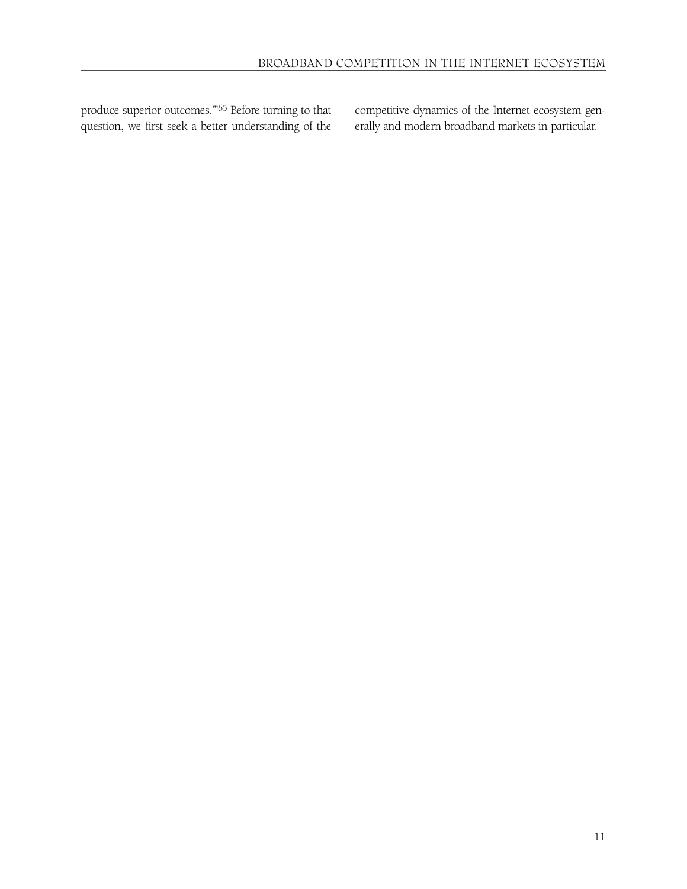produce superior outcomes.'"[65] Before turning to that question, we first seek a better understanding of the competitive dynamics of the Internet ecosystem generally and modern broadband markets in particular.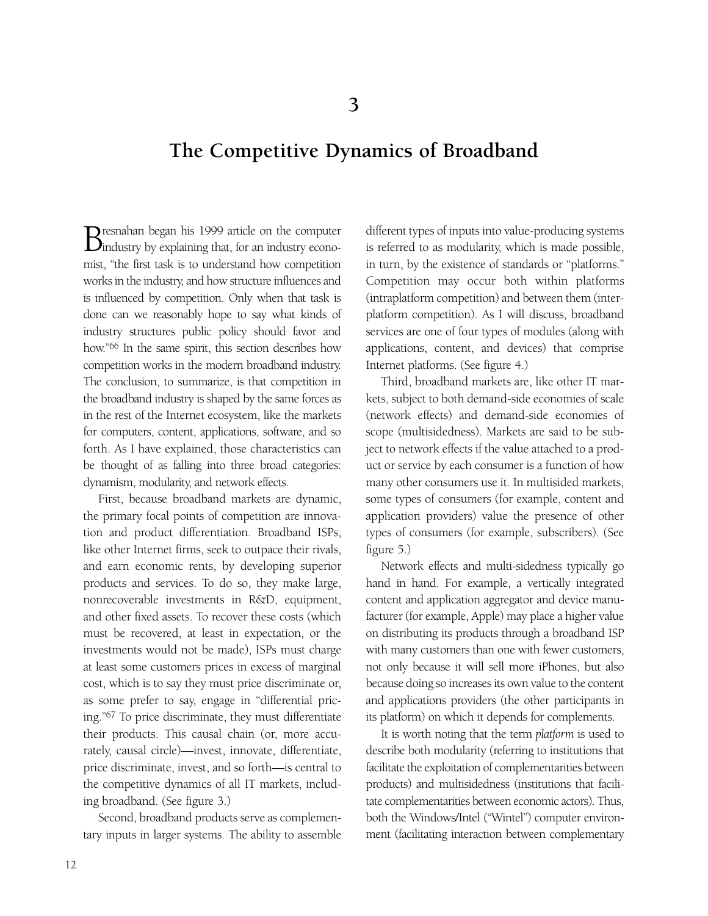# 3

## The Competitive Dynamics of Broadband

Bresnahan began his 1999 article on the computer industry by explaining that, for an industry economist, "the first task is to understand how competition works in the industry, and how structure influences and is influenced by competition. Only when that task is done can we reasonably hope to say what kinds of industry structures public policy should favor and how."[66] In the same spirit, this section describes how competition works in the modern broadband industry. The conclusion, to summarize, is that competition in the broadband industry is shaped by the same forces as in the rest of the Internet ecosystem, like the markets for computers, content, applications, software, and so forth. As I have explained, those characteristics can be thought of as falling into three broad categories: dynamism, modularity, and network effects.

First, because broadband markets are dynamic, the primary focal points of competition are innovation and product differentiation. Broadband ISPs, like other Internet firms, seek to outpace their rivals, and earn economic rents, by developing superior products and services. To do so, they make large, nonrecoverable investments in R&D, equipment, and other fixed assets. To recover these costs (which must be recovered, at least in expectation, or the investments would not be made), ISPs must charge at least some customers prices in excess of marginal cost, which is to say they must price discriminate or, as some prefer to say, engage in "differential pricing."[67] To price discriminate, they must differentiate their products. This causal chain (or, more accurately, causal circle)—invest, innovate, differentiate, price discriminate, invest, and so forth—is central to the competitive dynamics of all IT markets, including broadband. (See figure 3.)

Second, broadband products serve as complementary inputs in larger systems. The ability to assemble different types of inputs into value-producing systems is referred to as modularity, which is made possible, in turn, by the existence of standards or "platforms." Competition may occur both within platforms (intraplatform competition) and between them (interplatform competition). As I will discuss, broadband services are one of four types of modules (along with applications, content, and devices) that comprise Internet platforms. (See figure 4.)

Third, broadband markets are, like other IT markets, subject to both demand-side economies of scale (network effects) and demand-side economies of scope (multisidedness). Markets are said to be subject to network effects if the value attached to a product or service by each consumer is a function of how many other consumers use it. In multisided markets, some types of consumers (for example, content and application providers) value the presence of other types of consumers (for example, subscribers). (See figure 5.)

Network effects and multi-sidedness typically go hand in hand. For example, a vertically integrated content and application aggregator and device manufacturer (for example, Apple) may place a higher value on distributing its products through a broadband ISP with many customers than one with fewer customers, not only because it will sell more iPhones, but also because doing so increases its own value to the content and applications providers (the other participants in its platform) on which it depends for complements.

It is worth noting that the term *platform* is used to describe both modularity (referring to institutions that facilitate the exploitation of complementarities between products) and multisidedness (institutions that facilitate complementarities between economic actors). Thus, both the Windows/Intel ("Wintel") computer environment (facilitating interaction between complementary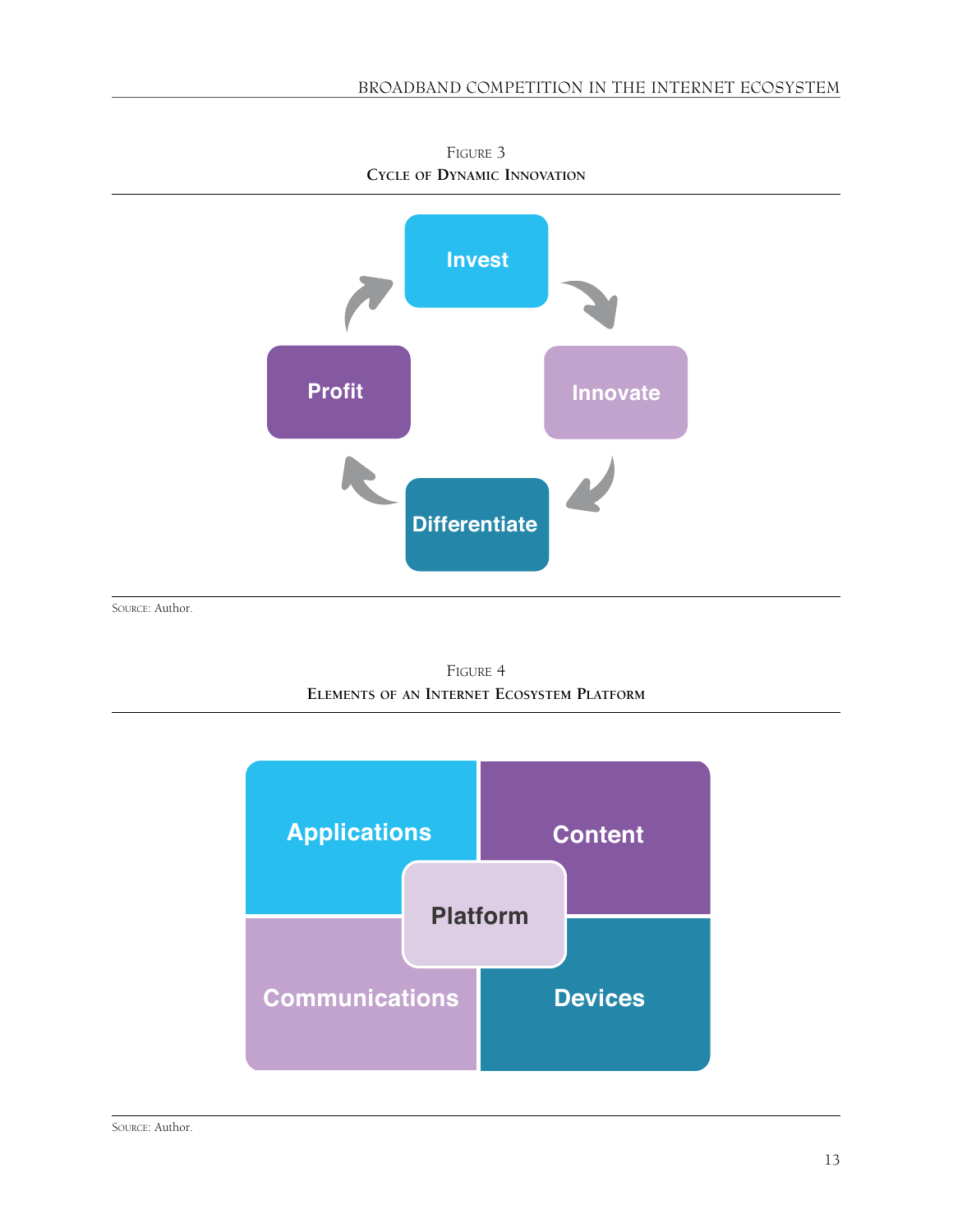Figure 3

**Cycle of Dynamic Innovation**

Invest → Innovate → Differentiate → Profit → Invest

Source: Author.

Figure 4

**Elements of an Internet Ecosystem Platform**

Applications | Content | Platform | Communications | Devices

Source: Author.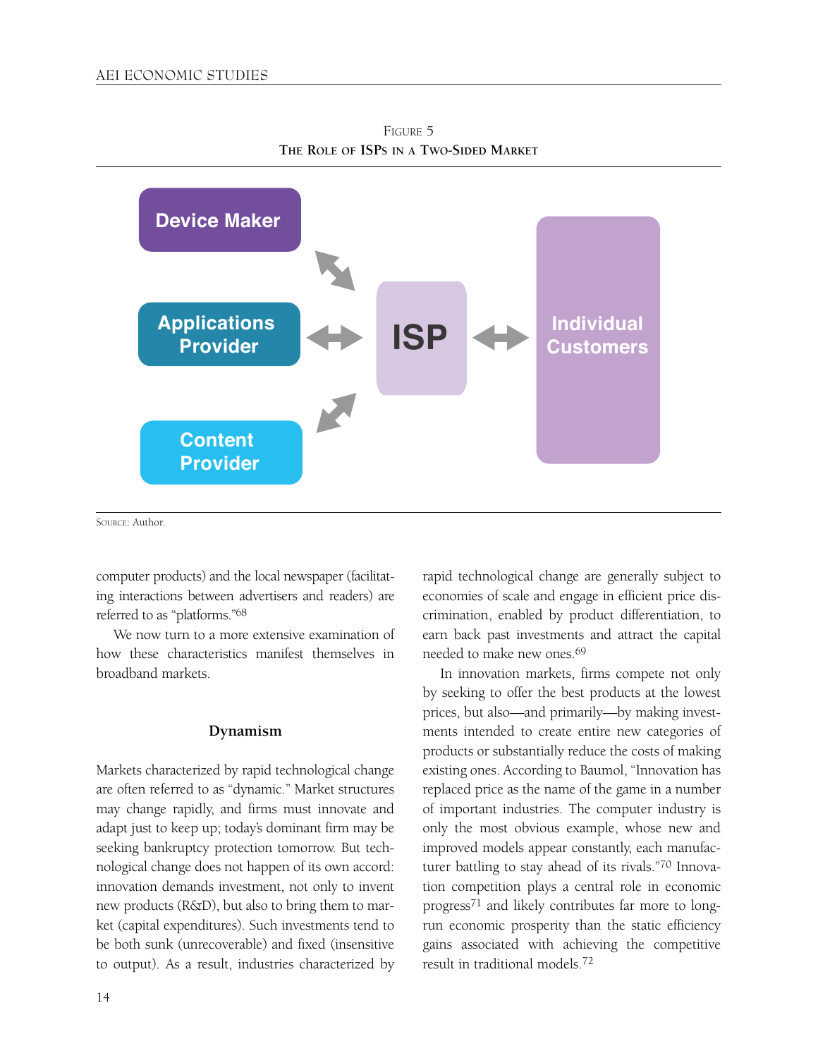Figure 5

The Role of ISPs in a Two-Sided Market

Device Maker

Applications Provider

Content Provider

ISP

Individual Customers

Source: Author.

computer products) and the local newspaper (facilitating interactions between advertisers and readers) are referred to as "platforms."[68]

We now turn to a more extensive examination of how these characteristics manifest themselves in broadband markets.

### Dynamism

Markets characterized by rapid technological change are often referred to as "dynamic." Market structures may change rapidly, and firms must innovate and adapt just to keep up; today's dominant firm may be seeking bankruptcy protection tomorrow. But technological change does not happen of its own accord: innovation demands investment, not only to invent new products (R&D), but also to bring them to market (capital expenditures). Such investments tend to be both sunk (unrecoverable) and fixed (insensitive to output). As a result, industries characterized by rapid technological change are generally subject to economies of scale and engage in efficient price discrimination, enabled by product differentiation, to earn back past investments and attract the capital needed to make new ones.[69]

In innovation markets, firms compete not only by seeking to offer the best products at the lowest prices, but also—and primarily—by making investments intended to create entire new categories of products or substantially reduce the costs of making existing ones. According to Baumol, "Innovation has replaced price as the name of the game in a number of important industries. The computer industry is only the most obvious example, whose new and improved models appear constantly, each manufacturer battling to stay ahead of its rivals."[70] Innovation competition plays a central role in economic progress[71] and likely contributes far more to long-run economic prosperity than the static efficiency gains associated with achieving the competitive result in traditional models.[72]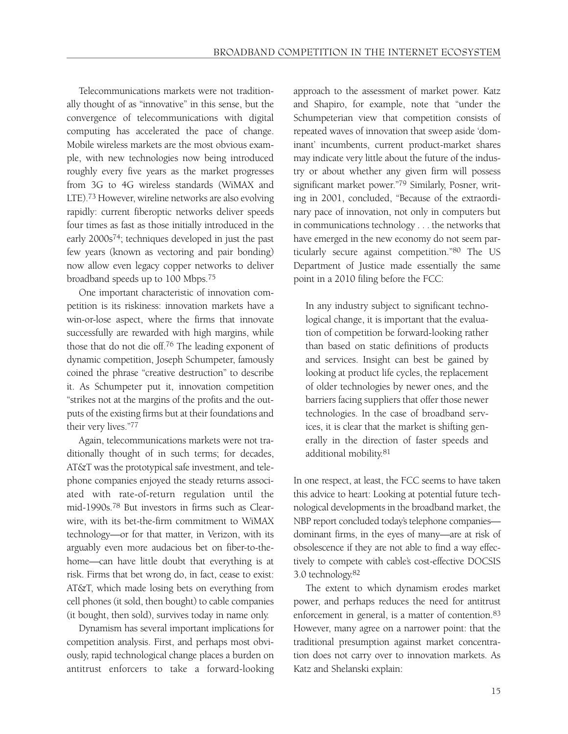Telecommunications markets were not traditionally thought of as "innovative" in this sense, but the convergence of telecommunications with digital computing has accelerated the pace of change. Mobile wireless markets are the most obvious example, with new technologies now being introduced roughly every five years as the market progresses from 3G to 4G wireless standards (WiMAX and LTE).[73] However, wireline networks are also evolving rapidly: current fiberoptic networks deliver speeds four times as fast as those initially introduced in the early 2000s[74]; techniques developed in just the past few years (known as vectoring and pair bonding) now allow even legacy copper networks to deliver broadband speeds up to 100 Mbps.[75]

One important characteristic of innovation competition is its riskiness: innovation markets have a win-or-lose aspect, where the firms that innovate successfully are rewarded with high margins, while those that do not die off.[76] The leading exponent of dynamic competition, Joseph Schumpeter, famously coined the phrase "creative destruction" to describe it. As Schumpeter put it, innovation competition "strikes not at the margins of the profits and the outputs of the existing firms but at their foundations and their very lives."[77]

Again, telecommunications markets were not traditionally thought of in such terms; for decades, AT&T was the prototypical safe investment, and telephone companies enjoyed the steady returns associated with rate-of-return regulation until the mid-1990s.[78] But investors in firms such as Clearwire, with its bet-the-firm commitment to WiMAX technology—or for that matter, in Verizon, with its arguably even more audacious bet on fiber-to-the-home—can have little doubt that everything is at risk. Firms that bet wrong do, in fact, cease to exist: AT&T, which made losing bets on everything from cell phones (it sold, then bought) to cable companies (it bought, then sold), survives today in name only.

Dynamism has several important implications for competition analysis. First, and perhaps most obviously, rapid technological change places a burden on antitrust enforcers to take a forward-looking approach to the assessment of market power. Katz and Shapiro, for example, note that "under the Schumpeterian view that competition consists of repeated waves of innovation that sweep aside 'dominant' incumbents, current product-market shares may indicate very little about the future of the industry or about whether any given firm will possess significant market power."[79] Similarly, Posner, writing in 2001, concluded, "Because of the extraordinary pace of innovation, not only in computers but in communications technology . . . the networks that have emerged in the new economy do not seem particularly secure against competition."[80] The US Department of Justice made essentially the same point in a 2010 filing before the FCC:

> In any industry subject to significant technological change, it is important that the evaluation of competition be forward-looking rather than based on static definitions of products and services. Insight can best be gained by looking at product life cycles, the replacement of older technologies by newer ones, and the barriers facing suppliers that offer those newer technologies. In the case of broadband services, it is clear that the market is shifting generally in the direction of faster speeds and additional mobility.[81]

In one respect, at least, the FCC seems to have taken this advice to heart: Looking at potential future technological developments in the broadband market, the NBP report concluded today's telephone companies—dominant firms, in the eyes of many—are at risk of obsolescence if they are not able to find a way effectively to compete with cable's cost-effective DOCSIS 3.0 technology.[82]

The extent to which dynamism erodes market power, and perhaps reduces the need for antitrust enforcement in general, is a matter of contention.[83] However, many agree on a narrower point: that the traditional presumption against market concentration does not carry over to innovation markets. As Katz and Shelanski explain: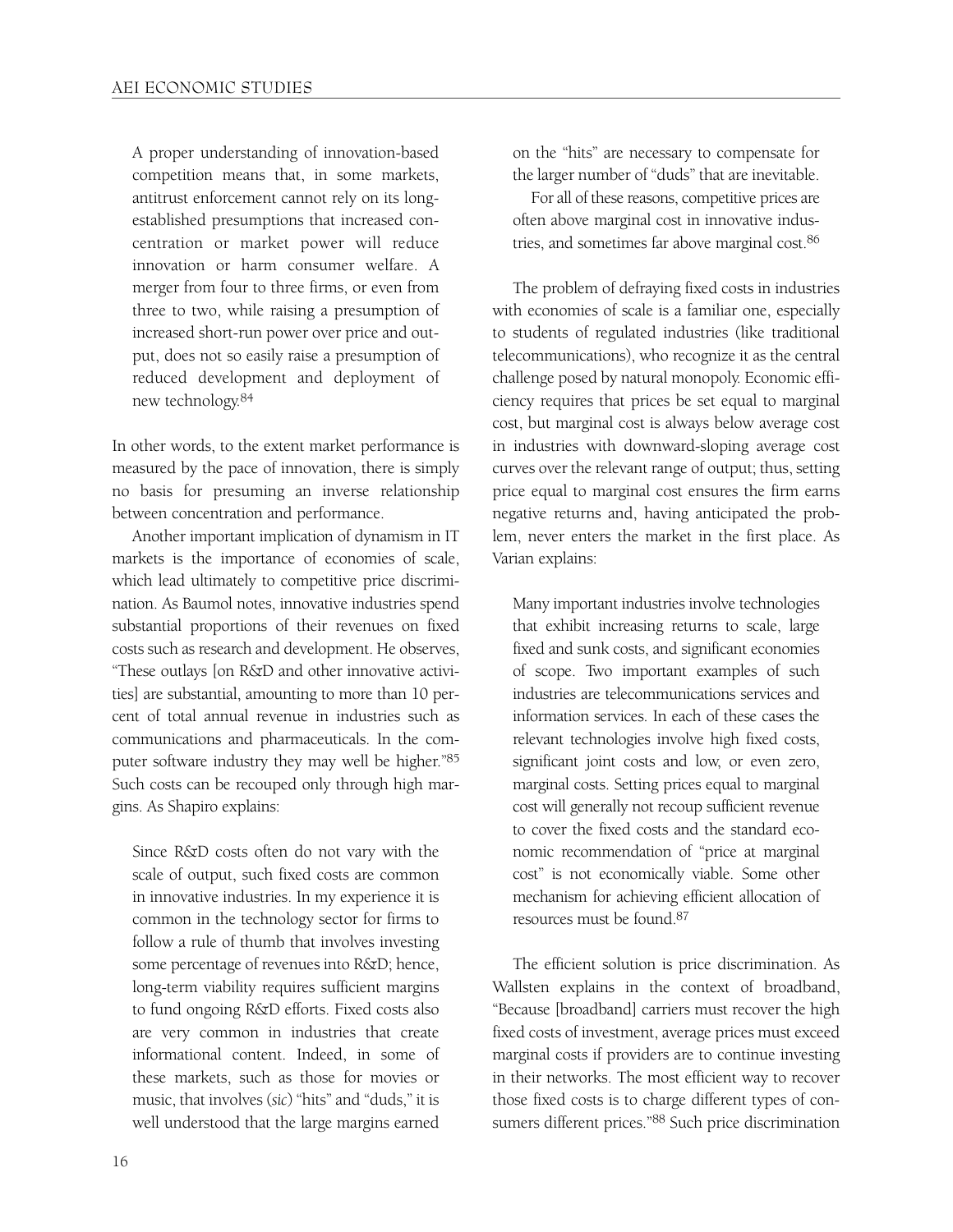> A proper understanding of innovation-based competition means that, in some markets, antitrust enforcement cannot rely on its long-established presumptions that increased concentration or market power will reduce innovation or harm consumer welfare. A merger from four to three firms, or even from three to two, while raising a presumption of increased short-run power over price and output, does not so easily raise a presumption of reduced development and deployment of new technology.[84]

In other words, to the extent market performance is measured by the pace of innovation, there is simply no basis for presuming an inverse relationship between concentration and performance.

Another important implication of dynamism in IT markets is the importance of economies of scale, which lead ultimately to competitive price discrimination. As Baumol notes, innovative industries spend substantial proportions of their revenues on fixed costs such as research and development. He observes, "These outlays [on R&D and other innovative activities] are substantial, amounting to more than 10 percent of total annual revenue in industries such as communications and pharmaceuticals. In the computer software industry they may well be higher."[85] Such costs can be recouped only through high margins. As Shapiro explains:

> Since R&D costs often do not vary with the scale of output, such fixed costs are common in innovative industries. In my experience it is common in the technology sector for firms to follow a rule of thumb that involves investing some percentage of revenues into R&D; hence, long-term viability requires sufficient margins to fund ongoing R&D efforts. Fixed costs also are very common in industries that create informational content. Indeed, in some of these markets, such as those for movies or music, that involves (*sic*) "hits" and "duds," it is well understood that the large margins earned on the "hits" are necessary to compensate for the larger number of "duds" that are inevitable.
>
> For all of these reasons, competitive prices are often above marginal cost in innovative industries, and sometimes far above marginal cost.[86]

The problem of defraying fixed costs in industries with economies of scale is a familiar one, especially to students of regulated industries (like traditional telecommunications), who recognize it as the central challenge posed by natural monopoly. Economic efficiency requires that prices be set equal to marginal cost, but marginal cost is always below average cost in industries with downward-sloping average cost curves over the relevant range of output; thus, setting price equal to marginal cost ensures the firm earns negative returns and, having anticipated the problem, never enters the market in the first place. As Varian explains:

> Many important industries involve technologies that exhibit increasing returns to scale, large fixed and sunk costs, and significant economies of scope. Two important examples of such industries are telecommunications services and information services. In each of these cases the relevant technologies involve high fixed costs, significant joint costs and low, or even zero, marginal costs. Setting prices equal to marginal cost will generally not recoup sufficient revenue to cover the fixed costs and the standard economic recommendation of "price at marginal cost" is not economically viable. Some other mechanism for achieving efficient allocation of resources must be found.[87]

The efficient solution is price discrimination. As Wallsten explains in the context of broadband, "Because [broadband] carriers must recover the high fixed costs of investment, average prices must exceed marginal costs if providers are to continue investing in their networks. The most efficient way to recover those fixed costs is to charge different types of consumers different prices."[88] Such price discrimination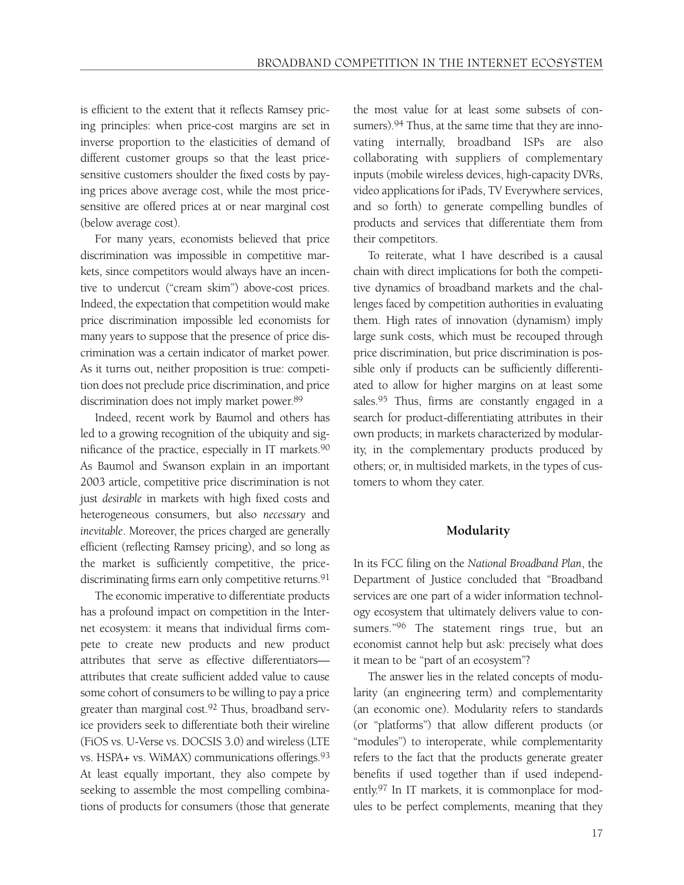is efficient to the extent that it reflects Ramsey pricing principles: when price-cost margins are set in inverse proportion to the elasticities of demand of different customer groups so that the least price-sensitive customers shoulder the fixed costs by paying prices above average cost, while the most price-sensitive are offered prices at or near marginal cost (below average cost).

For many years, economists believed that price discrimination was impossible in competitive markets, since competitors would always have an incentive to undercut ("cream skim") above-cost prices. Indeed, the expectation that competition would make price discrimination impossible led economists for many years to suppose that the presence of price discrimination was a certain indicator of market power. As it turns out, neither proposition is true: competition does not preclude price discrimination, and price discrimination does not imply market power.[89]

Indeed, recent work by Baumol and others has led to a growing recognition of the ubiquity and significance of the practice, especially in IT markets.[90] As Baumol and Swanson explain in an important 2003 article, competitive price discrimination is not just *desirable* in markets with high fixed costs and heterogeneous consumers, but also *necessary* and *inevitable*. Moreover, the prices charged are generally efficient (reflecting Ramsey pricing), and so long as the market is sufficiently competitive, the price-discriminating firms earn only competitive returns.[91]

The economic imperative to differentiate products has a profound impact on competition in the Internet ecosystem: it means that individual firms compete to create new products and new product attributes that serve as effective differentiators—attributes that create sufficient added value to cause some cohort of consumers to be willing to pay a price greater than marginal cost.[92] Thus, broadband service providers seek to differentiate both their wireline (FiOS vs. U-Verse vs. DOCSIS 3.0) and wireless (LTE vs. HSPA+ vs. WiMAX) communications offerings.[93] At least equally important, they also compete by seeking to assemble the most compelling combinations of products for consumers (those that generate the most value for at least some subsets of consumers).[94] Thus, at the same time that they are innovating internally, broadband ISPs are also collaborating with suppliers of complementary inputs (mobile wireless devices, high-capacity DVRs, video applications for iPads, TV Everywhere services, and so forth) to generate compelling bundles of products and services that differentiate them from their competitors.

To reiterate, what I have described is a causal chain with direct implications for both the competitive dynamics of broadband markets and the challenges faced by competition authorities in evaluating them. High rates of innovation (dynamism) imply large sunk costs, which must be recouped through price discrimination, but price discrimination is possible only if products can be sufficiently differentiated to allow for higher margins on at least some sales.[95] Thus, firms are constantly engaged in a search for product-differentiating attributes in their own products; in markets characterized by modularity, in the complementary products produced by others; or, in multisided markets, in the types of customers to whom they cater.

## Modularity

In its FCC filing on the *National Broadband Plan*, the Department of Justice concluded that "Broadband services are one part of a wider information technology ecosystem that ultimately delivers value to consumers."[96] The statement rings true, but an economist cannot help but ask: precisely what does it mean to be "part of an ecosystem"?

The answer lies in the related concepts of modularity (an engineering term) and complementarity (an economic one). Modularity refers to standards (or "platforms") that allow different products (or "modules") to interoperate, while complementarity refers to the fact that the products generate greater benefits if used together than if used independently.[97] In IT markets, it is commonplace for modules to be perfect complements, meaning that they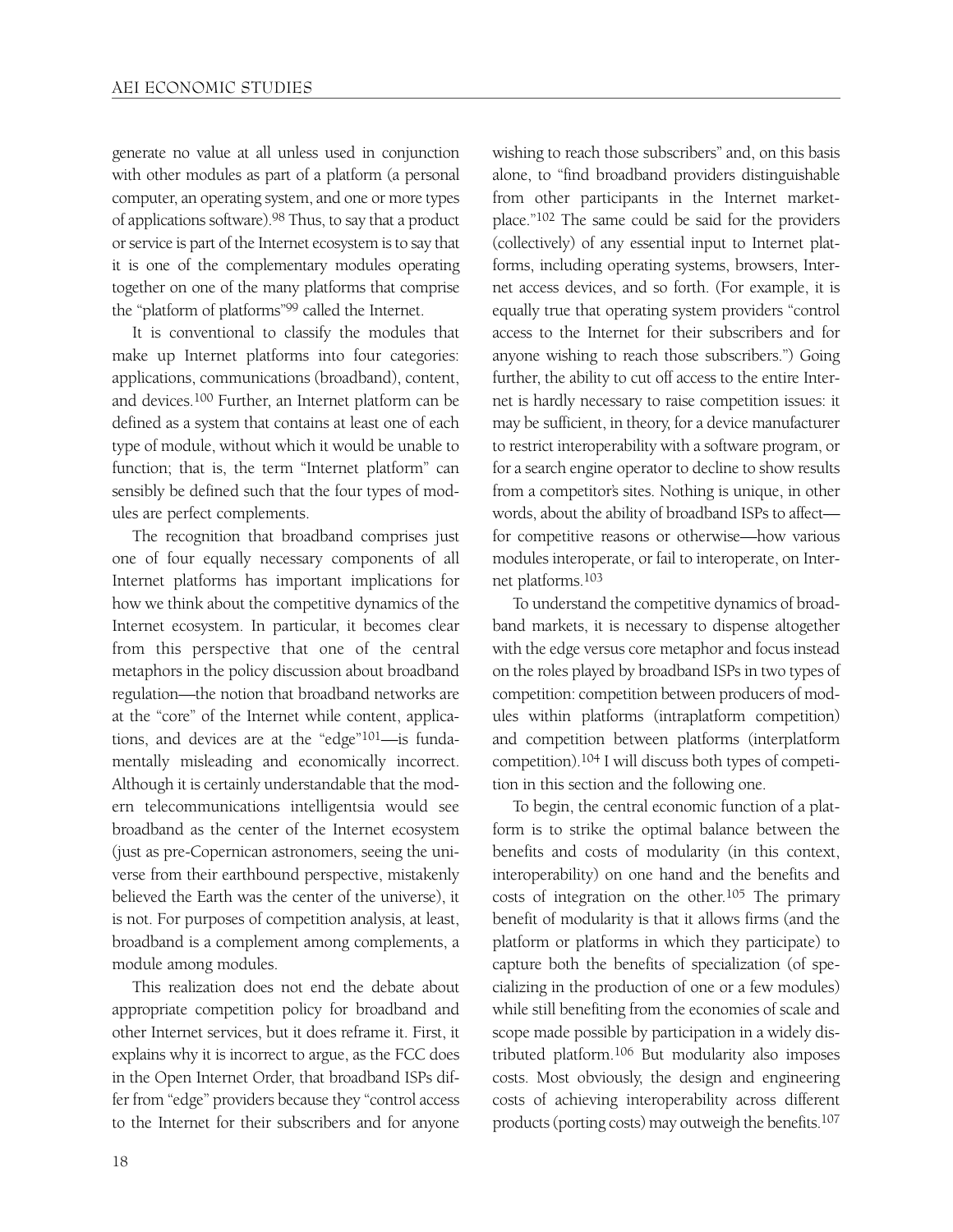generate no value at all unless used in conjunction with other modules as part of a platform (a personal computer, an operating system, and one or more types of applications software).[98] Thus, to say that a product or service is part of the Internet ecosystem is to say that it is one of the complementary modules operating together on one of the many platforms that comprise the "platform of platforms"[99] called the Internet.

It is conventional to classify the modules that make up Internet platforms into four categories: applications, communications (broadband), content, and devices.[100] Further, an Internet platform can be defined as a system that contains at least one of each type of module, without which it would be unable to function; that is, the term "Internet platform" can sensibly be defined such that the four types of modules are perfect complements.

The recognition that broadband comprises just one of four equally necessary components of all Internet platforms has important implications for how we think about the competitive dynamics of the Internet ecosystem. In particular, it becomes clear from this perspective that one of the central metaphors in the policy discussion about broadband regulation—the notion that broadband networks are at the "core" of the Internet while content, applications, and devices are at the "edge"[101]—is fundamentally misleading and economically incorrect. Although it is certainly understandable that the modern telecommunications intelligentsia would see broadband as the center of the Internet ecosystem (just as pre-Copernican astronomers, seeing the universe from their earthbound perspective, mistakenly believed the Earth was the center of the universe), it is not. For purposes of competition analysis, at least, broadband is a complement among complements, a module among modules.

This realization does not end the debate about appropriate competition policy for broadband and other Internet services, but it does reframe it. First, it explains why it is incorrect to argue, as the FCC does in the Open Internet Order, that broadband ISPs differ from "edge" providers because they "control access to the Internet for their subscribers and for anyone wishing to reach those subscribers" and, on this basis alone, to "find broadband providers distinguishable from other participants in the Internet marketplace."[102] The same could be said for the providers (collectively) of any essential input to Internet platforms, including operating systems, browsers, Internet access devices, and so forth. (For example, it is equally true that operating system providers "control access to the Internet for their subscribers and for anyone wishing to reach those subscribers.") Going further, the ability to cut off access to the entire Internet is hardly necessary to raise competition issues: it may be sufficient, in theory, for a device manufacturer to restrict interoperability with a software program, or for a search engine operator to decline to show results from a competitor's sites. Nothing is unique, in other words, about the ability of broadband ISPs to affect—for competitive reasons or otherwise—how various modules interoperate, or fail to interoperate, on Internet platforms.[103]

To understand the competitive dynamics of broadband markets, it is necessary to dispense altogether with the edge versus core metaphor and focus instead on the roles played by broadband ISPs in two types of competition: competition between producers of modules within platforms (intraplatform competition) and competition between platforms (interplatform competition).[104] I will discuss both types of competition in this section and the following one.

To begin, the central economic function of a platform is to strike the optimal balance between the benefits and costs of modularity (in this context, interoperability) on one hand and the benefits and costs of integration on the other.[105] The primary benefit of modularity is that it allows firms (and the platform or platforms in which they participate) to capture both the benefits of specialization (of specializing in the production of one or a few modules) while still benefiting from the economies of scale and scope made possible by participation in a widely distributed platform.[106] But modularity also imposes costs. Most obviously, the design and engineering costs of achieving interoperability across different products (porting costs) may outweigh the benefits.[107]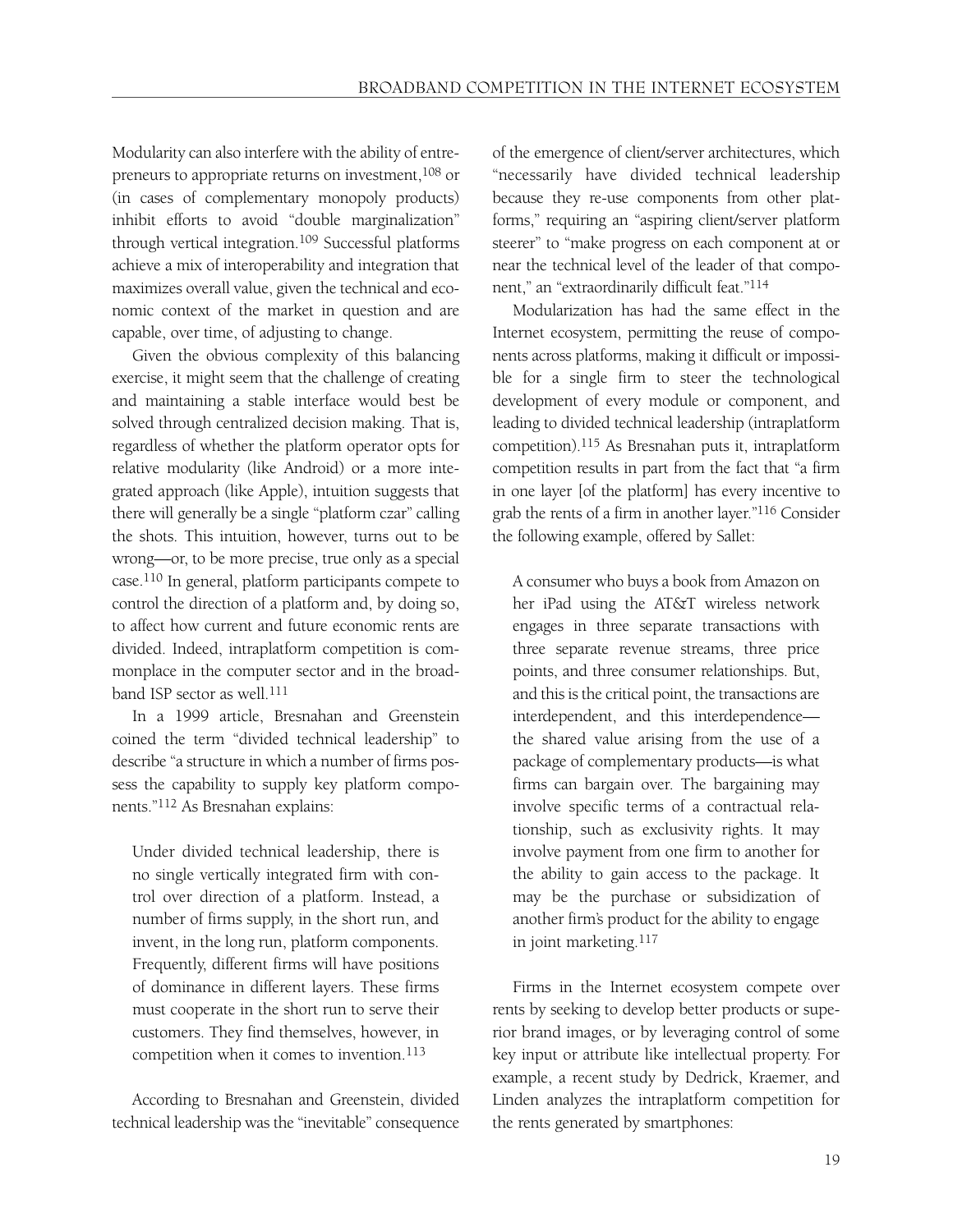Modularity can also interfere with the ability of entrepreneurs to appropriate returns on investment,[108] or (in cases of complementary monopoly products) inhibit efforts to avoid "double marginalization" through vertical integration.[109] Successful platforms achieve a mix of interoperability and integration that maximizes overall value, given the technical and economic context of the market in question and are capable, over time, of adjusting to change.

Given the obvious complexity of this balancing exercise, it might seem that the challenge of creating and maintaining a stable interface would best be solved through centralized decision making. That is, regardless of whether the platform operator opts for relative modularity (like Android) or a more integrated approach (like Apple), intuition suggests that there will generally be a single "platform czar" calling the shots. This intuition, however, turns out to be wrong—or, to be more precise, true only as a special case.[110] In general, platform participants compete to control the direction of a platform and, by doing so, to affect how current and future economic rents are divided. Indeed, intraplatform competition is commonplace in the computer sector and in the broadband ISP sector as well.[111]

In a 1999 article, Bresnahan and Greenstein coined the term "divided technical leadership" to describe "a structure in which a number of firms possess the capability to supply key platform components."[112] As Bresnahan explains:

> Under divided technical leadership, there is no single vertically integrated firm with control over direction of a platform. Instead, a number of firms supply, in the short run, and invent, in the long run, platform components. Frequently, different firms will have positions of dominance in different layers. These firms must cooperate in the short run to serve their customers. They find themselves, however, in competition when it comes to invention.[113]

According to Bresnahan and Greenstein, divided technical leadership was the "inevitable" consequence of the emergence of client/server architectures, which "necessarily have divided technical leadership because they re-use components from other platforms," requiring an "aspiring client/server platform steerer" to "make progress on each component at or near the technical level of the leader of that component," an "extraordinarily difficult feat."[114]

Modularization has had the same effect in the Internet ecosystem, permitting the reuse of components across platforms, making it difficult or impossible for a single firm to steer the technological development of every module or component, and leading to divided technical leadership (intraplatform competition).[115] As Bresnahan puts it, intraplatform competition results in part from the fact that "a firm in one layer [of the platform] has every incentive to grab the rents of a firm in another layer."[116] Consider the following example, offered by Sallet:

> A consumer who buys a book from Amazon on her iPad using the AT&T wireless network engages in three separate transactions with three separate revenue streams, three price points, and three consumer relationships. But, and this is the critical point, the transactions are interdependent, and this interdependence—the shared value arising from the use of a package of complementary products—is what firms can bargain over. The bargaining may involve specific terms of a contractual relationship, such as exclusivity rights. It may involve payment from one firm to another for the ability to gain access to the package. It may be the purchase or subsidization of another firm's product for the ability to engage in joint marketing.[117]

Firms in the Internet ecosystem compete over rents by seeking to develop better products or superior brand images, or by leveraging control of some key input or attribute like intellectual property. For example, a recent study by Dedrick, Kraemer, and Linden analyzes the intraplatform competition for the rents generated by smartphones: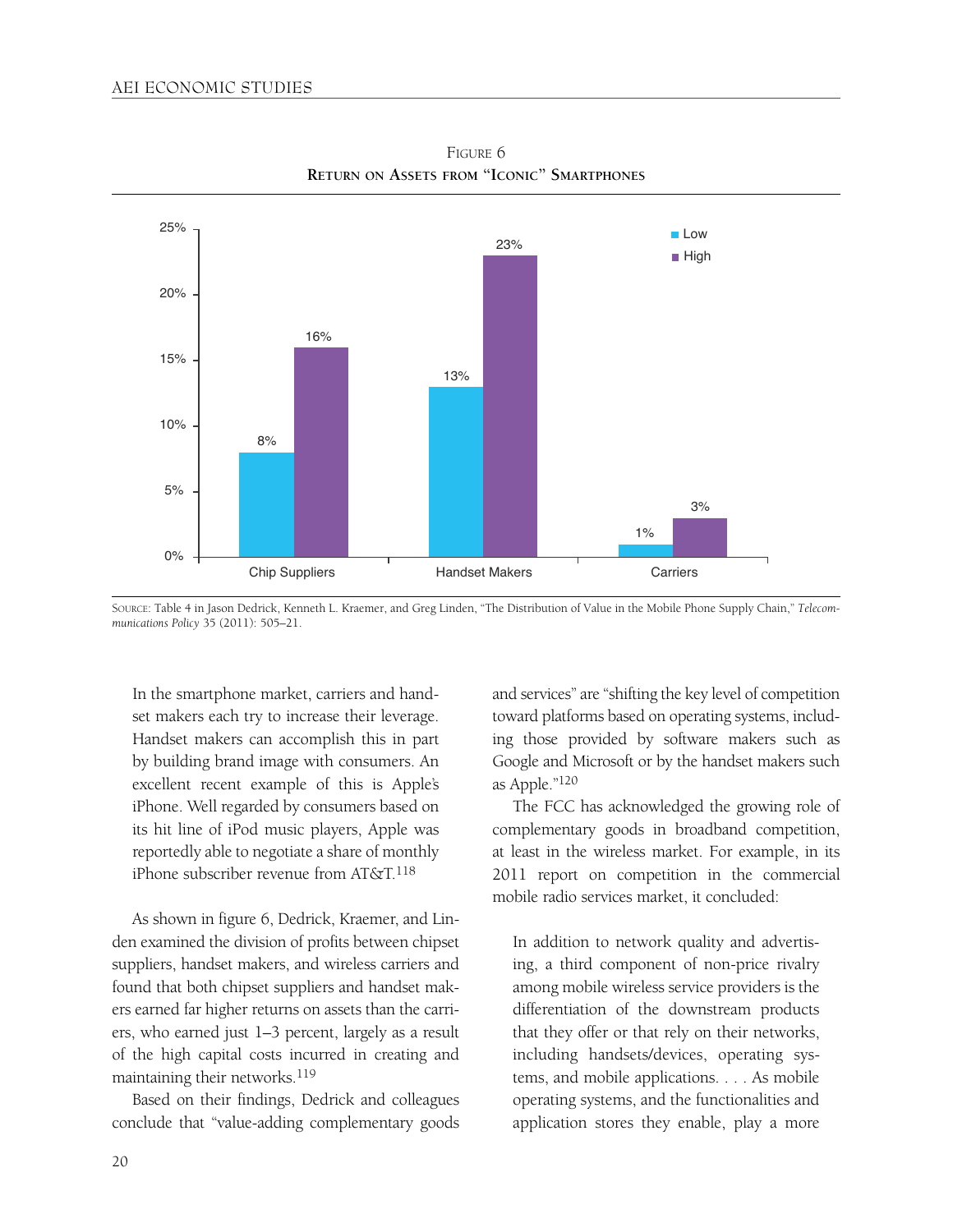FIGURE 6

**RETURN ON ASSETS FROM "ICONIC" SMARTPHONES**

| | Low | High |
|---|---|---|
| Chip Suppliers | 8% | 16% |
| Handset Makers | 13% | 23% |
| Carriers | 1% | 3% |

SOURCE: Table 4 in Jason Dedrick, Kenneth L. Kraemer, and Greg Linden, "The Distribution of Value in the Mobile Phone Supply Chain," *Telecommunications Policy* 35 (2011): 505–21.

In the smartphone market, carriers and handset makers each try to increase their leverage. Handset makers can accomplish this in part by building brand image with consumers. An excellent recent example of this is Apple's iPhone. Well regarded by consumers based on its hit line of iPod music players, Apple was reportedly able to negotiate a share of monthly iPhone subscriber revenue from AT&T.[118]

As shown in figure 6, Dedrick, Kraemer, and Linden examined the division of profits between chipset suppliers, handset makers, and wireless carriers and found that both chipset suppliers and handset makers earned far higher returns on assets than the carriers, who earned just 1–3 percent, largely as a result of the high capital costs incurred in creating and maintaining their networks.[119]

Based on their findings, Dedrick and colleagues conclude that "value-adding complementary goods and services" are "shifting the key level of competition toward platforms based on operating systems, including those provided by software makers such as Google and Microsoft or by the handset makers such as Apple."[120]

The FCC has acknowledged the growing role of complementary goods in broadband competition, at least in the wireless market. For example, in its 2011 report on competition in the commercial mobile radio services market, it concluded:

> In addition to network quality and advertising, a third component of non-price rivalry among mobile wireless service providers is the differentiation of the downstream products that they offer or that rely on their networks, including handsets/devices, operating systems, and mobile applications. . . . As mobile operating systems, and the functionalities and application stores they enable, play a more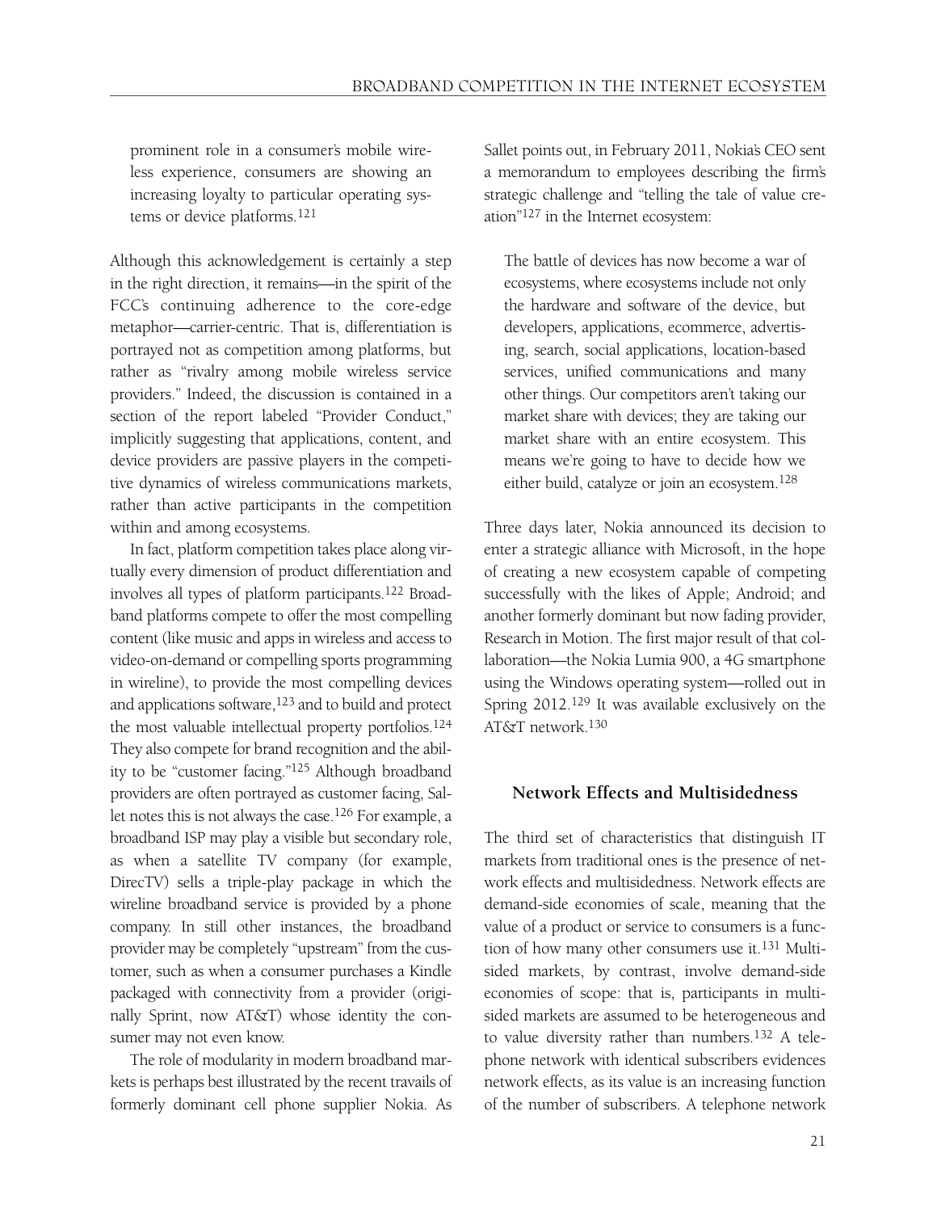> prominent role in a consumer's mobile wireless experience, consumers are showing an increasing loyalty to particular operating systems or device platforms.[121]

Although this acknowledgement is certainly a step in the right direction, it remains—in the spirit of the FCC's continuing adherence to the core-edge metaphor—carrier-centric. That is, differentiation is portrayed not as competition among platforms, but rather as "rivalry among mobile wireless service providers." Indeed, the discussion is contained in a section of the report labeled "Provider Conduct," implicitly suggesting that applications, content, and device providers are passive players in the competitive dynamics of wireless communications markets, rather than active participants in the competition within and among ecosystems.

In fact, platform competition takes place along virtually every dimension of product differentiation and involves all types of platform participants.[122] Broadband platforms compete to offer the most compelling content (like music and apps in wireless and access to video-on-demand or compelling sports programming in wireline), to provide the most compelling devices and applications software,[123] and to build and protect the most valuable intellectual property portfolios.[124] They also compete for brand recognition and the ability to be "customer facing."[125] Although broadband providers are often portrayed as customer facing, Sallet notes this is not always the case.[126] For example, a broadband ISP may play a visible but secondary role, as when a satellite TV company (for example, DirecTV) sells a triple-play package in which the wireline broadband service is provided by a phone company. In still other instances, the broadband provider may be completely "upstream" from the customer, such as when a consumer purchases a Kindle packaged with connectivity from a provider (originally Sprint, now AT&T) whose identity the consumer may not even know.

The role of modularity in modern broadband markets is perhaps best illustrated by the recent travails of formerly dominant cell phone supplier Nokia. As Sallet points out, in February 2011, Nokia's CEO sent a memorandum to employees describing the firm's strategic challenge and "telling the tale of value creation"[127] in the Internet ecosystem:

> The battle of devices has now become a war of ecosystems, where ecosystems include not only the hardware and software of the device, but developers, applications, ecommerce, advertising, search, social applications, location-based services, unified communications and many other things. Our competitors aren't taking our market share with devices; they are taking our market share with an entire ecosystem. This means we're going to have to decide how we either build, catalyze or join an ecosystem.[128]

Three days later, Nokia announced its decision to enter a strategic alliance with Microsoft, in the hope of creating a new ecosystem capable of competing successfully with the likes of Apple; Android; and another formerly dominant but now fading provider, Research in Motion. The first major result of that collaboration—the Nokia Lumia 900, a 4G smartphone using the Windows operating system—rolled out in Spring 2012.[129] It was available exclusively on the AT&T network.[130]

## Network Effects and Multisidedness

The third set of characteristics that distinguish IT markets from traditional ones is the presence of network effects and multisidedness. Network effects are demand-side economies of scale, meaning that the value of a product or service to consumers is a function of how many other consumers use it.[131] Multisided markets, by contrast, involve demand-side economies of scope: that is, participants in multisided markets are assumed to be heterogeneous and to value diversity rather than numbers.[132] A telephone network with identical subscribers evidences network effects, as its value is an increasing function of the number of subscribers. A telephone network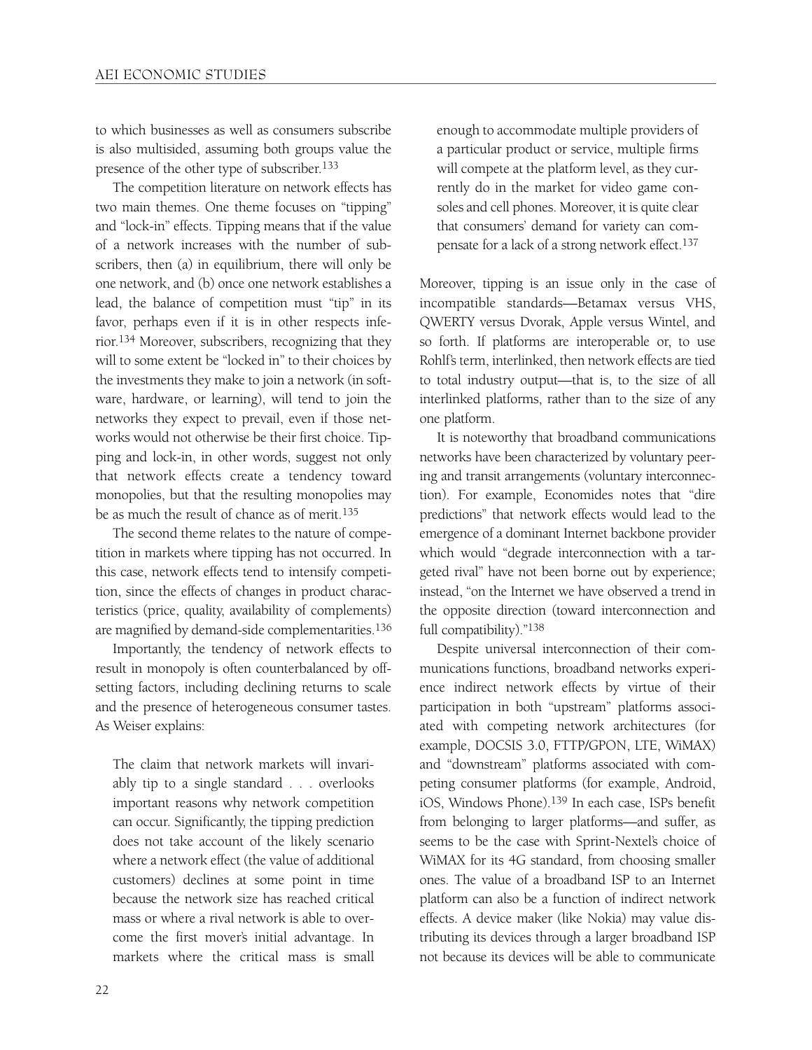to which businesses as well as consumers subscribe is also multisided, assuming both groups value the presence of the other type of subscriber.[133]

The competition literature on network effects has two main themes. One theme focuses on "tipping" and "lock-in" effects. Tipping means that if the value of a network increases with the number of subscribers, then (a) in equilibrium, there will only be one network, and (b) once one network establishes a lead, the balance of competition must "tip" in its favor, perhaps even if it is in other respects inferior.[134] Moreover, subscribers, recognizing that they will to some extent be "locked in" to their choices by the investments they make to join a network (in software, hardware, or learning), will tend to join the networks they expect to prevail, even if those networks would not otherwise be their first choice. Tipping and lock-in, in other words, suggest not only that network effects create a tendency toward monopolies, but that the resulting monopolies may be as much the result of chance as of merit.[135]

The second theme relates to the nature of competition in markets where tipping has not occurred. In this case, network effects tend to intensify competition, since the effects of changes in product characteristics (price, quality, availability of complements) are magnified by demand-side complementarities.[136]

Importantly, the tendency of network effects to result in monopoly is often counterbalanced by offsetting factors, including declining returns to scale and the presence of heterogeneous consumer tastes. As Weiser explains:

> The claim that network markets will invariably tip to a single standard . . . overlooks important reasons why network competition can occur. Significantly, the tipping prediction does not take account of the likely scenario where a network effect (the value of additional customers) declines at some point in time because the network size has reached critical mass or where a rival network is able to overcome the first mover's initial advantage. In markets where the critical mass is small enough to accommodate multiple providers of a particular product or service, multiple firms will compete at the platform level, as they currently do in the market for video game consoles and cell phones. Moreover, it is quite clear that consumers' demand for variety can compensate for a lack of a strong network effect.[137]

Moreover, tipping is an issue only in the case of incompatible standards—Betamax versus VHS, QWERTY versus Dvorak, Apple versus Wintel, and so forth. If platforms are interoperable or, to use Rohlf's term, interlinked, then network effects are tied to total industry output—that is, to the size of all interlinked platforms, rather than to the size of any one platform.

It is noteworthy that broadband communications networks have been characterized by voluntary peering and transit arrangements (voluntary interconnection). For example, Economides notes that "dire predictions" that network effects would lead to the emergence of a dominant Internet backbone provider which would "degrade interconnection with a targeted rival" have not been borne out by experience; instead, "on the Internet we have observed a trend in the opposite direction (toward interconnection and full compatibility)."[138]

Despite universal interconnection of their communications functions, broadband networks experience indirect network effects by virtue of their participation in both "upstream" platforms associated with competing network architectures (for example, DOCSIS 3.0, FTTP/GPON, LTE, WiMAX) and "downstream" platforms associated with competing consumer platforms (for example, Android, iOS, Windows Phone).[139] In each case, ISPs benefit from belonging to larger platforms—and suffer, as seems to be the case with Sprint-Nextel's choice of WiMAX for its 4G standard, from choosing smaller ones. The value of a broadband ISP to an Internet platform can also be a function of indirect network effects. A device maker (like Nokia) may value distributing its devices through a larger broadband ISP not because its devices will be able to communicate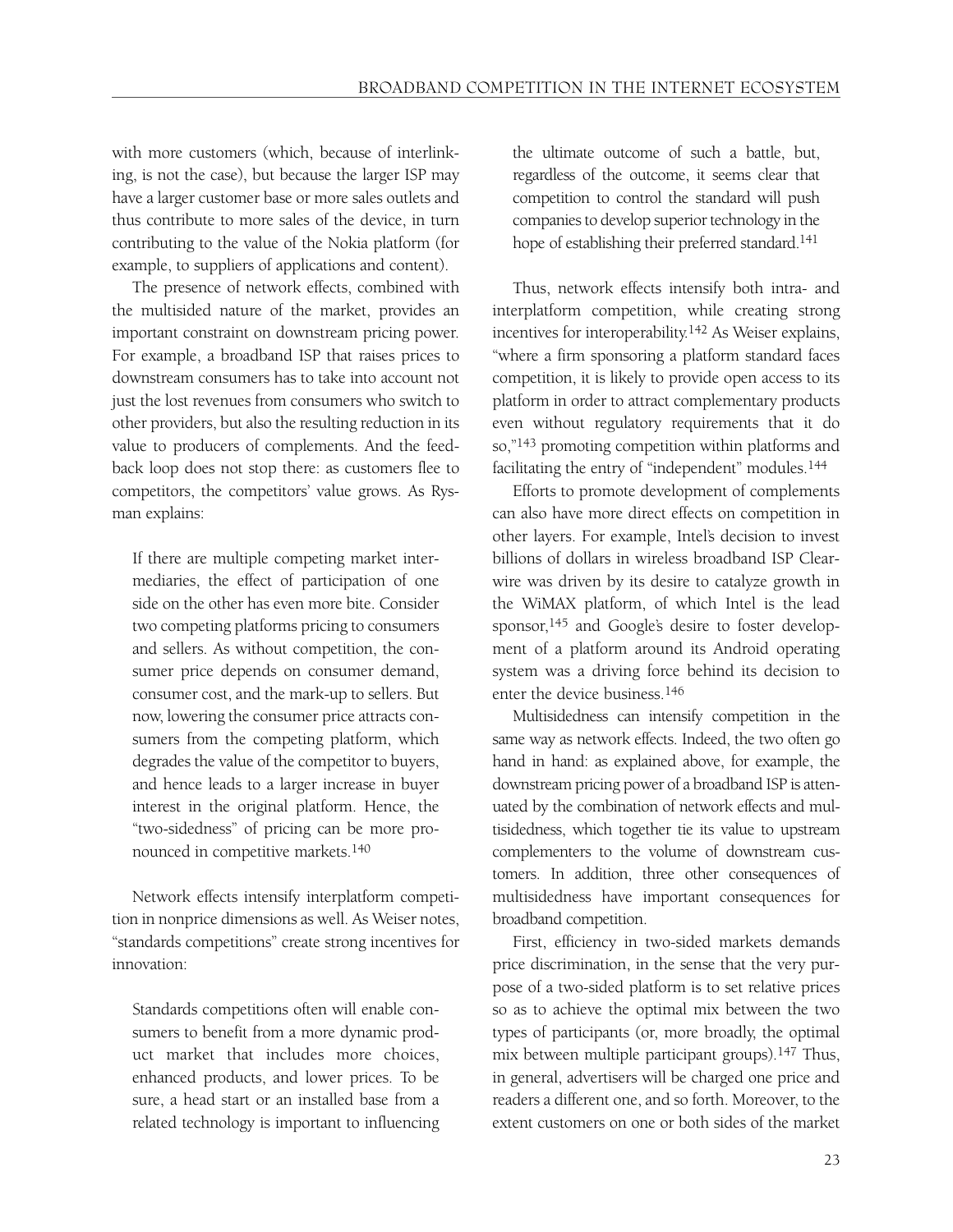with more customers (which, because of interlinking, is not the case), but because the larger ISP may have a larger customer base or more sales outlets and thus contribute to more sales of the device, in turn contributing to the value of the Nokia platform (for example, to suppliers of applications and content).

The presence of network effects, combined with the multisided nature of the market, provides an important constraint on downstream pricing power. For example, a broadband ISP that raises prices to downstream consumers has to take into account not just the lost revenues from consumers who switch to other providers, but also the resulting reduction in its value to producers of complements. And the feedback loop does not stop there: as customers flee to competitors, the competitors' value grows. As Rysman explains:

> If there are multiple competing market intermediaries, the effect of participation of one side on the other has even more bite. Consider two competing platforms pricing to consumers and sellers. As without competition, the consumer price depends on consumer demand, consumer cost, and the mark-up to sellers. But now, lowering the consumer price attracts consumers from the competing platform, which degrades the value of the competitor to buyers, and hence leads to a larger increase in buyer interest in the original platform. Hence, the "two-sidedness" of pricing can be more pronounced in competitive markets.[140]

Network effects intensify interplatform competition in nonprice dimensions as well. As Weiser notes, "standards competitions" create strong incentives for innovation:

> Standards competitions often will enable consumers to benefit from a more dynamic product market that includes more choices, enhanced products, and lower prices. To be sure, a head start or an installed base from a related technology is important to influencing the ultimate outcome of such a battle, but, regardless of the outcome, it seems clear that competition to control the standard will push companies to develop superior technology in the hope of establishing their preferred standard.[141]

Thus, network effects intensify both intra- and interplatform competition, while creating strong incentives for interoperability.[142] As Weiser explains, "where a firm sponsoring a platform standard faces competition, it is likely to provide open access to its platform in order to attract complementary products even without regulatory requirements that it do so,"[143] promoting competition within platforms and facilitating the entry of "independent" modules.[144]

Efforts to promote development of complements can also have more direct effects on competition in other layers. For example, Intel's decision to invest billions of dollars in wireless broadband ISP Clearwire was driven by its desire to catalyze growth in the WiMAX platform, of which Intel is the lead sponsor,[145] and Google's desire to foster development of a platform around its Android operating system was a driving force behind its decision to enter the device business.[146]

Multisidedness can intensify competition in the same way as network effects. Indeed, the two often go hand in hand: as explained above, for example, the downstream pricing power of a broadband ISP is attenuated by the combination of network effects and multisidedness, which together tie its value to upstream complementers to the volume of downstream customers. In addition, three other consequences of multisidedness have important consequences for broadband competition.

First, efficiency in two-sided markets demands price discrimination, in the sense that the very purpose of a two-sided platform is to set relative prices so as to achieve the optimal mix between the two types of participants (or, more broadly, the optimal mix between multiple participant groups).[147] Thus, in general, advertisers will be charged one price and readers a different one, and so forth. Moreover, to the extent customers on one or both sides of the market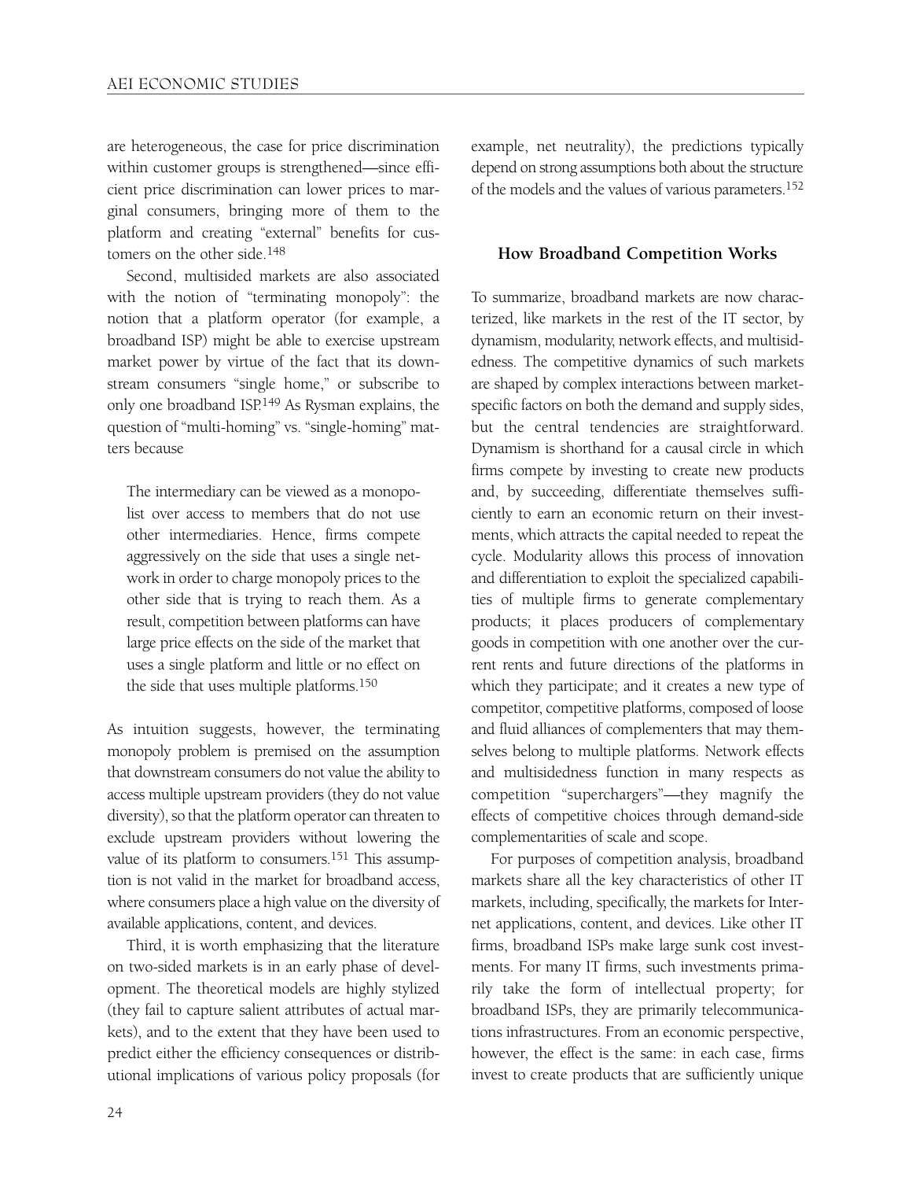are heterogeneous, the case for price discrimination within customer groups is strengthened—since efficient price discrimination can lower prices to marginal consumers, bringing more of them to the platform and creating "external" benefits for customers on the other side.[148]

Second, multisided markets are also associated with the notion of "terminating monopoly": the notion that a platform operator (for example, a broadband ISP) might be able to exercise upstream market power by virtue of the fact that its downstream consumers "single home," or subscribe to only one broadband ISP.[149] As Rysman explains, the question of "multi-homing" vs. "single-homing" matters because

> The intermediary can be viewed as a monopolist over access to members that do not use other intermediaries. Hence, firms compete aggressively on the side that uses a single network in order to charge monopoly prices to the other side that is trying to reach them. As a result, competition between platforms can have large price effects on the side of the market that uses a single platform and little or no effect on the side that uses multiple platforms.[150]

As intuition suggests, however, the terminating monopoly problem is premised on the assumption that downstream consumers do not value the ability to access multiple upstream providers (they do not value diversity), so that the platform operator can threaten to exclude upstream providers without lowering the value of its platform to consumers.[151] This assumption is not valid in the market for broadband access, where consumers place a high value on the diversity of available applications, content, and devices.

Third, it is worth emphasizing that the literature on two-sided markets is in an early phase of development. The theoretical models are highly stylized (they fail to capture salient attributes of actual markets), and to the extent that they have been used to predict either the efficiency consequences or distributional implications of various policy proposals (for example, net neutrality), the predictions typically depend on strong assumptions both about the structure of the models and the values of various parameters.[152]

## How Broadband Competition Works

To summarize, broadband markets are now characterized, like markets in the rest of the IT sector, by dynamism, modularity, network effects, and multisidedness. The competitive dynamics of such markets are shaped by complex interactions between market-specific factors on both the demand and supply sides, but the central tendencies are straightforward. Dynamism is shorthand for a causal circle in which firms compete by investing to create new products and, by succeeding, differentiate themselves sufficiently to earn an economic return on their investments, which attracts the capital needed to repeat the cycle. Modularity allows this process of innovation and differentiation to exploit the specialized capabilities of multiple firms to generate complementary products; it places producers of complementary goods in competition with one another over the current rents and future directions of the platforms in which they participate; and it creates a new type of competitor, competitive platforms, composed of loose and fluid alliances of complementers that may themselves belong to multiple platforms. Network effects and multisidedness function in many respects as competition "superchargers"—they magnify the effects of competitive choices through demand-side complementarities of scale and scope.

For purposes of competition analysis, broadband markets share all the key characteristics of other IT markets, including, specifically, the markets for Internet applications, content, and devices. Like other IT firms, broadband ISPs make large sunk cost investments. For many IT firms, such investments primarily take the form of intellectual property; for broadband ISPs, they are primarily telecommunications infrastructures. From an economic perspective, however, the effect is the same: in each case, firms invest to create products that are sufficiently unique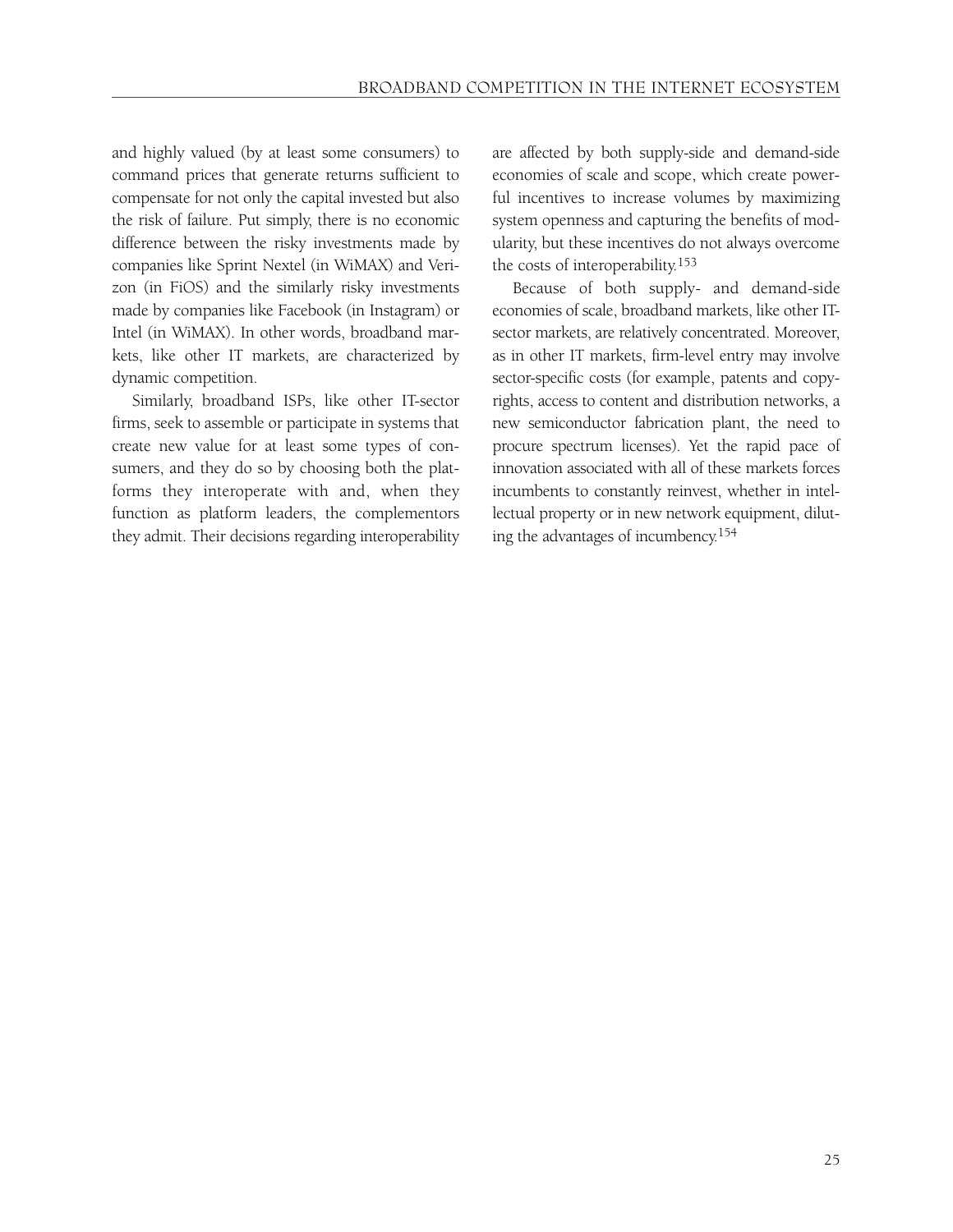and highly valued (by at least some consumers) to command prices that generate returns sufficient to compensate for not only the capital invested but also the risk of failure. Put simply, there is no economic difference between the risky investments made by companies like Sprint Nextel (in WiMAX) and Verizon (in FiOS) and the similarly risky investments made by companies like Facebook (in Instagram) or Intel (in WiMAX). In other words, broadband markets, like other IT markets, are characterized by dynamic competition.

Similarly, broadband ISPs, like other IT-sector firms, seek to assemble or participate in systems that create new value for at least some types of consumers, and they do so by choosing both the platforms they interoperate with and, when they function as platform leaders, the complementors they admit. Their decisions regarding interoperability are affected by both supply-side and demand-side economies of scale and scope, which create powerful incentives to increase volumes by maximizing system openness and capturing the benefits of modularity, but these incentives do not always overcome the costs of interoperability.[153]

Because of both supply- and demand-side economies of scale, broadband markets, like other IT-sector markets, are relatively concentrated. Moreover, as in other IT markets, firm-level entry may involve sector-specific costs (for example, patents and copyrights, access to content and distribution networks, a new semiconductor fabrication plant, the need to procure spectrum licenses). Yet the rapid pace of innovation associated with all of these markets forces incumbents to constantly reinvest, whether in intellectual property or in new network equipment, diluting the advantages of incumbency.[154]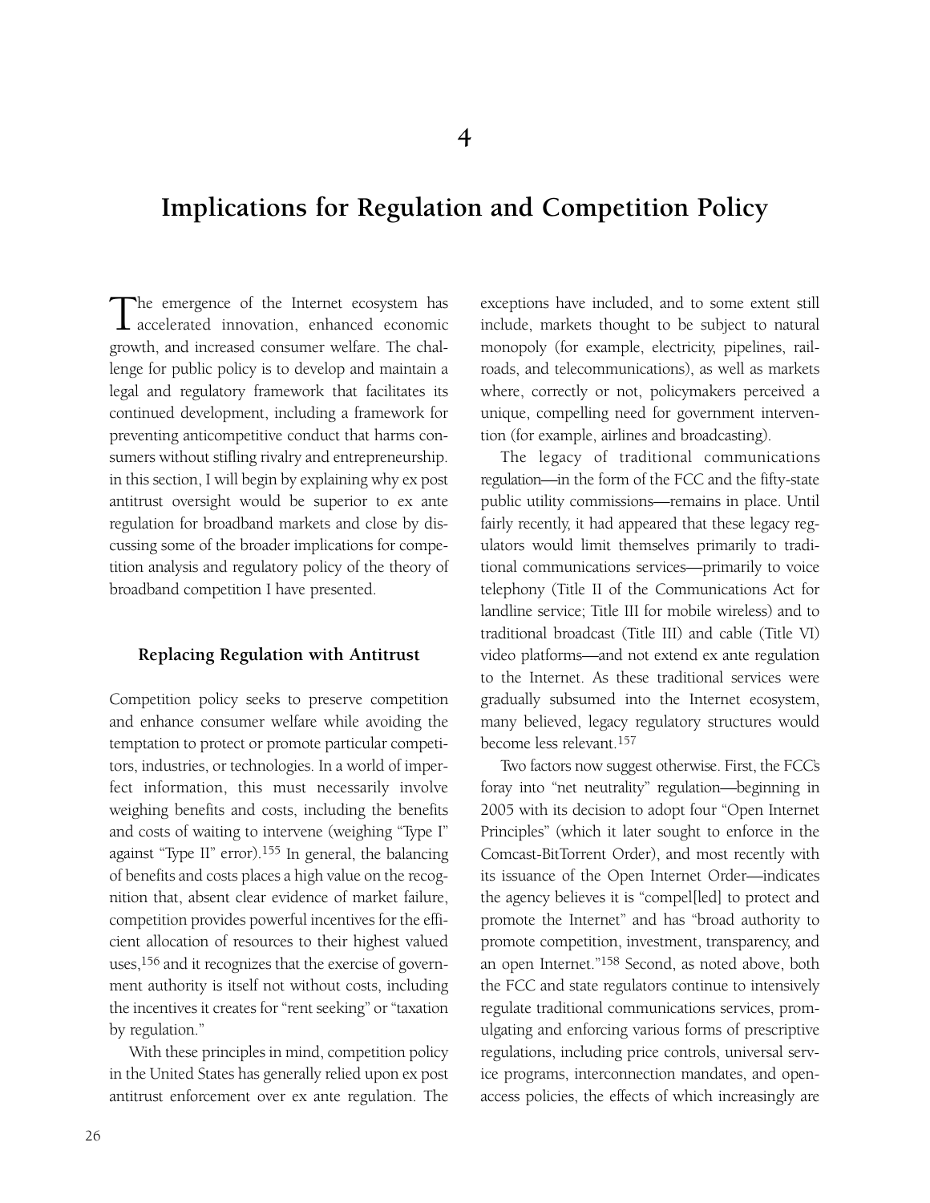# 4

# Implications for Regulation and Competition Policy

The emergence of the Internet ecosystem has accelerated innovation, enhanced economic growth, and increased consumer welfare. The challenge for public policy is to develop and maintain a legal and regulatory framework that facilitates its continued development, including a framework for preventing anticompetitive conduct that harms consumers without stifling rivalry and entrepreneurship. in this section, I will begin by explaining why ex post antitrust oversight would be superior to ex ante regulation for broadband markets and close by discussing some of the broader implications for competition analysis and regulatory policy of the theory of broadband competition I have presented.

## Replacing Regulation with Antitrust

Competition policy seeks to preserve competition and enhance consumer welfare while avoiding the temptation to protect or promote particular competitors, industries, or technologies. In a world of imperfect information, this must necessarily involve weighing benefits and costs, including the benefits and costs of waiting to intervene (weighing "Type I" against "Type II" error).[155] In general, the balancing of benefits and costs places a high value on the recognition that, absent clear evidence of market failure, competition provides powerful incentives for the efficient allocation of resources to their highest valued uses,[156] and it recognizes that the exercise of government authority is itself not without costs, including the incentives it creates for "rent seeking" or "taxation by regulation."

With these principles in mind, competition policy in the United States has generally relied upon ex post antitrust enforcement over ex ante regulation. The exceptions have included, and to some extent still include, markets thought to be subject to natural monopoly (for example, electricity, pipelines, railroads, and telecommunications), as well as markets where, correctly or not, policymakers perceived a unique, compelling need for government intervention (for example, airlines and broadcasting).

The legacy of traditional communications regulation—in the form of the FCC and the fifty-state public utility commissions—remains in place. Until fairly recently, it had appeared that these legacy regulators would limit themselves primarily to traditional communications services—primarily to voice telephony (Title II of the Communications Act for landline service; Title III for mobile wireless) and to traditional broadcast (Title III) and cable (Title VI) video platforms—and not extend ex ante regulation to the Internet. As these traditional services were gradually subsumed into the Internet ecosystem, many believed, legacy regulatory structures would become less relevant.[157]

Two factors now suggest otherwise. First, the FCC's foray into "net neutrality" regulation—beginning in 2005 with its decision to adopt four "Open Internet Principles" (which it later sought to enforce in the Comcast-BitTorrent Order), and most recently with its issuance of the Open Internet Order—indicates the agency believes it is "compel[led] to protect and promote the Internet" and has "broad authority to promote competition, investment, transparency, and an open Internet."[158] Second, as noted above, both the FCC and state regulators continue to intensively regulate traditional communications services, promulgating and enforcing various forms of prescriptive regulations, including price controls, universal service programs, interconnection mandates, and open-access policies, the effects of which increasingly are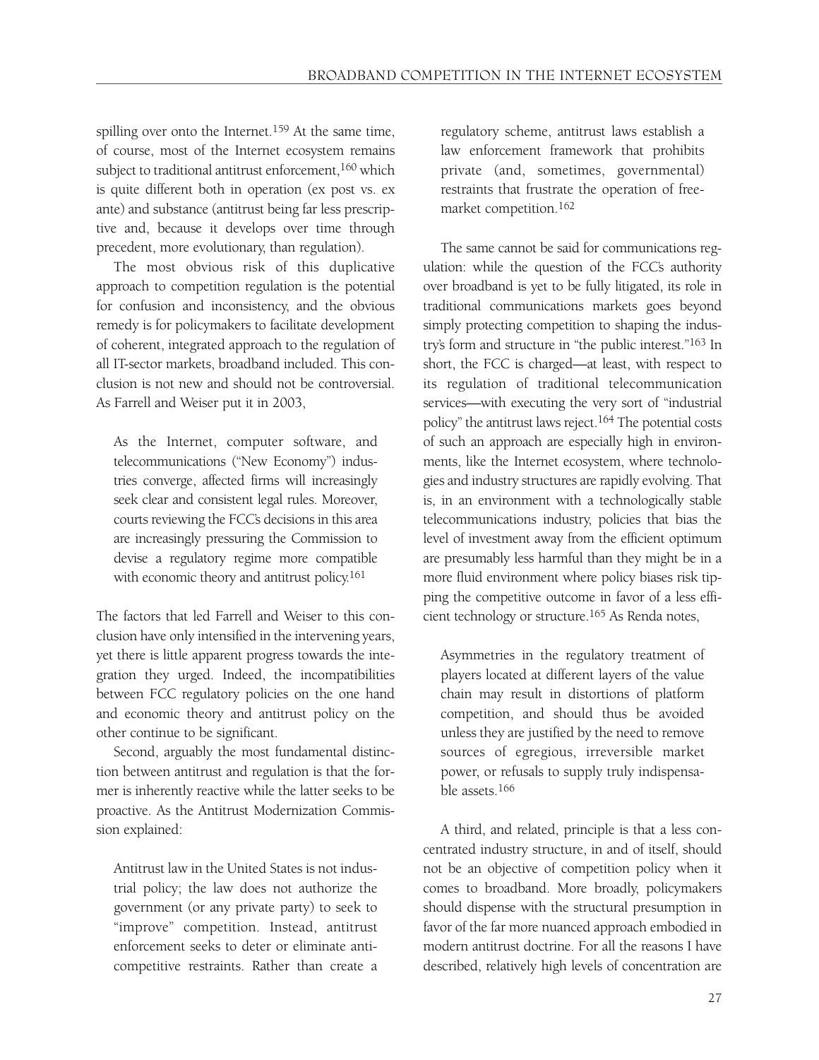spilling over onto the Internet.[159] At the same time, of course, most of the Internet ecosystem remains subject to traditional antitrust enforcement,[160] which is quite different both in operation (ex post vs. ex ante) and substance (antitrust being far less prescriptive and, because it develops over time through precedent, more evolutionary, than regulation).

The most obvious risk of this duplicative approach to competition regulation is the potential for confusion and inconsistency, and the obvious remedy is for policymakers to facilitate development of coherent, integrated approach to the regulation of all IT-sector markets, broadband included. This conclusion is not new and should not be controversial. As Farrell and Weiser put it in 2003,

> As the Internet, computer software, and telecommunications ("New Economy") industries converge, affected firms will increasingly seek clear and consistent legal rules. Moreover, courts reviewing the FCC's decisions in this area are increasingly pressuring the Commission to devise a regulatory regime more compatible with economic theory and antitrust policy.[161]

The factors that led Farrell and Weiser to this conclusion have only intensified in the intervening years, yet there is little apparent progress towards the integration they urged. Indeed, the incompatibilities between FCC regulatory policies on the one hand and economic theory and antitrust policy on the other continue to be significant.

Second, arguably the most fundamental distinction between antitrust and regulation is that the former is inherently reactive while the latter seeks to be proactive. As the Antitrust Modernization Commission explained:

> Antitrust law in the United States is not industrial policy; the law does not authorize the government (or any private party) to seek to "improve" competition. Instead, antitrust enforcement seeks to deter or eliminate anti-competitive restraints. Rather than create a regulatory scheme, antitrust laws establish a law enforcement framework that prohibits private (and, sometimes, governmental) restraints that frustrate the operation of free-market competition.[162]

The same cannot be said for communications regulation: while the question of the FCC's authority over broadband is yet to be fully litigated, its role in traditional communications markets goes beyond simply protecting competition to shaping the industry's form and structure in "the public interest."[163] In short, the FCC is charged—at least, with respect to its regulation of traditional telecommunication services—with executing the very sort of "industrial policy" the antitrust laws reject.[164] The potential costs of such an approach are especially high in environments, like the Internet ecosystem, where technologies and industry structures are rapidly evolving. That is, in an environment with a technologically stable telecommunications industry, policies that bias the level of investment away from the efficient optimum are presumably less harmful than they might be in a more fluid environment where policy biases risk tipping the competitive outcome in favor of a less efficient technology or structure.[165] As Renda notes,

> Asymmetries in the regulatory treatment of players located at different layers of the value chain may result in distortions of platform competition, and should thus be avoided unless they are justified by the need to remove sources of egregious, irreversible market power, or refusals to supply truly indispensable assets.[166]

A third, and related, principle is that a less concentrated industry structure, in and of itself, should not be an objective of competition policy when it comes to broadband. More broadly, policymakers should dispense with the structural presumption in favor of the far more nuanced approach embodied in modern antitrust doctrine. For all the reasons I have described, relatively high levels of concentration are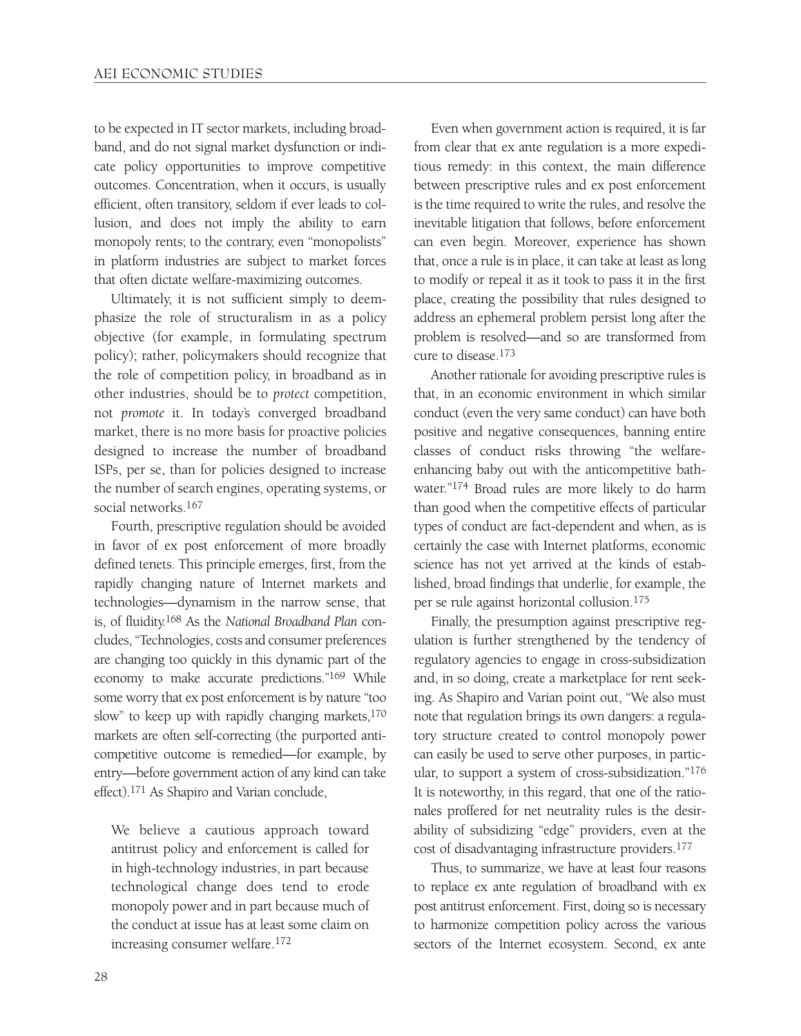to be expected in IT sector markets, including broadband, and do not signal market dysfunction or indicate policy opportunities to improve competitive outcomes. Concentration, when it occurs, is usually efficient, often transitory, seldom if ever leads to collusion, and does not imply the ability to earn monopoly rents; to the contrary, even "monopolists" in platform industries are subject to market forces that often dictate welfare-maximizing outcomes.

Ultimately, it is not sufficient simply to deemphasize the role of structuralism in as a policy objective (for example, in formulating spectrum policy); rather, policymakers should recognize that the role of competition policy, in broadband as in other industries, should be to *protect* competition, not *promote* it. In today's converged broadband market, there is no more basis for proactive policies designed to increase the number of broadband ISPs, per se, than for policies designed to increase the number of search engines, operating systems, or social networks.[167]

Fourth, prescriptive regulation should be avoided in favor of ex post enforcement of more broadly defined tenets. This principle emerges, first, from the rapidly changing nature of Internet markets and technologies—dynamism in the narrow sense, that is, of fluidity.[168] As the *National Broadband Plan* concludes, "Technologies, costs and consumer preferences are changing too quickly in this dynamic part of the economy to make accurate predictions."[169] While some worry that ex post enforcement is by nature "too slow" to keep up with rapidly changing markets,[170] markets are often self-correcting (the purported anticompetitive outcome is remedied—for example, by entry—before government action of any kind can take effect).[171] As Shapiro and Varian conclude,

> We believe a cautious approach toward antitrust policy and enforcement is called for in high-technology industries, in part because technological change does tend to erode monopoly power and in part because much of the conduct at issue has at least some claim on increasing consumer welfare.[172]

Even when government action is required, it is far from clear that ex ante regulation is a more expeditious remedy: in this context, the main difference between prescriptive rules and ex post enforcement is the time required to write the rules, and resolve the inevitable litigation that follows, before enforcement can even begin. Moreover, experience has shown that, once a rule is in place, it can take at least as long to modify or repeal it as it took to pass it in the first place, creating the possibility that rules designed to address an ephemeral problem persist long after the problem is resolved—and so are transformed from cure to disease.[173]

Another rationale for avoiding prescriptive rules is that, in an economic environment in which similar conduct (even the very same conduct) can have both positive and negative consequences, banning entire classes of conduct risks throwing "the welfare-enhancing baby out with the anticompetitive bathwater."[174] Broad rules are more likely to do harm than good when the competitive effects of particular types of conduct are fact-dependent and when, as is certainly the case with Internet platforms, economic science has not yet arrived at the kinds of established, broad findings that underlie, for example, the per se rule against horizontal collusion.[175]

Finally, the presumption against prescriptive regulation is further strengthened by the tendency of regulatory agencies to engage in cross-subsidization and, in so doing, create a marketplace for rent seeking. As Shapiro and Varian point out, "We also must note that regulation brings its own dangers: a regulatory structure created to control monopoly power can easily be used to serve other purposes, in particular, to support a system of cross-subsidization."[176] It is noteworthy, in this regard, that one of the rationales proffered for net neutrality rules is the desirability of subsidizing "edge" providers, even at the cost of disadvantaging infrastructure providers.[177]

Thus, to summarize, we have at least four reasons to replace ex ante regulation of broadband with ex post antitrust enforcement. First, doing so is necessary to harmonize competition policy across the various sectors of the Internet ecosystem. Second, ex ante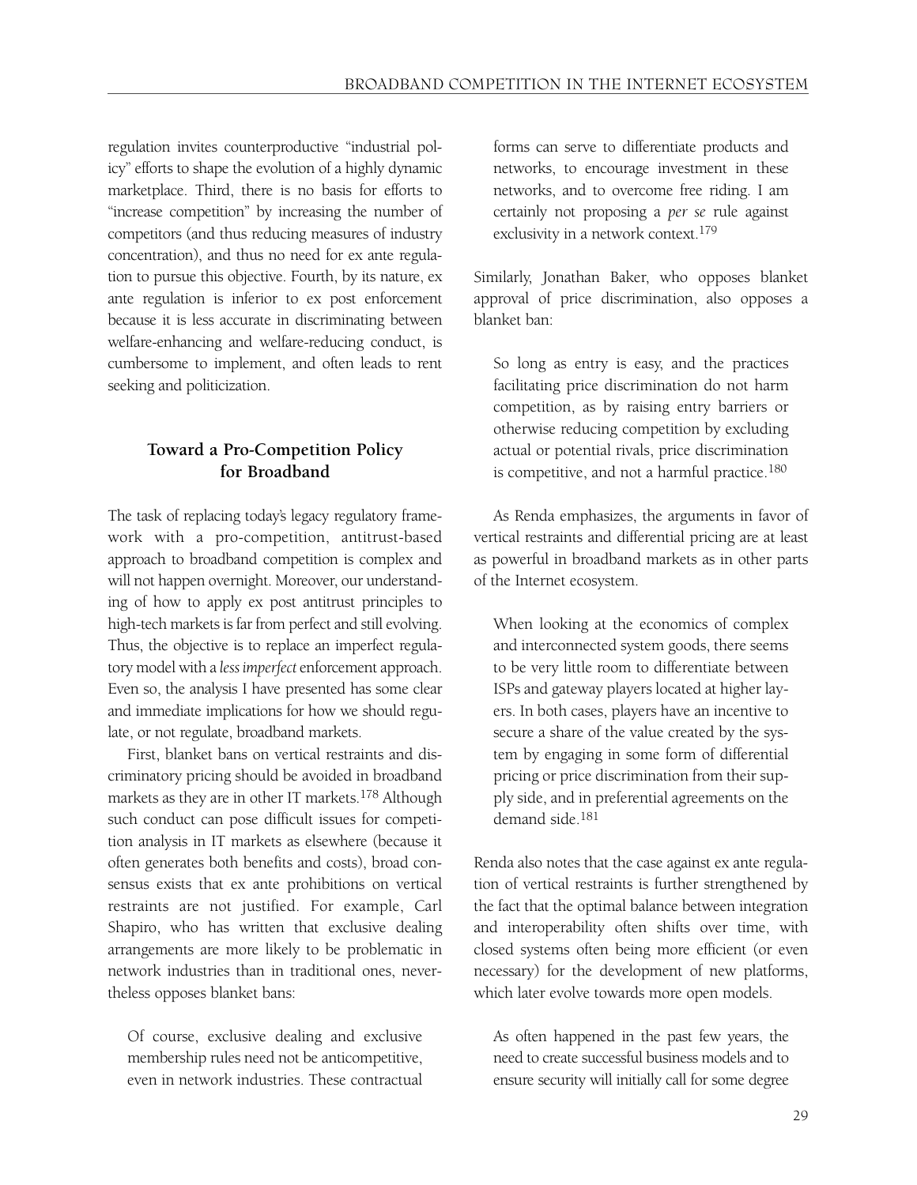regulation invites counterproductive "industrial policy" efforts to shape the evolution of a highly dynamic marketplace. Third, there is no basis for efforts to "increase competition" by increasing the number of competitors (and thus reducing measures of industry concentration), and thus no need for ex ante regulation to pursue this objective. Fourth, by its nature, ex ante regulation is inferior to ex post enforcement because it is less accurate in discriminating between welfare-enhancing and welfare-reducing conduct, is cumbersome to implement, and often leads to rent seeking and politicization.

## Toward a Pro-Competition Policy for Broadband

The task of replacing today's legacy regulatory framework with a pro-competition, antitrust-based approach to broadband competition is complex and will not happen overnight. Moreover, our understanding of how to apply ex post antitrust principles to high-tech markets is far from perfect and still evolving. Thus, the objective is to replace an imperfect regulatory model with a *less imperfect* enforcement approach. Even so, the analysis I have presented has some clear and immediate implications for how we should regulate, or not regulate, broadband markets.

First, blanket bans on vertical restraints and discriminatory pricing should be avoided in broadband markets as they are in other IT markets.[178] Although such conduct can pose difficult issues for competition analysis in IT markets as elsewhere (because it often generates both benefits and costs), broad consensus exists that ex ante prohibitions on vertical restraints are not justified. For example, Carl Shapiro, who has written that exclusive dealing arrangements are more likely to be problematic in network industries than in traditional ones, nevertheless opposes blanket bans:

> Of course, exclusive dealing and exclusive membership rules need not be anticompetitive, even in network industries. These contractual forms can serve to differentiate products and networks, to encourage investment in these networks, and to overcome free riding. I am certainly not proposing a *per se* rule against exclusivity in a network context.[179]

Similarly, Jonathan Baker, who opposes blanket approval of price discrimination, also opposes a blanket ban:

> So long as entry is easy, and the practices facilitating price discrimination do not harm competition, as by raising entry barriers or otherwise reducing competition by excluding actual or potential rivals, price discrimination is competitive, and not a harmful practice.[180]

As Renda emphasizes, the arguments in favor of vertical restraints and differential pricing are at least as powerful in broadband markets as in other parts of the Internet ecosystem.

> When looking at the economics of complex and interconnected system goods, there seems to be very little room to differentiate between ISPs and gateway players located at higher layers. In both cases, players have an incentive to secure a share of the value created by the system by engaging in some form of differential pricing or price discrimination from their supply side, and in preferential agreements on the demand side.[181]

Renda also notes that the case against ex ante regulation of vertical restraints is further strengthened by the fact that the optimal balance between integration and interoperability often shifts over time, with closed systems often being more efficient (or even necessary) for the development of new platforms, which later evolve towards more open models.

> As often happened in the past few years, the need to create successful business models and to ensure security will initially call for some degree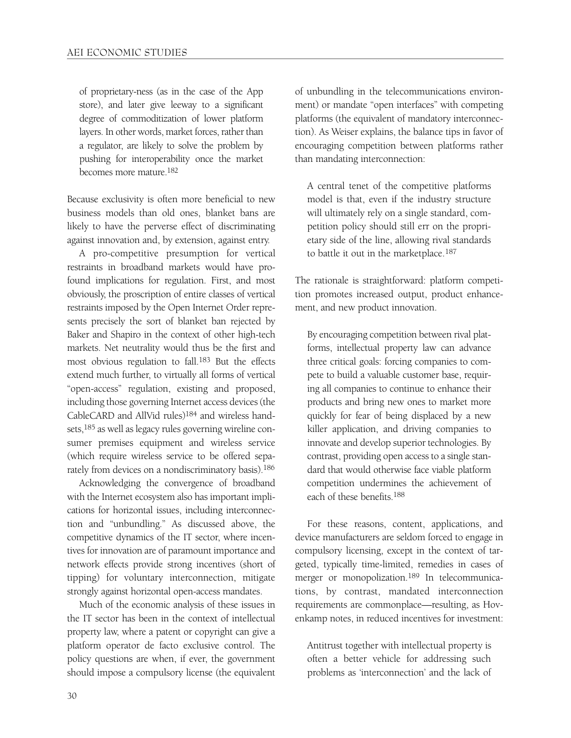of proprietary-ness (as in the case of the App store), and later give leeway to a significant degree of commoditization of lower platform layers. In other words, market forces, rather than a regulator, are likely to solve the problem by pushing for interoperability once the market becomes more mature.[182]

Because exclusivity is often more beneficial to new business models than old ones, blanket bans are likely to have the perverse effect of discriminating against innovation and, by extension, against entry.

A pro-competitive presumption for vertical restraints in broadband markets would have profound implications for regulation. First, and most obviously, the proscription of entire classes of vertical restraints imposed by the Open Internet Order represents precisely the sort of blanket ban rejected by Baker and Shapiro in the context of other high-tech markets. Net neutrality would thus be the first and most obvious regulation to fall.[183] But the effects extend much further, to virtually all forms of vertical "open-access" regulation, existing and proposed, including those governing Internet access devices (the CableCARD and AllVid rules)[184] and wireless handsets,[185] as well as legacy rules governing wireline consumer premises equipment and wireless service (which require wireless service to be offered separately from devices on a nondiscriminatory basis).[186]

Acknowledging the convergence of broadband with the Internet ecosystem also has important implications for horizontal issues, including interconnection and "unbundling." As discussed above, the competitive dynamics of the IT sector, where incentives for innovation are of paramount importance and network effects provide strong incentives (short of tipping) for voluntary interconnection, mitigate strongly against horizontal open-access mandates.

Much of the economic analysis of these issues in the IT sector has been in the context of intellectual property law, where a patent or copyright can give a platform operator de facto exclusive control. The policy questions are when, if ever, the government should impose a compulsory license (the equivalent of unbundling in the telecommunications environment) or mandate "open interfaces" with competing platforms (the equivalent of mandatory interconnection). As Weiser explains, the balance tips in favor of encouraging competition between platforms rather than mandating interconnection:

> A central tenet of the competitive platforms model is that, even if the industry structure will ultimately rely on a single standard, competition policy should still err on the proprietary side of the line, allowing rival standards to battle it out in the marketplace.[187]

The rationale is straightforward: platform competition promotes increased output, product enhancement, and new product innovation.

> By encouraging competition between rival platforms, intellectual property law can advance three critical goals: forcing companies to compete to build a valuable customer base, requiring all companies to continue to enhance their products and bring new ones to market more quickly for fear of being displaced by a new killer application, and driving companies to innovate and develop superior technologies. By contrast, providing open access to a single standard that would otherwise face viable platform competition undermines the achievement of each of these benefits.[188]

For these reasons, content, applications, and device manufacturers are seldom forced to engage in compulsory licensing, except in the context of targeted, typically time-limited, remedies in cases of merger or monopolization.[189] In telecommunications, by contrast, mandated interconnection requirements are commonplace—resulting, as Hovenkamp notes, in reduced incentives for investment:

> Antitrust together with intellectual property is often a better vehicle for addressing such problems as 'interconnection' and the lack of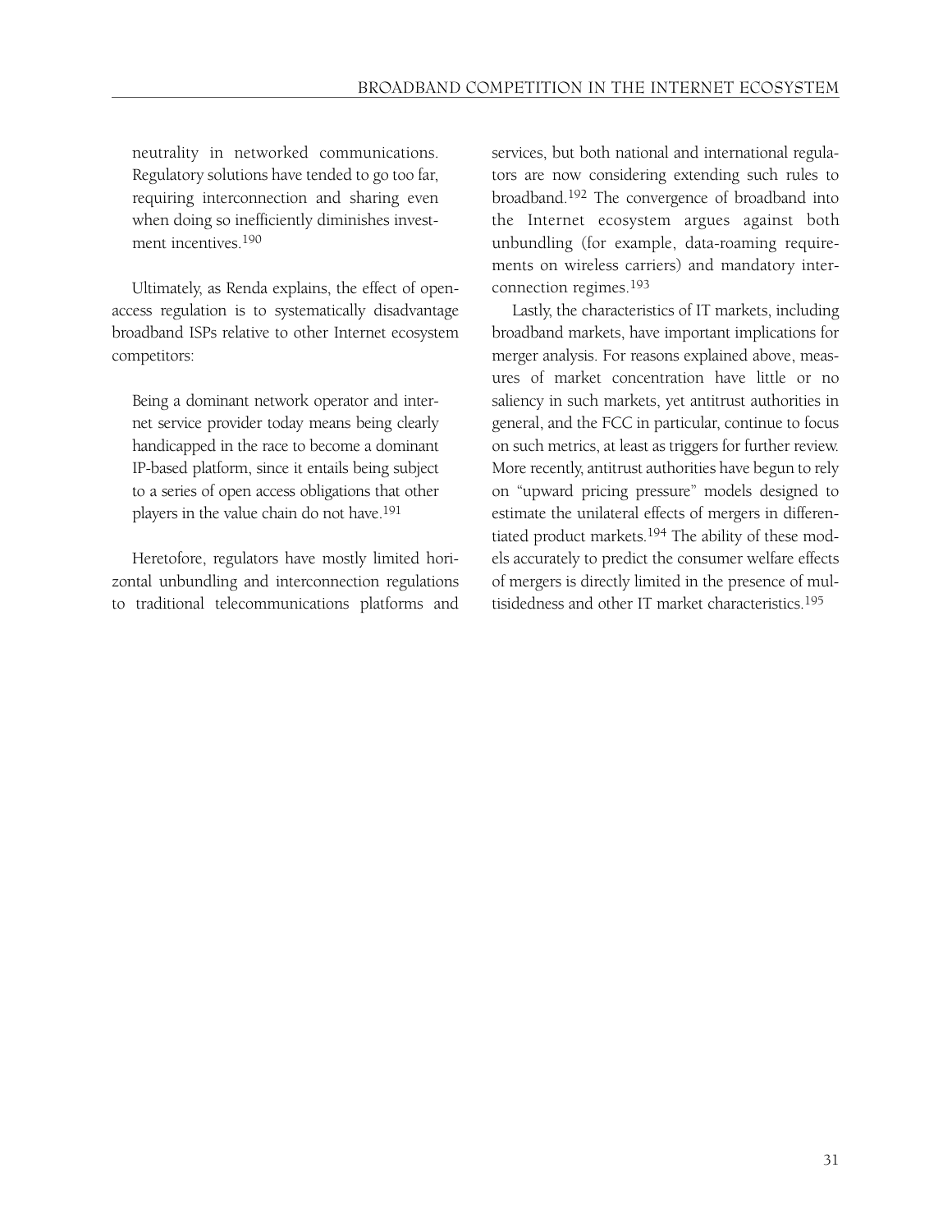> neutrality in networked communications. Regulatory solutions have tended to go too far, requiring interconnection and sharing even when doing so inefficiently diminishes investment incentives.[190]

Ultimately, as Renda explains, the effect of open-access regulation is to systematically disadvantage broadband ISPs relative to other Internet ecosystem competitors:

> Being a dominant network operator and internet service provider today means being clearly handicapped in the race to become a dominant IP-based platform, since it entails being subject to a series of open access obligations that other players in the value chain do not have.[191]

Heretofore, regulators have mostly limited horizontal unbundling and interconnection regulations to traditional telecommunications platforms and services, but both national and international regulators are now considering extending such rules to broadband.[192] The convergence of broadband into the Internet ecosystem argues against both unbundling (for example, data-roaming requirements on wireless carriers) and mandatory interconnection regimes.[193]

Lastly, the characteristics of IT markets, including broadband markets, have important implications for merger analysis. For reasons explained above, measures of market concentration have little or no saliency in such markets, yet antitrust authorities in general, and the FCC in particular, continue to focus on such metrics, at least as triggers for further review. More recently, antitrust authorities have begun to rely on "upward pricing pressure" models designed to estimate the unilateral effects of mergers in differentiated product markets.[194] The ability of these models accurately to predict the consumer welfare effects of mergers is directly limited in the presence of multisidedness and other IT market characteristics.[195]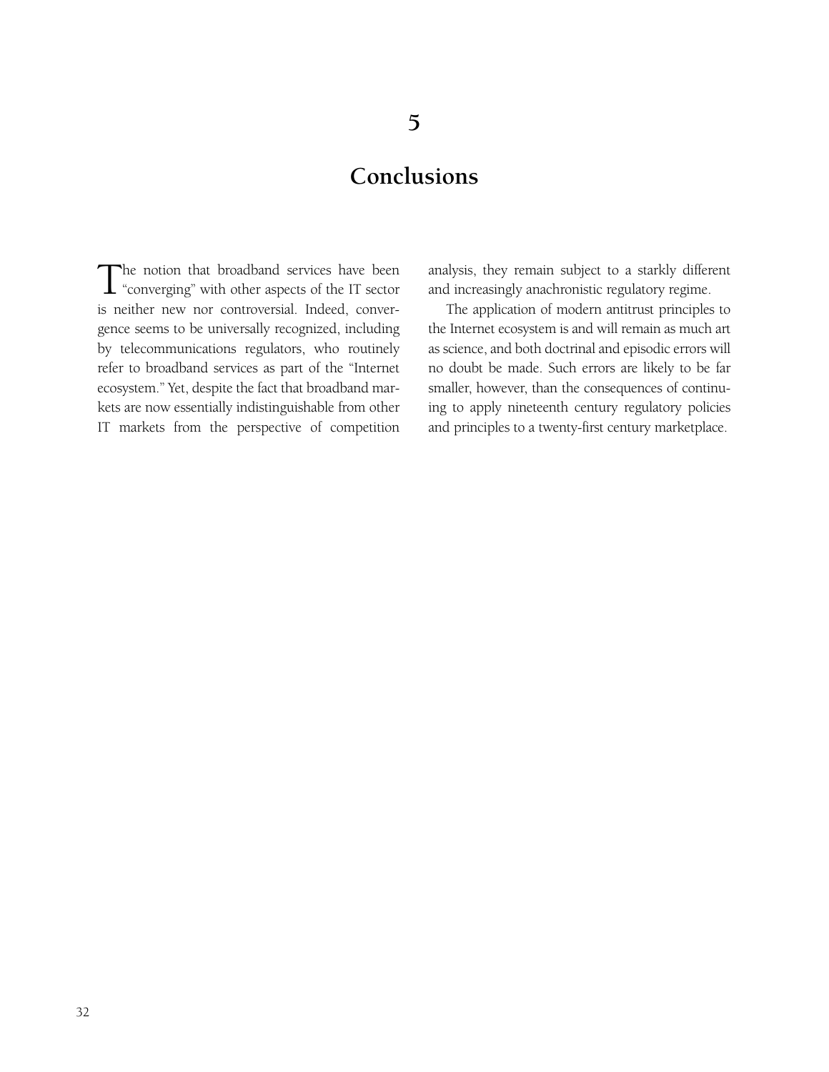# 5

# Conclusions

The notion that broadband services have been "converging" with other aspects of the IT sector is neither new nor controversial. Indeed, convergence seems to be universally recognized, including by telecommunications regulators, who routinely refer to broadband services as part of the "Internet ecosystem." Yet, despite the fact that broadband markets are now essentially indistinguishable from other IT markets from the perspective of competition analysis, they remain subject to a starkly different and increasingly anachronistic regulatory regime.

The application of modern antitrust principles to the Internet ecosystem is and will remain as much art as science, and both doctrinal and episodic errors will no doubt be made. Such errors are likely to be far smaller, however, than the consequences of continuing to apply nineteenth century regulatory policies and principles to a twenty-first century marketplace.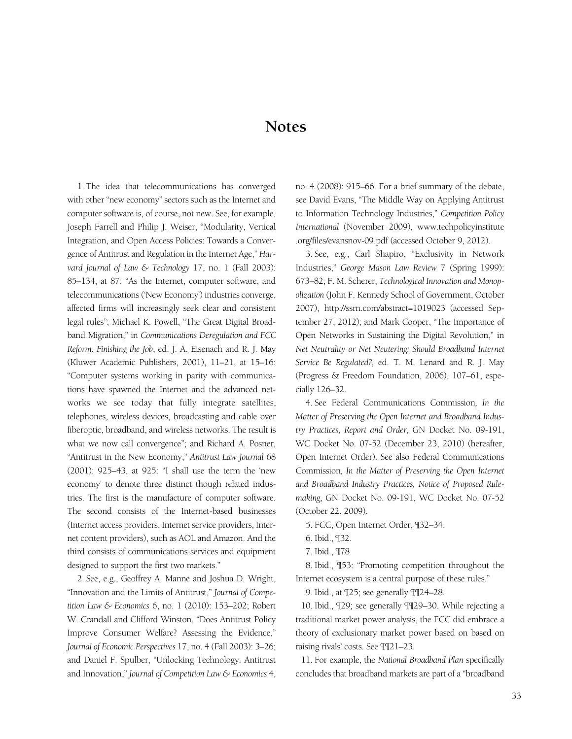# Notes

1. The idea that telecommunications has converged with other "new economy" sectors such as the Internet and computer software is, of course, not new. See, for example, Joseph Farrell and Philip J. Weiser, "Modularity, Vertical Integration, and Open Access Policies: Towards a Convergence of Antitrust and Regulation in the Internet Age," *Harvard Journal of Law & Technology* 17, no. 1 (Fall 2003): 85–134, at 87: "As the Internet, computer software, and telecommunications ('New Economy') industries converge, affected firms will increasingly seek clear and consistent legal rules"; Michael K. Powell, "The Great Digital Broadband Migration," in *Communications Deregulation and FCC Reform: Finishing the Job*, ed. J. A. Eisenach and R. J. May (Kluwer Academic Publishers, 2001), 11–21, at 15–16: "Computer systems working in parity with communications have spawned the Internet and the advanced networks we see today that fully integrate satellites, telephones, wireless devices, broadcasting and cable over fiberoptic, broadband, and wireless networks. The result is what we now call convergence"; and Richard A. Posner, "Antitrust in the New Economy," *Antitrust Law Journal* 68 (2001): 925–43, at 925: "I shall use the term the 'new economy' to denote three distinct though related industries. The first is the manufacture of computer software. The second consists of the Internet-based businesses (Internet access providers, Internet service providers, Internet content providers), such as AOL and Amazon. And the third consists of communications services and equipment designed to support the first two markets."

2. See, e.g., Geoffrey A. Manne and Joshua D. Wright, "Innovation and the Limits of Antitrust," *Journal of Competition Law & Economics* 6, no. 1 (2010): 153–202; Robert W. Crandall and Clifford Winston, "Does Antitrust Policy Improve Consumer Welfare? Assessing the Evidence," *Journal of Economic Perspectives* 17, no. 4 (Fall 2003): 3–26; and Daniel F. Spulber, "Unlocking Technology: Antitrust and Innovation," *Journal of Competition Law & Economics* 4, no. 4 (2008): 915–66. For a brief summary of the debate, see David Evans, "The Middle Way on Applying Antitrust to Information Technology Industries," *Competition Policy International* (November 2009), www.techpolicyinstitute.org/files/evansnov-09.pdf (accessed October 9, 2012).

3. See, e.g., Carl Shapiro, "Exclusivity in Network Industries," *George Mason Law Review* 7 (Spring 1999): 673–82; F. M. Scherer, *Technological Innovation and Monopolization* (John F. Kennedy School of Government, October 2007), http://ssrn.com/abstract=1019023 (accessed September 27, 2012); and Mark Cooper, "The Importance of Open Networks in Sustaining the Digital Revolution," in *Net Neutrality or Net Neutering: Should Broadband Internet Service Be Regulated?*, ed. T. M. Lenard and R. J. May (Progress & Freedom Foundation, 2006), 107–61, especially 126–32.

4. See Federal Communications Commission, *In the Matter of Preserving the Open Internet and Broadband Industry Practices, Report and Order,* GN Docket No. 09-191, WC Docket No. 07-52 (December 23, 2010) (hereafter, Open Internet Order). See also Federal Communications Commission, *In the Matter of Preserving the Open Internet and Broadband Industry Practices, Notice of Proposed Rulemaking,* GN Docket No. 09-191, WC Docket No. 07-52 (October 22, 2009).

5. FCC, Open Internet Order, ¶32–34.

6. Ibid., ¶32.

7. Ibid., ¶78.

8. Ibid., ¶53: "Promoting competition throughout the Internet ecosystem is a central purpose of these rules."

9. Ibid., at ¶25; see generally ¶¶24–28.

10. Ibid., ¶29; see generally ¶¶29–30. While rejecting a traditional market power analysis, the FCC did embrace a theory of exclusionary market power based on based on raising rivals' costs. See ¶¶21–23.

11. For example, the *National Broadband Plan* specifically concludes that broadband markets are part of a "broadband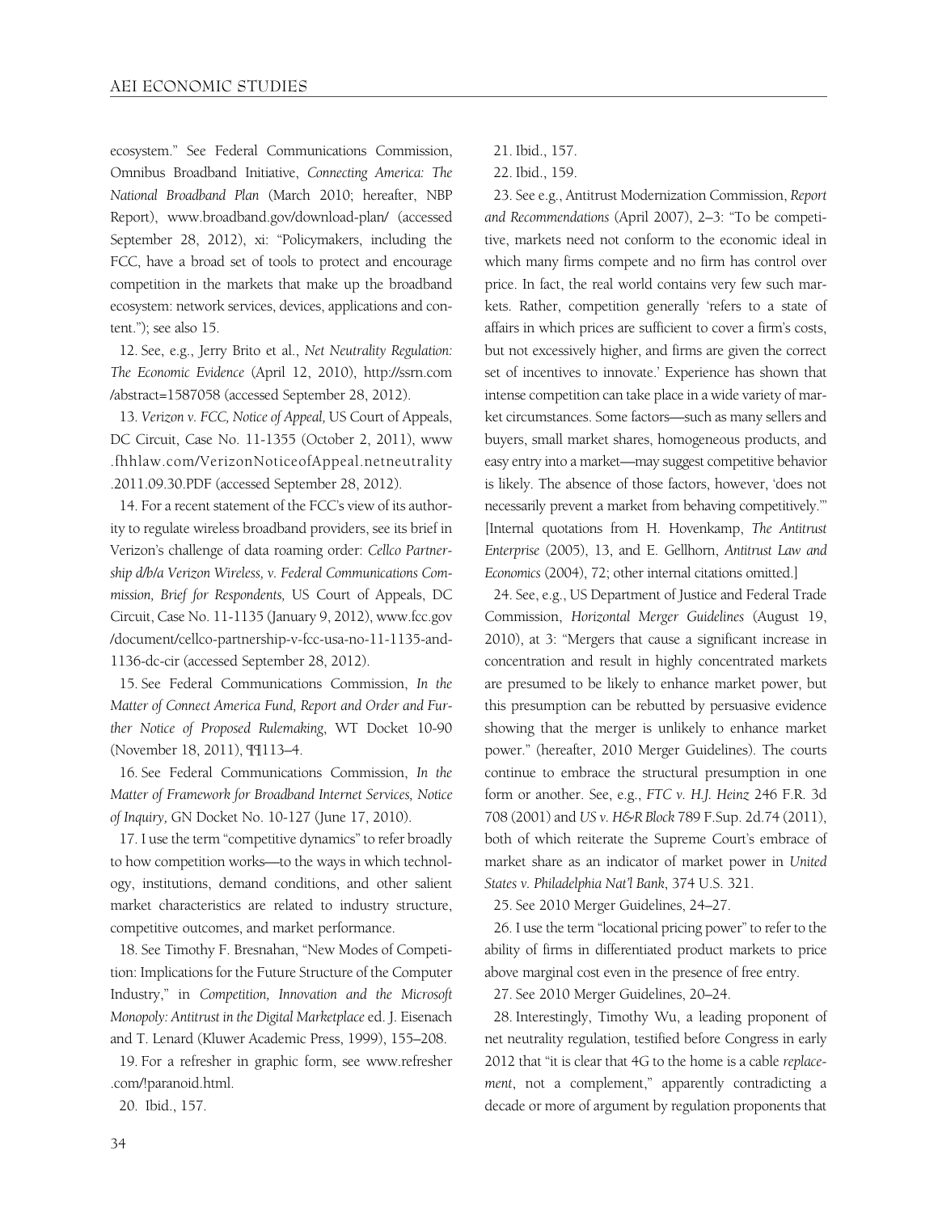ecosystem." See Federal Communications Commission, Omnibus Broadband Initiative, *Connecting America: The National Broadband Plan* (March 2010; hereafter, NBP Report), www.broadband.gov/download-plan/ (accessed September 28, 2012), xi: "Policymakers, including the FCC, have a broad set of tools to protect and encourage competition in the markets that make up the broadband ecosystem: network services, devices, applications and content."); see also 15.

12. See, e.g., Jerry Brito et al., *Net Neutrality Regulation: The Economic Evidence* (April 12, 2010), http://ssrn.com/abstract=1587058 (accessed September 28, 2012).

13. *Verizon v. FCC, Notice of Appeal,* US Court of Appeals, DC Circuit, Case No. 11-1355 (October 2, 2011), www.fhhlaw.com/VerizonNoticeofAppeal.netneutrality.2011.09.30.PDF (accessed September 28, 2012).

14. For a recent statement of the FCC's view of its authority to regulate wireless broadband providers, see its brief in Verizon's challenge of data roaming order: *Cellco Partnership d/b/a Verizon Wireless, v. Federal Communications Commission, Brief for Respondents,* US Court of Appeals, DC Circuit, Case No. 11-1135 (January 9, 2012), www.fcc.gov/document/cellco-partnership-v-fcc-usa-no-11-1135-and-1136-dc-cir (accessed September 28, 2012).

15. See Federal Communications Commission, *In the Matter of Connect America Fund, Report and Order and Further Notice of Proposed Rulemaking,* WT Docket 10-90 (November 18, 2011), ¶¶113–4.

16. See Federal Communications Commission, *In the Matter of Framework for Broadband Internet Services, Notice of Inquiry,* GN Docket No. 10-127 (June 17, 2010).

17. I use the term "competitive dynamics" to refer broadly to how competition works—to the ways in which technology, institutions, demand conditions, and other salient market characteristics are related to industry structure, competitive outcomes, and market performance.

18. See Timothy F. Bresnahan, "New Modes of Competition: Implications for the Future Structure of the Computer Industry," in *Competition, Innovation and the Microsoft Monopoly: Antitrust in the Digital Marketplace* ed. J. Eisenach and T. Lenard (Kluwer Academic Press, 1999), 155–208.

19. For a refresher in graphic form, see www.refresher.com/!paranoid.html.

20. Ibid., 157.

21. Ibid., 157.

22. Ibid., 159.

23. See e.g., Antitrust Modernization Commission, *Report and Recommendations* (April 2007), 2–3: "To be competitive, markets need not conform to the economic ideal in which many firms compete and no firm has control over price. In fact, the real world contains very few such markets. Rather, competition generally 'refers to a state of affairs in which prices are sufficient to cover a firm's costs, but not excessively higher, and firms are given the correct set of incentives to innovate.' Experience has shown that intense competition can take place in a wide variety of market circumstances. Some factors—such as many sellers and buyers, small market shares, homogeneous products, and easy entry into a market—may suggest competitive behavior is likely. The absence of those factors, however, 'does not necessarily prevent a market from behaving competitively.'" [Internal quotations from H. Hovenkamp, *The Antitrust Enterprise* (2005), 13, and E. Gellhorn, *Antitrust Law and Economics* (2004), 72; other internal citations omitted.]

24. See, e.g., US Department of Justice and Federal Trade Commission, *Horizontal Merger Guidelines* (August 19, 2010), at 3: "Mergers that cause a significant increase in concentration and result in highly concentrated markets are presumed to be likely to enhance market power, but this presumption can be rebutted by persuasive evidence showing that the merger is unlikely to enhance market power." (hereafter, 2010 Merger Guidelines). The courts continue to embrace the structural presumption in one form or another. See, e.g., *FTC v. H.J. Heinz* 246 F.R. 3d 708 (2001) and *US v. H&R Block* 789 F.Sup. 2d.74 (2011), both of which reiterate the Supreme Court's embrace of market share as an indicator of market power in *United States v. Philadelphia Nat'l Bank*, 374 U.S. 321.

25. See 2010 Merger Guidelines, 24–27.

26. I use the term "locational pricing power" to refer to the ability of firms in differentiated product markets to price above marginal cost even in the presence of free entry.

27. See 2010 Merger Guidelines, 20–24.

28. Interestingly, Timothy Wu, a leading proponent of net neutrality regulation, testified before Congress in early 2012 that "it is clear that 4G to the home is a cable *replacement*, not a complement," apparently contradicting a decade or more of argument by regulation proponents that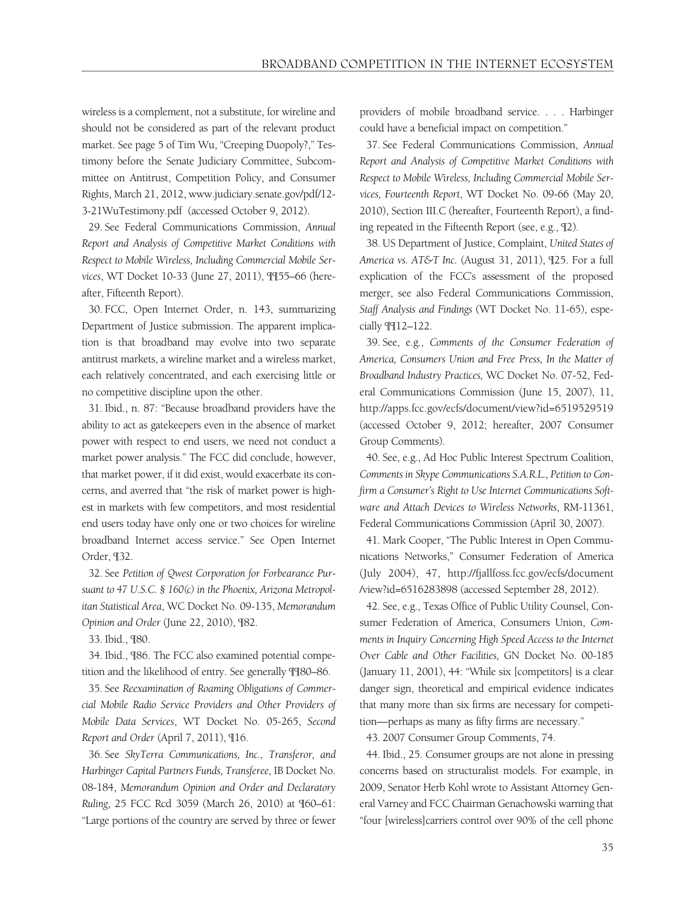wireless is a complement, not a substitute, for wireline and should not be considered as part of the relevant product market. See page 5 of Tim Wu, "Creeping Duopoly?," Testimony before the Senate Judiciary Committee, Subcommittee on Antitrust, Competition Policy, and Consumer Rights, March 21, 2012, www.judiciary.senate.gov/pdf/12-3-21WuTestimony.pdf (accessed October 9, 2012).

29. See Federal Communications Commission, *Annual Report and Analysis of Competitive Market Conditions with Respect to Mobile Wireless, Including Commercial Mobile Services*, WT Docket 10-33 (June 27, 2011), ¶¶55–66 (hereafter, Fifteenth Report).

30. FCC, Open Internet Order, n. 143, summarizing Department of Justice submission. The apparent implication is that broadband may evolve into two separate antitrust markets, a wireline market and a wireless market, each relatively concentrated, and each exercising little or no competitive discipline upon the other.

31. Ibid., n. 87: "Because broadband providers have the ability to act as gatekeepers even in the absence of market power with respect to end users, we need not conduct a market power analysis." The FCC did conclude, however, that market power, if it did exist, would exacerbate its concerns, and averred that "the risk of market power is highest in markets with few competitors, and most residential end users today have only one or two choices for wireline broadband Internet access service." See Open Internet Order, ¶32.

32. See *Petition of Qwest Corporation for Forbearance Pursuant to 47 U.S.C. § 160(c) in the Phoenix, Arizona Metropolitan Statistical Area*, WC Docket No. 09-135, *Memorandum Opinion and Order* (June 22, 2010), ¶82.

33. Ibid., ¶80.

34. Ibid., ¶86. The FCC also examined potential competition and the likelihood of entry. See generally ¶¶80–86.

35. See *Reexamination of Roaming Obligations of Commercial Mobile Radio Service Providers and Other Providers of Mobile Data Services*, WT Docket No. 05-265, *Second Report and Order* (April 7, 2011), ¶16.

36. See *SkyTerra Communications, Inc., Transferor, and Harbinger Capital Partners Funds, Transferee*, IB Docket No. 08-184, *Memorandum Opinion and Order and Declaratory Ruling*, 25 FCC Rcd 3059 (March 26, 2010) at ¶60–61: "Large portions of the country are served by three or fewer providers of mobile broadband service. . . . Harbinger could have a beneficial impact on competition."

37. See Federal Communications Commission, *Annual Report and Analysis of Competitive Market Conditions with Respect to Mobile Wireless, Including Commercial Mobile Services, Fourteenth Report*, WT Docket No. 09-66 (May 20, 2010), Section III.C (hereafter, Fourteenth Report), a finding repeated in the Fifteenth Report (see, e.g., ¶2).

38. US Department of Justice, Complaint, *United States of America vs. AT&T Inc.* (August 31, 2011), ¶25. For a full explication of the FCC's assessment of the proposed merger, see also Federal Communications Commission, *Staff Analysis and Findings* (WT Docket No. 11-65), especially ¶¶12–122.

39. See, e.g., *Comments of the Consumer Federation of America, Consumers Union and Free Press, In the Matter of Broadband Industry Practices,* WC Docket No. 07-52, Federal Communications Commission (June 15, 2007), 11, http://apps.fcc.gov/ecfs/document/view?id=6519529519 (accessed October 9, 2012; hereafter, 2007 Consumer Group Comments).

40. See, e.g., Ad Hoc Public Interest Spectrum Coalition, *Comments in Skype Communications S.A.R.L., Petition to Confirm a Consumer's Right to Use Internet Communications Software and Attach Devices to Wireless Networks*, RM-11361, Federal Communications Commission (April 30, 2007).

41. Mark Cooper, "The Public Interest in Open Communications Networks," Consumer Federation of America (July 2004), 47, http://fjallfoss.fcc.gov/ecfs/document/view?id=6516283898 (accessed September 28, 2012).

42. See, e.g., Texas Office of Public Utility Counsel, Consumer Federation of America, Consumers Union, *Comments in Inquiry Concerning High Speed Access to the Internet Over Cable and Other Facilities,* GN Docket No. 00-185 (January 11, 2001), 44: "While six [competitors] is a clear danger sign, theoretical and empirical evidence indicates that many more than six firms are necessary for competition—perhaps as many as fifty firms are necessary."

43. 2007 Consumer Group Comments, 74.

44. Ibid., 25. Consumer groups are not alone in pressing concerns based on structuralist models. For example, in 2009, Senator Herb Kohl wrote to Assistant Attorney General Varney and FCC Chairman Genachowski warning that "four [wireless]carriers control over 90% of the cell phone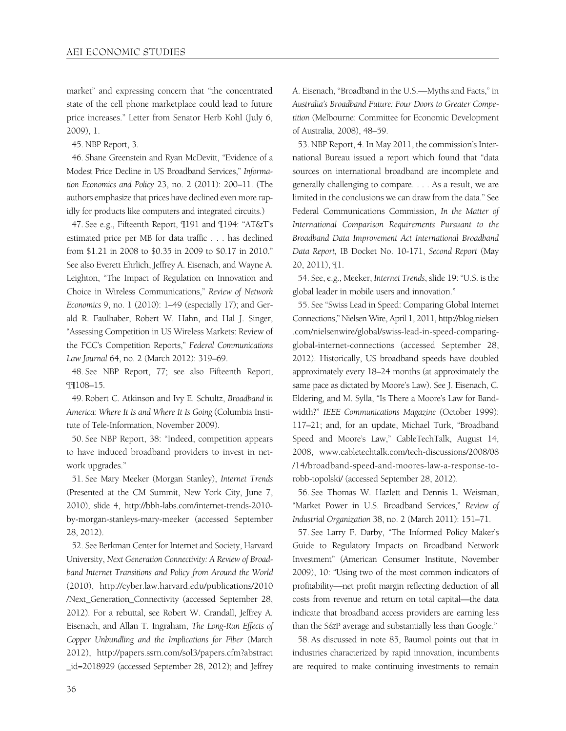market" and expressing concern that "the concentrated state of the cell phone marketplace could lead to future price increases." Letter from Senator Herb Kohl (July 6, 2009), 1.

45. NBP Report, 3.

46. Shane Greenstein and Ryan McDevitt, "Evidence of a Modest Price Decline in US Broadband Services," *Information Economics and Policy* 23, no. 2 (2011): 200–11. (The authors emphasize that prices have declined even more rapidly for products like computers and integrated circuits.)

47. See e.g., Fifteenth Report, ¶191 and ¶194: "AT&T's estimated price per MB for data traffic . . . has declined from $1.21 in 2008 to $0.35 in 2009 to $0.17 in 2010." See also Everett Ehrlich, Jeffrey A. Eisenach, and Wayne A. Leighton, "The Impact of Regulation on Innovation and Choice in Wireless Communications," *Review of Network Economics* 9, no. 1 (2010): 1–49 (especially 17); and Gerald R. Faulhaber, Robert W. Hahn, and Hal J. Singer, "Assessing Competition in US Wireless Markets: Review of the FCC's Competition Reports," *Federal Communications Law Journal* 64, no. 2 (March 2012): 319–69.

48. See NBP Report, 77; see also Fifteenth Report, ¶¶108–15.

49. Robert C. Atkinson and Ivy E. Schultz, *Broadband in America: Where It Is and Where It Is Going* (Columbia Institute of Tele-Information, November 2009).

50. See NBP Report, 38: "Indeed, competition appears to have induced broadband providers to invest in network upgrades."

51. See Mary Meeker (Morgan Stanley), *Internet Trends* (Presented at the CM Summit, New York City, June 7, 2010), slide 4, http://bbh-labs.com/internet-trends-2010-by-morgan-stanleys-mary-meeker (accessed September 28, 2012).

52. See Berkman Center for Internet and Society, Harvard University, *Next Generation Connectivity: A Review of Broadband Internet Transitions and Policy from Around the World* (2010), http://cyber.law.harvard.edu/publications/2010/Next_Generation_Connectivity (accessed September 28, 2012). For a rebuttal, see Robert W. Crandall, Jeffrey A. Eisenach, and Allan T. Ingraham, *The Long-Run Effects of Copper Unbundling and the Implications for Fiber* (March 2012), http://papers.ssrn.com/sol3/papers.cfm?abstract_id=2018929 (accessed September 28, 2012); and Jeffrey A. Eisenach, "Broadband in the U.S.—Myths and Facts," in *Australia's Broadband Future: Four Doors to Greater Competition* (Melbourne: Committee for Economic Development of Australia, 2008), 48–59.

53. NBP Report, 4. In May 2011, the commission's International Bureau issued a report which found that "data sources on international broadband are incomplete and generally challenging to compare. . . . As a result, we are limited in the conclusions we can draw from the data." See Federal Communications Commission, *In the Matter of International Comparison Requirements Pursuant to the Broadband Data Improvement Act International Broadband Data Report,* IB Docket No. 10-171, *Second Report* (May 20, 2011), ¶1.

54. See, e.g., Meeker, *Internet Trends*, slide 19: "U.S. is the global leader in mobile users and innovation."

55. See "Swiss Lead in Speed: Comparing Global Internet Connections," Nielsen Wire, April 1, 2011, http://blog.nielsen.com/nielsenwire/global/swiss-lead-in-speed-comparing-global-internet-connections (accessed September 28, 2012). Historically, US broadband speeds have doubled approximately every 18–24 months (at approximately the same pace as dictated by Moore's Law). See J. Eisenach, C. Eldering, and M. Sylla, "Is There a Moore's Law for Bandwidth?" *IEEE Communications Magazine* (October 1999): 117–21; and, for an update, Michael Turk, "Broadband Speed and Moore's Law," CableTechTalk, August 14, 2008, www.cabletechtalk.com/tech-discussions/2008/08/14/broadband-speed-and-moores-law-a-response-to-robb-topolski/ (accessed September 28, 2012).

56. See Thomas W. Hazlett and Dennis L. Weisman, "Market Power in U.S. Broadband Services," *Review of Industrial Organization* 38, no. 2 (March 2011): 151–71.

57. See Larry F. Darby, "The Informed Policy Maker's Guide to Regulatory Impacts on Broadband Network Investment" (American Consumer Institute, November 2009), 10: "Using two of the most common indicators of profitability—net profit margin reflecting deduction of all costs from revenue and return on total capital—the data indicate that broadband access providers are earning less than the S&P average and substantially less than Google."

58. As discussed in note 85, Baumol points out that in industries characterized by rapid innovation, incumbents are required to make continuing investments to remain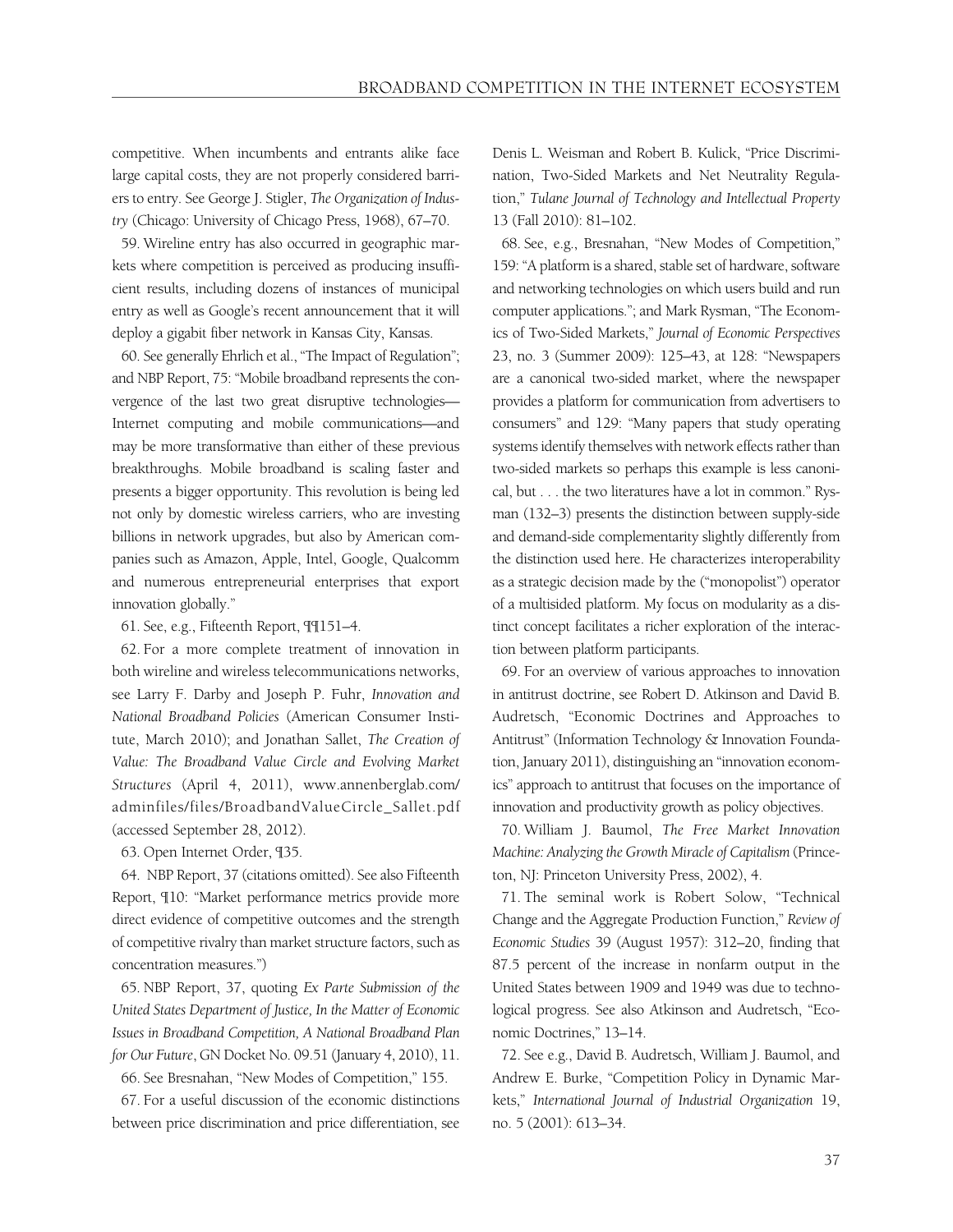competitive. When incumbents and entrants alike face large capital costs, they are not properly considered barriers to entry. See George J. Stigler, *The Organization of Industry* (Chicago: University of Chicago Press, 1968), 67–70.

59. Wireline entry has also occurred in geographic markets where competition is perceived as producing insufficient results, including dozens of instances of municipal entry as well as Google's recent announcement that it will deploy a gigabit fiber network in Kansas City, Kansas.

60. See generally Ehrlich et al., "The Impact of Regulation"; and NBP Report, 75: "Mobile broadband represents the convergence of the last two great disruptive technologies—Internet computing and mobile communications—and may be more transformative than either of these previous breakthroughs. Mobile broadband is scaling faster and presents a bigger opportunity. This revolution is being led not only by domestic wireless carriers, who are investing billions in network upgrades, but also by American companies such as Amazon, Apple, Intel, Google, Qualcomm and numerous entrepreneurial enterprises that export innovation globally."

61. See, e.g., Fifteenth Report, ¶¶151–4.

62. For a more complete treatment of innovation in both wireline and wireless telecommunications networks, see Larry F. Darby and Joseph P. Fuhr, *Innovation and National Broadband Policies* (American Consumer Institute, March 2010); and Jonathan Sallet, *The Creation of Value: The Broadband Value Circle and Evolving Market Structures* (April 4, 2011), www.annenberglab.com/adminfiles/files/BroadbandValueCircle_Sallet.pdf (accessed September 28, 2012).

63. Open Internet Order, ¶35.

64. NBP Report, 37 (citations omitted). See also Fifteenth Report, ¶10: "Market performance metrics provide more direct evidence of competitive outcomes and the strength of competitive rivalry than market structure factors, such as concentration measures.")

65. NBP Report, 37, quoting *Ex Parte Submission of the United States Department of Justice, In the Matter of Economic Issues in Broadband Competition, A National Broadband Plan for Our Future*, GN Docket No. 09.51 (January 4, 2010), 11.

66. See Bresnahan, "New Modes of Competition," 155.

67. For a useful discussion of the economic distinctions between price discrimination and price differentiation, see Denis L. Weisman and Robert B. Kulick, "Price Discrimination, Two-Sided Markets and Net Neutrality Regulation," *Tulane Journal of Technology and Intellectual Property* 13 (Fall 2010): 81–102.

68. See, e.g., Bresnahan, "New Modes of Competition," 159: "A platform is a shared, stable set of hardware, software and networking technologies on which users build and run computer applications."; and Mark Rysman, "The Economics of Two-Sided Markets," *Journal of Economic Perspectives* 23, no. 3 (Summer 2009): 125–43, at 128: "Newspapers are a canonical two-sided market, where the newspaper provides a platform for communication from advertisers to consumers" and 129: "Many papers that study operating systems identify themselves with network effects rather than two-sided markets so perhaps this example is less canonical, but . . . the two literatures have a lot in common." Rysman (132–3) presents the distinction between supply-side and demand-side complementarity slightly differently from the distinction used here. He characterizes interoperability as a strategic decision made by the ("monopolist") operator of a multisided platform. My focus on modularity as a distinct concept facilitates a richer exploration of the interaction between platform participants.

69. For an overview of various approaches to innovation in antitrust doctrine, see Robert D. Atkinson and David B. Audretsch, "Economic Doctrines and Approaches to Antitrust" (Information Technology & Innovation Foundation, January 2011), distinguishing an "innovation economics" approach to antitrust that focuses on the importance of innovation and productivity growth as policy objectives.

70. William J. Baumol, *The Free Market Innovation Machine: Analyzing the Growth Miracle of Capitalism* (Princeton, NJ: Princeton University Press, 2002), 4.

71. The seminal work is Robert Solow, "Technical Change and the Aggregate Production Function," *Review of Economic Studies* 39 (August 1957): 312–20, finding that 87.5 percent of the increase in nonfarm output in the United States between 1909 and 1949 was due to technological progress. See also Atkinson and Audretsch, "Economic Doctrines," 13–14.

72. See e.g., David B. Audretsch, William J. Baumol, and Andrew E. Burke, "Competition Policy in Dynamic Markets," *International Journal of Industrial Organization* 19, no. 5 (2001): 613–34.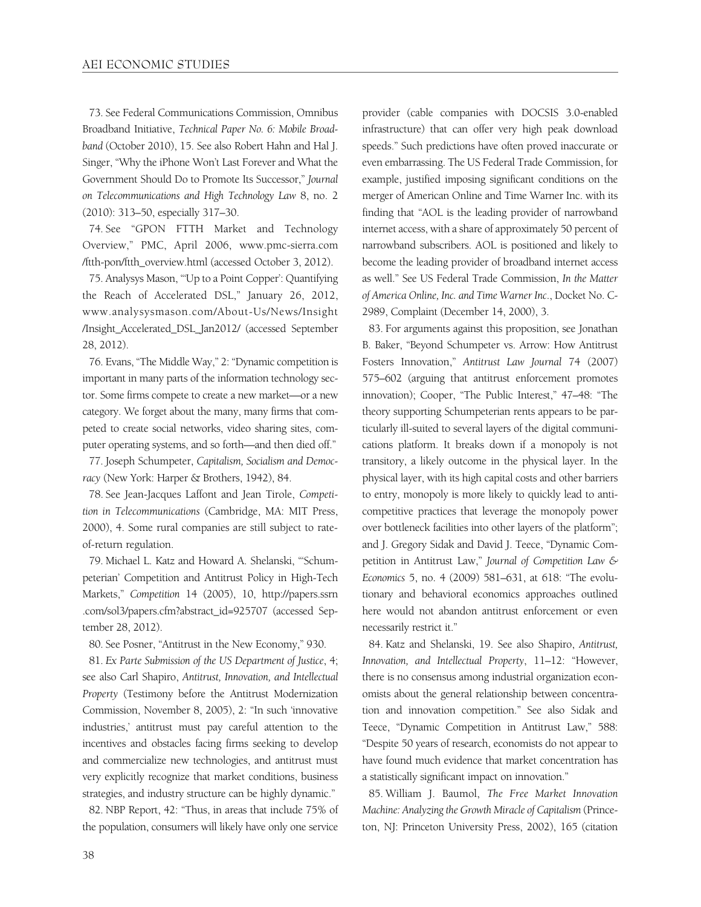73. See Federal Communications Commission, Omnibus Broadband Initiative, *Technical Paper No. 6: Mobile Broadband* (October 2010), 15. See also Robert Hahn and Hal J. Singer, "Why the iPhone Won't Last Forever and What the Government Should Do to Promote Its Successor," *Journal on Telecommunications and High Technology Law* 8, no. 2 (2010): 313–50, especially 317–30.

74. See "GPON FTTH Market and Technology Overview," PMC, April 2006, www.pmc-sierra.com/ftth-pon/ftth_overview.html (accessed October 3, 2012).

75. Analysys Mason, "'Up to a Point Copper': Quantifying the Reach of Accelerated DSL," January 26, 2012, www.analysysmason.com/About-Us/News/Insight/Insight_Accelerated_DSL_Jan2012/ (accessed September 28, 2012).

76. Evans, "The Middle Way," 2: "Dynamic competition is important in many parts of the information technology sector. Some firms compete to create a new market—or a new category. We forget about the many, many firms that competed to create social networks, video sharing sites, computer operating systems, and so forth—and then died off."

77. Joseph Schumpeter, *Capitalism, Socialism and Democracy* (New York: Harper & Brothers, 1942), 84.

78. See Jean-Jacques Laffont and Jean Tirole, *Competition in Telecommunications* (Cambridge, MA: MIT Press, 2000), 4. Some rural companies are still subject to rate-of-return regulation.

79. Michael L. Katz and Howard A. Shelanski, "'Schumpeterian' Competition and Antitrust Policy in High-Tech Markets," *Competition* 14 (2005), 10, http://papers.ssrn.com/sol3/papers.cfm?abstract_id=925707 (accessed September 28, 2012).

80. See Posner, "Antitrust in the New Economy," 930.

81. *Ex Parte Submission of the US Department of Justice*, 4; see also Carl Shapiro, *Antitrust, Innovation, and Intellectual Property* (Testimony before the Antitrust Modernization Commission, November 8, 2005), 2: "In such 'innovative industries,' antitrust must pay careful attention to the incentives and obstacles facing firms seeking to develop and commercialize new technologies, and antitrust must very explicitly recognize that market conditions, business strategies, and industry structure can be highly dynamic."

82. NBP Report, 42: "Thus, in areas that include 75% of the population, consumers will likely have only one service provider (cable companies with DOCSIS 3.0-enabled infrastructure) that can offer very high peak download speeds." Such predictions have often proved inaccurate or even embarrassing. The US Federal Trade Commission, for example, justified imposing significant conditions on the merger of American Online and Time Warner Inc. with its finding that "AOL is the leading provider of narrowband internet access, with a share of approximately 50 percent of narrowband subscribers. AOL is positioned and likely to become the leading provider of broadband internet access as well." See US Federal Trade Commission, *In the Matter of America Online, Inc. and Time Warner Inc.*, Docket No. C-2989, Complaint (December 14, 2000), 3.

83. For arguments against this proposition, see Jonathan B. Baker, "Beyond Schumpeter vs. Arrow: How Antitrust Fosters Innovation," *Antitrust Law Journal* 74 (2007) 575–602 (arguing that antitrust enforcement promotes innovation); Cooper, "The Public Interest," 47–48: "The theory supporting Schumpeterian rents appears to be particularly ill-suited to several layers of the digital communications platform. It breaks down if a monopoly is not transitory, a likely outcome in the physical layer. In the physical layer, with its high capital costs and other barriers to entry, monopoly is more likely to quickly lead to anticompetitive practices that leverage the monopoly power over bottleneck facilities into other layers of the platform"; and J. Gregory Sidak and David J. Teece, "Dynamic Competition in Antitrust Law," *Journal of Competition Law & Economics* 5, no. 4 (2009) 581–631, at 618: "The evolutionary and behavioral economics approaches outlined here would not abandon antitrust enforcement or even necessarily restrict it."

84. Katz and Shelanski, 19. See also Shapiro, *Antitrust, Innovation, and Intellectual Property*, 11–12: "However, there is no consensus among industrial organization economists about the general relationship between concentration and innovation competition." See also Sidak and Teece, "Dynamic Competition in Antitrust Law," 588: "Despite 50 years of research, economists do not appear to have found much evidence that market concentration has a statistically significant impact on innovation."

85. William J. Baumol, *The Free Market Innovation Machine: Analyzing the Growth Miracle of Capitalism* (Princeton, NJ: Princeton University Press, 2002), 165 (citation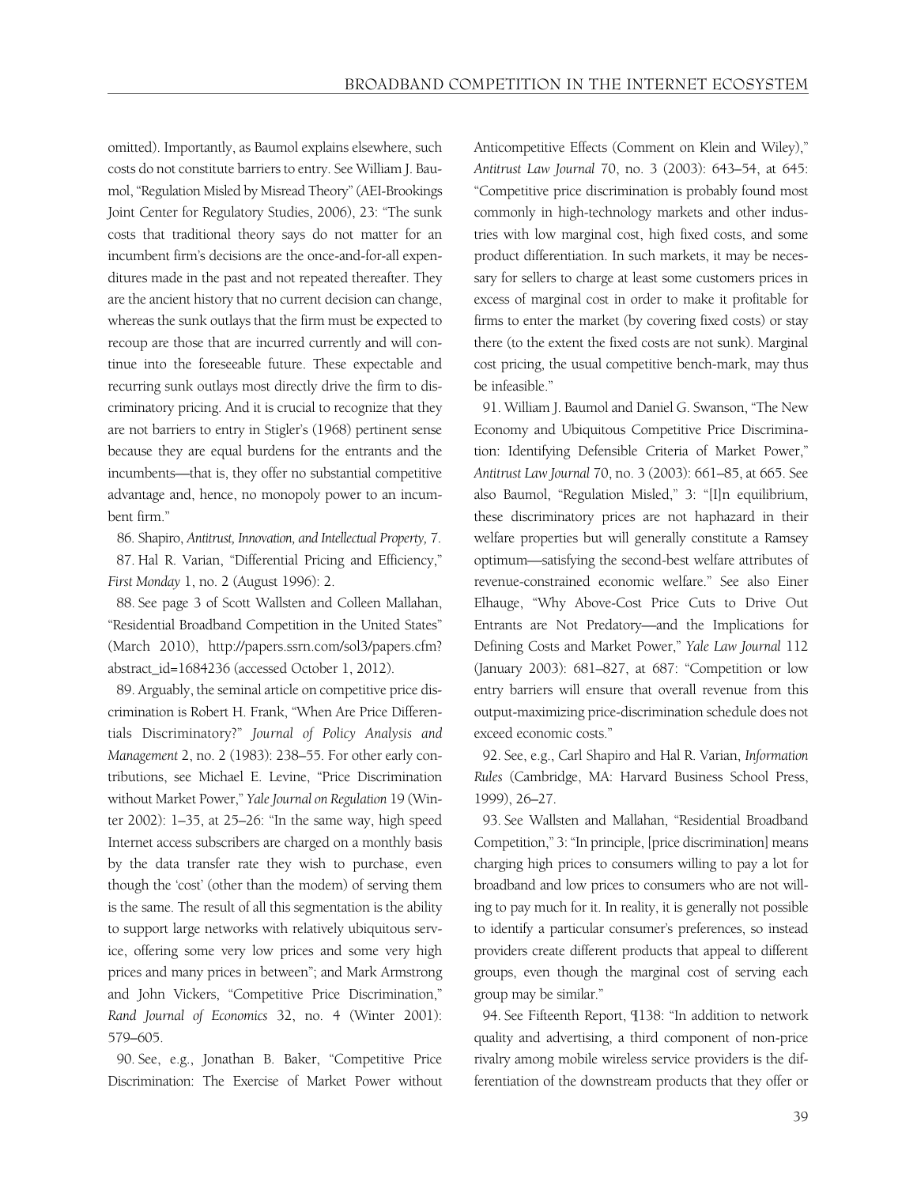omitted). Importantly, as Baumol explains elsewhere, such costs do not constitute barriers to entry. See William J. Baumol, "Regulation Misled by Misread Theory" (AEI-Brookings Joint Center for Regulatory Studies, 2006), 23: "The sunk costs that traditional theory says do not matter for an incumbent firm's decisions are the once-and-for-all expenditures made in the past and not repeated thereafter. They are the ancient history that no current decision can change, whereas the sunk outlays that the firm must be expected to recoup are those that are incurred currently and will continue into the foreseeable future. These expectable and recurring sunk outlays most directly drive the firm to discriminatory pricing. And it is crucial to recognize that they are not barriers to entry in Stigler's (1968) pertinent sense because they are equal burdens for the entrants and the incumbents—that is, they offer no substantial competitive advantage and, hence, no monopoly power to an incumbent firm."

86. Shapiro, *Antitrust, Innovation, and Intellectual Property,* 7.

87. Hal R. Varian, "Differential Pricing and Efficiency," *First Monday* 1, no. 2 (August 1996): 2.

88. See page 3 of Scott Wallsten and Colleen Mallahan, "Residential Broadband Competition in the United States" (March 2010), http://papers.ssrn.com/sol3/papers.cfm?abstract_id=1684236 (accessed October 1, 2012).

89. Arguably, the seminal article on competitive price discrimination is Robert H. Frank, "When Are Price Differentials Discriminatory?" *Journal of Policy Analysis and Management* 2, no. 2 (1983): 238–55. For other early contributions, see Michael E. Levine, "Price Discrimination without Market Power," *Yale Journal on Regulation* 19 (Winter 2002): 1–35, at 25–26: "In the same way, high speed Internet access subscribers are charged on a monthly basis by the data transfer rate they wish to purchase, even though the 'cost' (other than the modem) of serving them is the same. The result of all this segmentation is the ability to support large networks with relatively ubiquitous service, offering some very low prices and some very high prices and many prices in between"; and Mark Armstrong and John Vickers, "Competitive Price Discrimination," *Rand Journal of Economics* 32, no. 4 (Winter 2001): 579–605.

90. See, e.g., Jonathan B. Baker, "Competitive Price Discrimination: The Exercise of Market Power without Anticompetitive Effects (Comment on Klein and Wiley)," *Antitrust Law Journal* 70, no. 3 (2003): 643–54, at 645: "Competitive price discrimination is probably found most commonly in high-technology markets and other industries with low marginal cost, high fixed costs, and some product differentiation. In such markets, it may be necessary for sellers to charge at least some customers prices in excess of marginal cost in order to make it profitable for firms to enter the market (by covering fixed costs) or stay there (to the extent the fixed costs are not sunk). Marginal cost pricing, the usual competitive bench-mark, may thus be infeasible."

91. William J. Baumol and Daniel G. Swanson, "The New Economy and Ubiquitous Competitive Price Discrimination: Identifying Defensible Criteria of Market Power," *Antitrust Law Journal* 70, no. 3 (2003): 661–85, at 665. See also Baumol, "Regulation Misled," 3: "[I]n equilibrium, these discriminatory prices are not haphazard in their welfare properties but will generally constitute a Ramsey optimum—satisfying the second-best welfare attributes of revenue-constrained economic welfare." See also Einer Elhauge, "Why Above-Cost Price Cuts to Drive Out Entrants are Not Predatory—and the Implications for Defining Costs and Market Power," *Yale Law Journal* 112 (January 2003): 681–827, at 687: "Competition or low entry barriers will ensure that overall revenue from this output-maximizing price-discrimination schedule does not exceed economic costs."

92. See, e.g., Carl Shapiro and Hal R. Varian, *Information Rules* (Cambridge, MA: Harvard Business School Press, 1999), 26–27.

93. See Wallsten and Mallahan, "Residential Broadband Competition," 3: "In principle, [price discrimination] means charging high prices to consumers willing to pay a lot for broadband and low prices to consumers who are not willing to pay much for it. In reality, it is generally not possible to identify a particular consumer's preferences, so instead providers create different products that appeal to different groups, even though the marginal cost of serving each group may be similar."

94. See Fifteenth Report, ¶138: "In addition to network quality and advertising, a third component of non-price rivalry among mobile wireless service providers is the differentiation of the downstream products that they offer or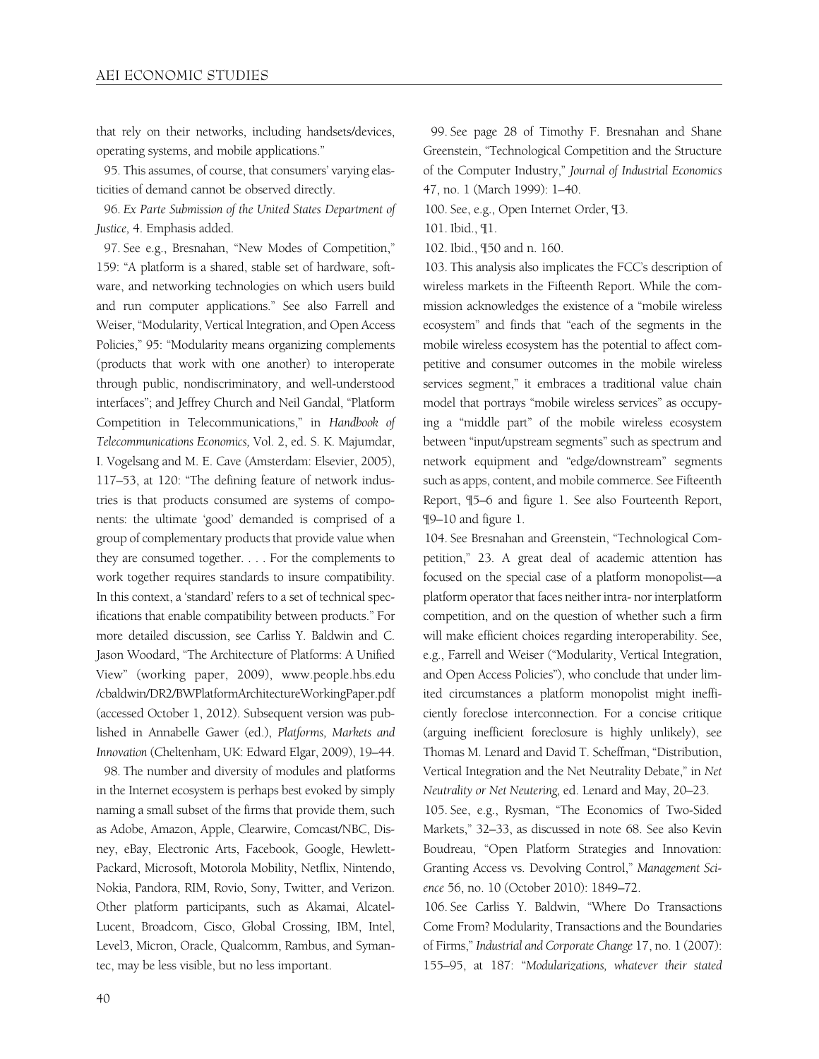that rely on their networks, including handsets/devices, operating systems, and mobile applications."

95. This assumes, of course, that consumers' varying elasticities of demand cannot be observed directly.

96. *Ex Parte Submission of the United States Department of Justice,* 4. Emphasis added.

97. See e.g., Bresnahan, "New Modes of Competition," 159: "A platform is a shared, stable set of hardware, software, and networking technologies on which users build and run computer applications." See also Farrell and Weiser, "Modularity, Vertical Integration, and Open Access Policies," 95: "Modularity means organizing complements (products that work with one another) to interoperate through public, nondiscriminatory, and well-understood interfaces"; and Jeffrey Church and Neil Gandal, "Platform Competition in Telecommunications," in *Handbook of Telecommunications Economics,* Vol. 2, ed. S. K. Majumdar, I. Vogelsang and M. E. Cave (Amsterdam: Elsevier, 2005), 117–53, at 120: "The defining feature of network industries is that products consumed are systems of components: the ultimate 'good' demanded is comprised of a group of complementary products that provide value when they are consumed together. . . . For the complements to work together requires standards to insure compatibility. In this context, a 'standard' refers to a set of technical specifications that enable compatibility between products." For more detailed discussion, see Carliss Y. Baldwin and C. Jason Woodard, "The Architecture of Platforms: A Unified View" (working paper, 2009), www.people.hbs.edu/cbaldwin/DR2/BWPlatformArchitectureWorkingPaper.pdf (accessed October 1, 2012). Subsequent version was published in Annabelle Gawer (ed.), *Platforms, Markets and Innovation* (Cheltenham, UK: Edward Elgar, 2009), 19–44.

98. The number and diversity of modules and platforms in the Internet ecosystem is perhaps best evoked by simply naming a small subset of the firms that provide them, such as Adobe, Amazon, Apple, Clearwire, Comcast/NBC, Disney, eBay, Electronic Arts, Facebook, Google, Hewlett-Packard, Microsoft, Motorola Mobility, Netflix, Nintendo, Nokia, Pandora, RIM, Rovio, Sony, Twitter, and Verizon. Other platform participants, such as Akamai, Alcatel-Lucent, Broadcom, Cisco, Global Crossing, IBM, Intel, Level3, Micron, Oracle, Qualcomm, Rambus, and Symantec, may be less visible, but no less important.

99. See page 28 of Timothy F. Bresnahan and Shane Greenstein, "Technological Competition and the Structure of the Computer Industry," *Journal of Industrial Economics* 47, no. 1 (March 1999): 1–40.

100. See, e.g., Open Internet Order, ¶3.

101. Ibid., ¶1.

102. Ibid., ¶50 and n. 160.

103. This analysis also implicates the FCC's description of wireless markets in the Fifteenth Report. While the commission acknowledges the existence of a "mobile wireless ecosystem" and finds that "each of the segments in the mobile wireless ecosystem has the potential to affect competitive and consumer outcomes in the mobile wireless services segment," it embraces a traditional value chain model that portrays "mobile wireless services" as occupying a "middle part" of the mobile wireless ecosystem between "input/upstream segments" such as spectrum and network equipment and "edge/downstream" segments such as apps, content, and mobile commerce. See Fifteenth Report, ¶5–6 and figure 1. See also Fourteenth Report, ¶9–10 and figure 1.

104. See Bresnahan and Greenstein, "Technological Competition," 23. A great deal of academic attention has focused on the special case of a platform monopolist—a platform operator that faces neither intra- nor interplatform competition, and on the question of whether such a firm will make efficient choices regarding interoperability. See, e.g., Farrell and Weiser ("Modularity, Vertical Integration, and Open Access Policies"), who conclude that under limited circumstances a platform monopolist might inefficiently foreclose interconnection. For a concise critique (arguing inefficient foreclosure is highly unlikely), see Thomas M. Lenard and David T. Scheffman, "Distribution, Vertical Integration and the Net Neutrality Debate," in *Net Neutrality or Net Neutering,* ed. Lenard and May, 20–23.

105. See, e.g., Rysman, "The Economics of Two-Sided Markets," 32–33, as discussed in note 68. See also Kevin Boudreau, "Open Platform Strategies and Innovation: Granting Access vs. Devolving Control," *Management Science* 56, no. 10 (October 2010): 1849–72.

106. See Carliss Y. Baldwin, "Where Do Transactions Come From? Modularity, Transactions and the Boundaries of Firms," *Industrial and Corporate Change* 17, no. 1 (2007): 155–95, at 187: "*Modularizations, whatever their stated*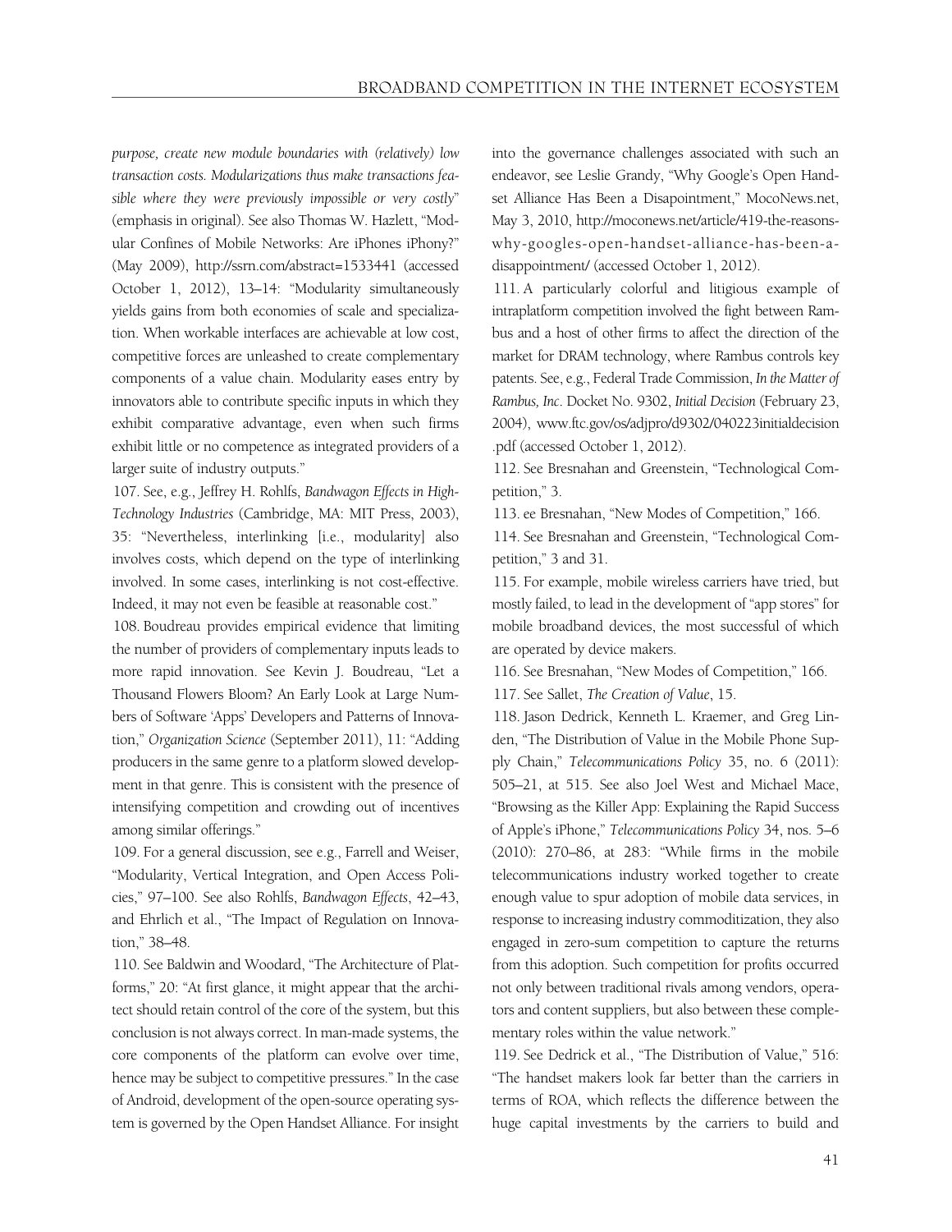*purpose, create new module boundaries with (relatively) low transaction costs. Modularizations thus make transactions feasible where they were previously impossible or very costly*" (emphasis in original). See also Thomas W. Hazlett, "Modular Confines of Mobile Networks: Are iPhones iPhony?" (May 2009), http://ssrn.com/abstract=1533441 (accessed October 1, 2012), 13–14: "Modularity simultaneously yields gains from both economies of scale and specialization. When workable interfaces are achievable at low cost, competitive forces are unleashed to create complementary components of a value chain. Modularity eases entry by innovators able to contribute specific inputs in which they exhibit comparative advantage, even when such firms exhibit little or no competence as integrated providers of a larger suite of industry outputs."

107. See, e.g., Jeffrey H. Rohlfs, *Bandwagon Effects in High-Technology Industries* (Cambridge, MA: MIT Press, 2003), 35: "Nevertheless, interlinking [i.e., modularity] also involves costs, which depend on the type of interlinking involved. In some cases, interlinking is not cost-effective. Indeed, it may not even be feasible at reasonable cost."

108. Boudreau provides empirical evidence that limiting the number of providers of complementary inputs leads to more rapid innovation. See Kevin J. Boudreau, "Let a Thousand Flowers Bloom? An Early Look at Large Numbers of Software 'Apps' Developers and Patterns of Innovation," *Organization Science* (September 2011), 11: "Adding producers in the same genre to a platform slowed development in that genre. This is consistent with the presence of intensifying competition and crowding out of incentives among similar offerings."

109. For a general discussion, see e.g., Farrell and Weiser, "Modularity, Vertical Integration, and Open Access Policies," 97–100. See also Rohlfs, *Bandwagon Effects*, 42–43, and Ehrlich et al., "The Impact of Regulation on Innovation," 38–48.

110. See Baldwin and Woodard, "The Architecture of Platforms," 20: "At first glance, it might appear that the architect should retain control of the core of the system, but this conclusion is not always correct. In man-made systems, the core components of the platform can evolve over time, hence may be subject to competitive pressures." In the case of Android, development of the open-source operating system is governed by the Open Handset Alliance. For insight into the governance challenges associated with such an endeavor, see Leslie Grandy, "Why Google's Open Handset Alliance Has Been a Disapointment," MocoNews.net, May 3, 2010, http://moconews.net/article/419-the-reasons-why-googles-open-handset-alliance-has-been-a-disappointment/ (accessed October 1, 2012).

111. A particularly colorful and litigious example of intraplatform competition involved the fight between Rambus and a host of other firms to affect the direction of the market for DRAM technology, where Rambus controls key patents. See, e.g., Federal Trade Commission, *In the Matter of Rambus, Inc*. Docket No. 9302, *Initial Decision* (February 23, 2004), www.ftc.gov/os/adjpro/d9302/040223initialdecision.pdf (accessed October 1, 2012).

112. See Bresnahan and Greenstein, "Technological Competition," 3.

113. ee Bresnahan, "New Modes of Competition," 166.

114. See Bresnahan and Greenstein, "Technological Competition," 3 and 31.

115. For example, mobile wireless carriers have tried, but mostly failed, to lead in the development of "app stores" for mobile broadband devices, the most successful of which are operated by device makers.

116. See Bresnahan, "New Modes of Competition," 166.

117. See Sallet, *The Creation of Value*, 15.

118. Jason Dedrick, Kenneth L. Kraemer, and Greg Linden, "The Distribution of Value in the Mobile Phone Supply Chain," *Telecommunications Policy* 35, no. 6 (2011): 505–21, at 515. See also Joel West and Michael Mace, "Browsing as the Killer App: Explaining the Rapid Success of Apple's iPhone," *Telecommunications Policy* 34, nos. 5–6 (2010): 270–86, at 283: "While firms in the mobile telecommunications industry worked together to create enough value to spur adoption of mobile data services, in response to increasing industry commoditization, they also engaged in zero-sum competition to capture the returns from this adoption. Such competition for profits occurred not only between traditional rivals among vendors, operators and content suppliers, but also between these complementary roles within the value network."

119. See Dedrick et al., "The Distribution of Value," 516: "The handset makers look far better than the carriers in terms of ROA, which reflects the difference between the huge capital investments by the carriers to build and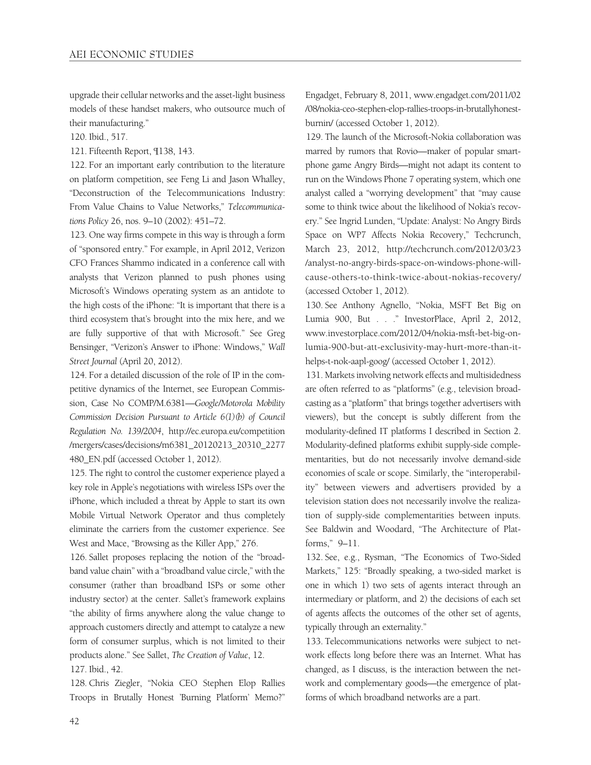upgrade their cellular networks and the asset-light business models of these handset makers, who outsource much of their manufacturing."

120. Ibid., 517.

121. Fifteenth Report, ¶138, 143.

122. For an important early contribution to the literature on platform competition, see Feng Li and Jason Whalley, "Deconstruction of the Telecommunications Industry: From Value Chains to Value Networks," *Telecommunications Policy* 26, nos. 9–10 (2002): 451–72.

123. One way firms compete in this way is through a form of "sponsored entry." For example, in April 2012, Verizon CFO Frances Shammo indicated in a conference call with analysts that Verizon planned to push phones using Microsoft's Windows operating system as an antidote to the high costs of the iPhone: "It is important that there is a third ecosystem that's brought into the mix here, and we are fully supportive of that with Microsoft." See Greg Bensinger, "Verizon's Answer to iPhone: Windows," *Wall Street Journal* (April 20, 2012).

124. For a detailed discussion of the role of IP in the competitive dynamics of the Internet, see European Commission, Case No COMP/M.6381—*Google/Motorola Mobility Commission Decision Pursuant to Article 6(1)(b) of Council Regulation No. 139/2004*, http://ec.europa.eu/competition/mergers/cases/decisions/m6381_20120213_20310_2277480_EN.pdf (accessed October 1, 2012).

125. The right to control the customer experience played a key role in Apple's negotiations with wireless ISPs over the iPhone, which included a threat by Apple to start its own Mobile Virtual Network Operator and thus completely eliminate the carriers from the customer experience. See West and Mace, "Browsing as the Killer App," 276.

126. Sallet proposes replacing the notion of the "broadband value chain" with a "broadband value circle," with the consumer (rather than broadband ISPs or some other industry sector) at the center. Sallet's framework explains "the ability of firms anywhere along the value change to approach customers directly and attempt to catalyze a new form of consumer surplus, which is not limited to their products alone." See Sallet, *The Creation of Value*, 12.

127. Ibid., 42.

128. Chris Ziegler, "Nokia CEO Stephen Elop Rallies Troops in Brutally Honest 'Burning Platform' Memo?" Engadget, February 8, 2011, www.engadget.com/2011/02/08/nokia-ceo-stephen-elop-rallies-troops-in-brutallyhonest-burnin/ (accessed October 1, 2012).

129. The launch of the Microsoft-Nokia collaboration was marred by rumors that Rovio—maker of popular smartphone game Angry Birds—might not adapt its content to run on the Windows Phone 7 operating system, which one analyst called a "worrying development" that "may cause some to think twice about the likelihood of Nokia's recovery." See Ingrid Lunden, "Update: Analyst: No Angry Birds Space on WP7 Affects Nokia Recovery," Techcrunch, March 23, 2012, http://techcrunch.com/2012/03/23/analyst-no-angry-birds-space-on-windows-phone-will-cause-others-to-think-twice-about-nokias-recovery/ (accessed October 1, 2012).

130. See Anthony Agnello, "Nokia, MSFT Bet Big on Lumia 900, But . . ." InvestorPlace, April 2, 2012, www.investorplace.com/2012/04/nokia-msft-bet-big-on-lumia-900-but-att-exclusivity-may-hurt-more-than-it-helps-t-nok-aapl-goog/ (accessed October 1, 2012).

131. Markets involving network effects and multisidedness are often referred to as "platforms" (e.g., television broadcasting as a "platform" that brings together advertisers with viewers), but the concept is subtly different from the modularity-defined IT platforms I described in Section 2. Modularity-defined platforms exhibit supply-side complementarities, but do not necessarily involve demand-side economies of scale or scope. Similarly, the "interoperability" between viewers and advertisers provided by a television station does not necessarily involve the realization of supply-side complementarities between inputs. See Baldwin and Woodard, "The Architecture of Platforms," 9–11.

132. See, e.g., Rysman, "The Economics of Two-Sided Markets," 125: "Broadly speaking, a two-sided market is one in which 1) two sets of agents interact through an intermediary or platform, and 2) the decisions of each set of agents affects the outcomes of the other set of agents, typically through an externality."

133. Telecommunications networks were subject to network effects long before there was an Internet. What has changed, as I discuss, is the interaction between the network and complementary goods—the emergence of platforms of which broadband networks are a part.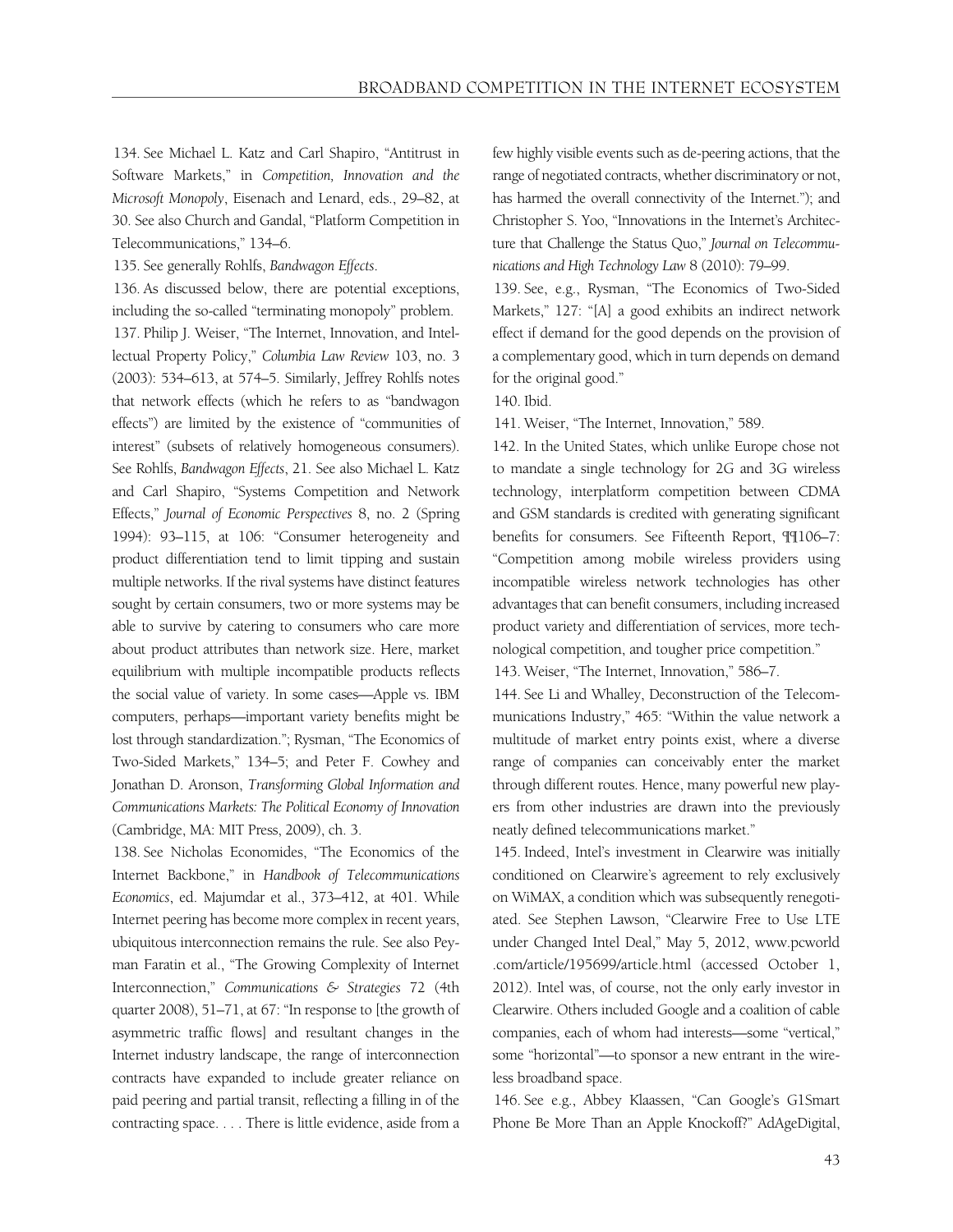134. See Michael L. Katz and Carl Shapiro, "Antitrust in Software Markets," in *Competition, Innovation and the Microsoft Monopoly*, Eisenach and Lenard, eds., 29–82, at 30. See also Church and Gandal, "Platform Competition in Telecommunications," 134–6.

135. See generally Rohlfs, *Bandwagon Effects*.

136. As discussed below, there are potential exceptions, including the so-called "terminating monopoly" problem.

137. Philip J. Weiser, "The Internet, Innovation, and Intellectual Property Policy," *Columbia Law Review* 103, no. 3 (2003): 534–613, at 574–5. Similarly, Jeffrey Rohlfs notes that network effects (which he refers to as "bandwagon effects") are limited by the existence of "communities of interest" (subsets of relatively homogeneous consumers). See Rohlfs, *Bandwagon Effects*, 21. See also Michael L. Katz and Carl Shapiro, "Systems Competition and Network Effects," *Journal of Economic Perspectives* 8, no. 2 (Spring 1994): 93–115, at 106: "Consumer heterogeneity and product differentiation tend to limit tipping and sustain multiple networks. If the rival systems have distinct features sought by certain consumers, two or more systems may be able to survive by catering to consumers who care more about product attributes than network size. Here, market equilibrium with multiple incompatible products reflects the social value of variety. In some cases—Apple vs. IBM computers, perhaps—important variety benefits might be lost through standardization."; Rysman, "The Economics of Two-Sided Markets," 134–5; and Peter F. Cowhey and Jonathan D. Aronson, *Transforming Global Information and Communications Markets: The Political Economy of Innovation* (Cambridge, MA: MIT Press, 2009), ch. 3.

138. See Nicholas Economides, "The Economics of the Internet Backbone," in *Handbook of Telecommunications Economics*, ed. Majumdar et al., 373–412, at 401. While Internet peering has become more complex in recent years, ubiquitous interconnection remains the rule. See also Peyman Faratin et al., "The Growing Complexity of Internet Interconnection," *Communications & Strategies* 72 (4th quarter 2008), 51–71, at 67: "In response to [the growth of asymmetric traffic flows] and resultant changes in the Internet industry landscape, the range of interconnection contracts have expanded to include greater reliance on paid peering and partial transit, reflecting a filling in of the contracting space. . . . There is little evidence, aside from a few highly visible events such as de-peering actions, that the range of negotiated contracts, whether discriminatory or not, has harmed the overall connectivity of the Internet."); and Christopher S. Yoo, "Innovations in the Internet's Architecture that Challenge the Status Quo," *Journal on Telecommunications and High Technology Law* 8 (2010): 79–99.

139. See, e.g., Rysman, "The Economics of Two-Sided Markets," 127: "[A] a good exhibits an indirect network effect if demand for the good depends on the provision of a complementary good, which in turn depends on demand for the original good."

140. Ibid.

141. Weiser, "The Internet, Innovation," 589.

142. In the United States, which unlike Europe chose not to mandate a single technology for 2G and 3G wireless technology, interplatform competition between CDMA and GSM standards is credited with generating significant benefits for consumers. See Fifteenth Report, ¶¶106–7: "Competition among mobile wireless providers using incompatible wireless network technologies has other advantages that can benefit consumers, including increased product variety and differentiation of services, more technological competition, and tougher price competition."

143. Weiser, "The Internet, Innovation," 586–7.

144. See Li and Whalley, Deconstruction of the Telecommunications Industry," 465: "Within the value network a multitude of market entry points exist, where a diverse range of companies can conceivably enter the market through different routes. Hence, many powerful new players from other industries are drawn into the previously neatly defined telecommunications market."

145. Indeed, Intel's investment in Clearwire was initially conditioned on Clearwire's agreement to rely exclusively on WiMAX, a condition which was subsequently renegotiated. See Stephen Lawson, "Clearwire Free to Use LTE under Changed Intel Deal," May 5, 2012, www.pcworld.com/article/195699/article.html (accessed October 1, 2012). Intel was, of course, not the only early investor in Clearwire. Others included Google and a coalition of cable companies, each of whom had interests—some "vertical," some "horizontal"—to sponsor a new entrant in the wireless broadband space.

146. See e.g., Abbey Klaassen, "Can Google's G1Smart Phone Be More Than an Apple Knockoff?" AdAgeDigital,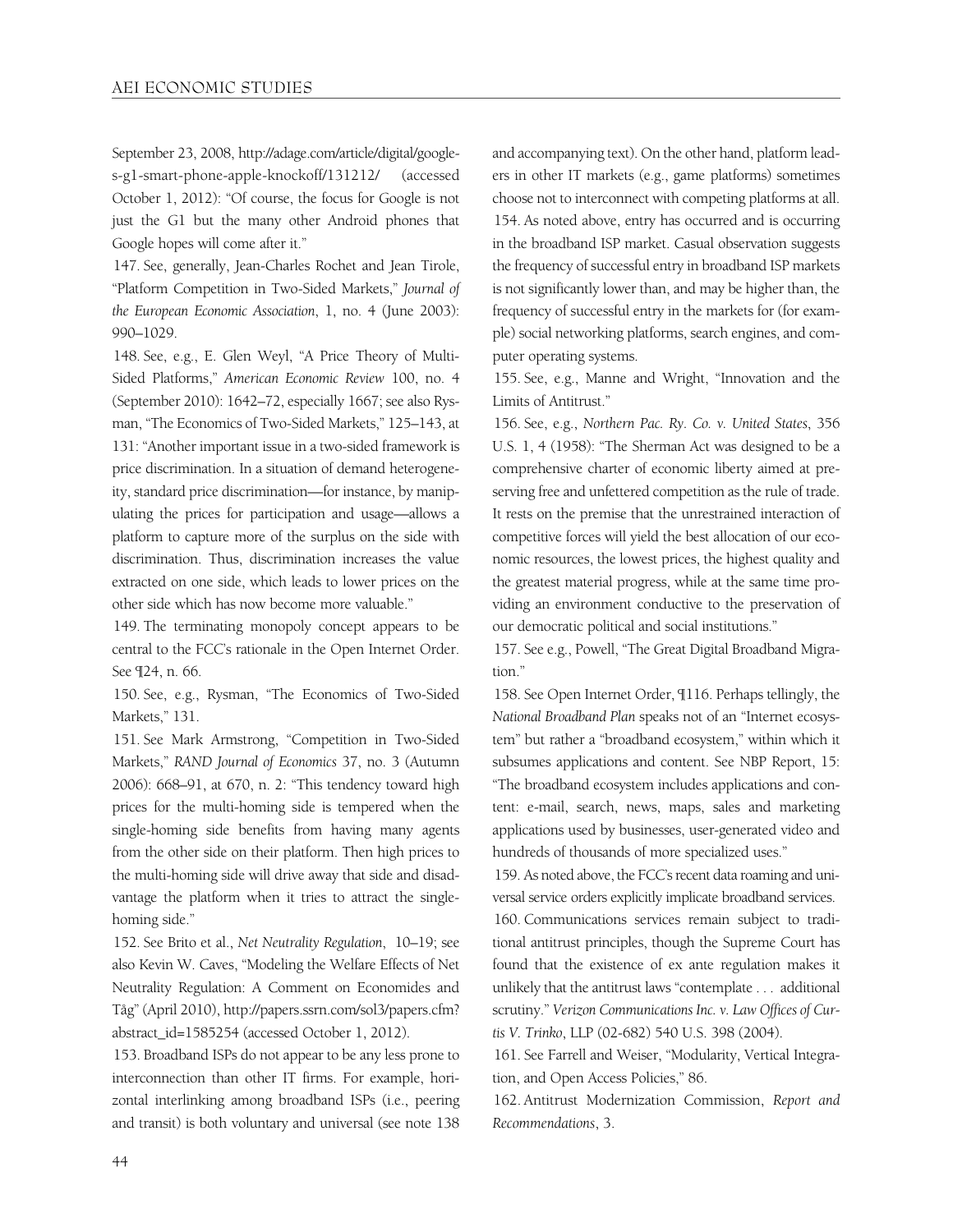September 23, 2008, http://adage.com/article/digital/googles-g1-smart-phone-apple-knockoff/131212/ (accessed October 1, 2012): "Of course, the focus for Google is not just the G1 but the many other Android phones that Google hopes will come after it."

147. See, generally, Jean-Charles Rochet and Jean Tirole, "Platform Competition in Two-Sided Markets," *Journal of the European Economic Association*, 1, no. 4 (June 2003): 990–1029.

148. See, e.g., E. Glen Weyl, "A Price Theory of Multi-Sided Platforms," *American Economic Review* 100, no. 4 (September 2010): 1642–72, especially 1667; see also Rysman, "The Economics of Two-Sided Markets," 125–143, at 131: "Another important issue in a two-sided framework is price discrimination. In a situation of demand heterogeneity, standard price discrimination—for instance, by manipulating the prices for participation and usage—allows a platform to capture more of the surplus on the side with discrimination. Thus, discrimination increases the value extracted on one side, which leads to lower prices on the other side which has now become more valuable."

149. The terminating monopoly concept appears to be central to the FCC's rationale in the Open Internet Order. See ¶24, n. 66.

150. See, e.g., Rysman, "The Economics of Two-Sided Markets," 131.

151. See Mark Armstrong, "Competition in Two-Sided Markets," *RAND Journal of Economics* 37, no. 3 (Autumn 2006): 668–91, at 670, n. 2: "This tendency toward high prices for the multi-homing side is tempered when the single-homing side benefits from having many agents from the other side on their platform. Then high prices to the multi-homing side will drive away that side and disadvantage the platform when it tries to attract the single-homing side."

152. See Brito et al., *Net Neutrality Regulation*, 10–19; see also Kevin W. Caves, "Modeling the Welfare Effects of Net Neutrality Regulation: A Comment on Economides and Tåg" (April 2010), http://papers.ssrn.com/sol3/papers.cfm?abstract_id=1585254 (accessed October 1, 2012).

153. Broadband ISPs do not appear to be any less prone to interconnection than other IT firms. For example, horizontal interlinking among broadband ISPs (i.e., peering and transit) is both voluntary and universal (see note 138 and accompanying text). On the other hand, platform leaders in other IT markets (e.g., game platforms) sometimes choose not to interconnect with competing platforms at all.

154. As noted above, entry has occurred and is occurring in the broadband ISP market. Casual observation suggests the frequency of successful entry in broadband ISP markets is not significantly lower than, and may be higher than, the frequency of successful entry in the markets for (for example) social networking platforms, search engines, and computer operating systems.

155. See, e.g., Manne and Wright, "Innovation and the Limits of Antitrust."

156. See, e.g., *Northern Pac. Ry. Co. v. United States*, 356 U.S. 1, 4 (1958): "The Sherman Act was designed to be a comprehensive charter of economic liberty aimed at preserving free and unfettered competition as the rule of trade. It rests on the premise that the unrestrained interaction of competitive forces will yield the best allocation of our economic resources, the lowest prices, the highest quality and the greatest material progress, while at the same time providing an environment conductive to the preservation of our democratic political and social institutions."

157. See e.g., Powell, "The Great Digital Broadband Migration."

158. See Open Internet Order, ¶116. Perhaps tellingly, the *National Broadband Plan* speaks not of an "Internet ecosystem" but rather a "broadband ecosystem," within which it subsumes applications and content. See NBP Report, 15: "The broadband ecosystem includes applications and content: e-mail, search, news, maps, sales and marketing applications used by businesses, user-generated video and hundreds of thousands of more specialized uses."

159. As noted above, the FCC's recent data roaming and universal service orders explicitly implicate broadband services.

160. Communications services remain subject to traditional antitrust principles, though the Supreme Court has found that the existence of ex ante regulation makes it unlikely that the antitrust laws "contemplate . . . additional scrutiny." *Verizon Communications Inc. v. Law Offices of Curtis V. Trinko*, LLP (02-682) 540 U.S. 398 (2004).

161. See Farrell and Weiser, "Modularity, Vertical Integration, and Open Access Policies," 86.

162. Antitrust Modernization Commission, *Report and Recommendations*, 3.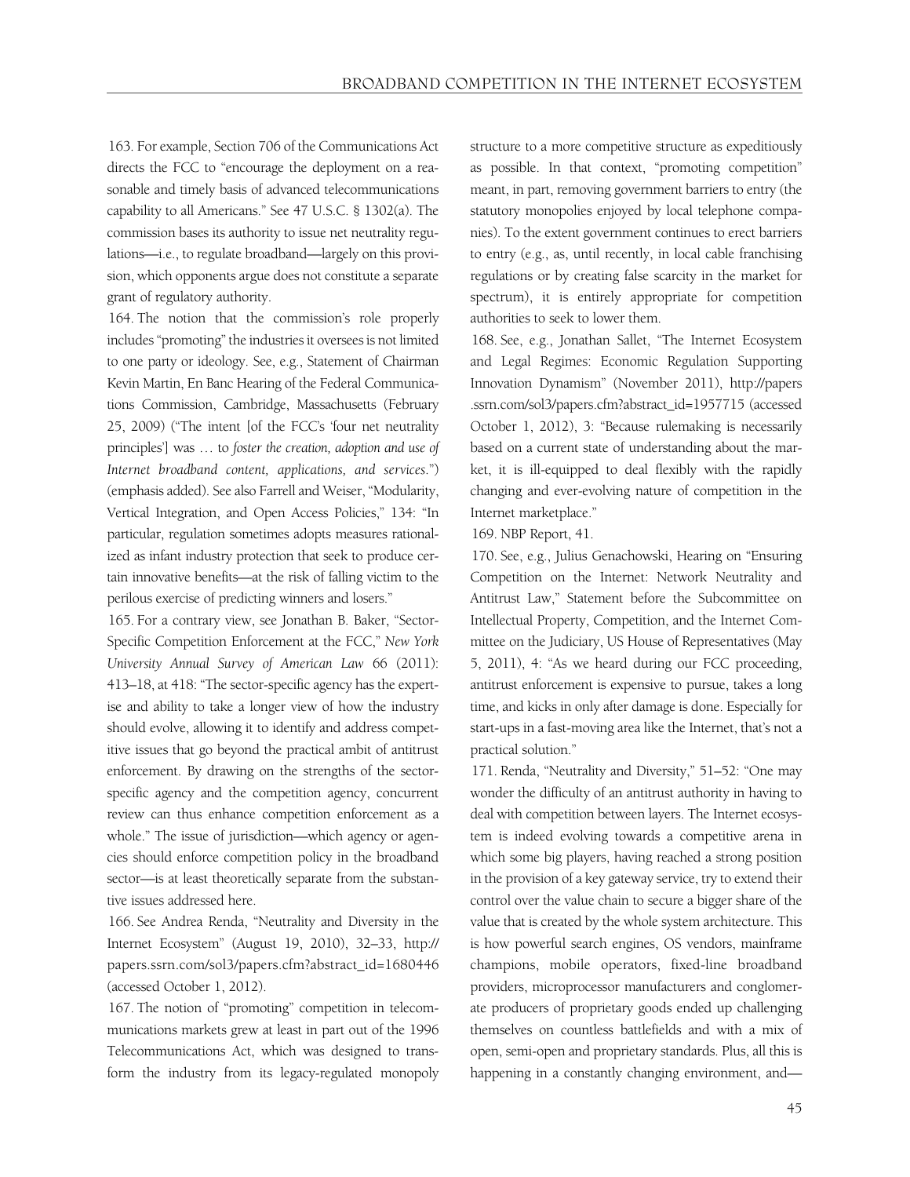163. For example, Section 706 of the Communications Act directs the FCC to "encourage the deployment on a reasonable and timely basis of advanced telecommunications capability to all Americans." See 47 U.S.C. § 1302(a). The commission bases its authority to issue net neutrality regulations—i.e., to regulate broadband—largely on this provision, which opponents argue does not constitute a separate grant of regulatory authority.

164. The notion that the commission's role properly includes "promoting" the industries it oversees is not limited to one party or ideology. See, e.g., Statement of Chairman Kevin Martin, En Banc Hearing of the Federal Communications Commission, Cambridge, Massachusetts (February 25, 2009) ("The intent [of the FCC's 'four net neutrality principles'] was … to *foster the creation, adoption and use of Internet broadband content, applications, and services*.") (emphasis added). See also Farrell and Weiser, "Modularity, Vertical Integration, and Open Access Policies," 134: "In particular, regulation sometimes adopts measures rationalized as infant industry protection that seek to produce certain innovative benefits—at the risk of falling victim to the perilous exercise of predicting winners and losers."

165. For a contrary view, see Jonathan B. Baker, "Sector-Specific Competition Enforcement at the FCC," *New York University Annual Survey of American Law* 66 (2011): 413–18, at 418: "The sector-specific agency has the expertise and ability to take a longer view of how the industry should evolve, allowing it to identify and address competitive issues that go beyond the practical ambit of antitrust enforcement. By drawing on the strengths of the sector-specific agency and the competition agency, concurrent review can thus enhance competition enforcement as a whole." The issue of jurisdiction—which agency or agencies should enforce competition policy in the broadband sector—is at least theoretically separate from the substantive issues addressed here.

166. See Andrea Renda, "Neutrality and Diversity in the Internet Ecosystem" (August 19, 2010), 32–33, http://papers.ssrn.com/sol3/papers.cfm?abstract_id=1680446 (accessed October 1, 2012).

167. The notion of "promoting" competition in telecommunications markets grew at least in part out of the 1996 Telecommunications Act, which was designed to transform the industry from its legacy-regulated monopoly structure to a more competitive structure as expeditiously as possible. In that context, "promoting competition" meant, in part, removing government barriers to entry (the statutory monopolies enjoyed by local telephone companies). To the extent government continues to erect barriers to entry (e.g., as, until recently, in local cable franchising regulations or by creating false scarcity in the market for spectrum), it is entirely appropriate for competition authorities to seek to lower them.

168. See, e.g., Jonathan Sallet, "The Internet Ecosystem and Legal Regimes: Economic Regulation Supporting Innovation Dynamism" (November 2011), http://papers.ssrn.com/sol3/papers.cfm?abstract_id=1957715 (accessed October 1, 2012), 3: "Because rulemaking is necessarily based on a current state of understanding about the market, it is ill-equipped to deal flexibly with the rapidly changing and ever-evolving nature of competition in the Internet marketplace."

169. NBP Report, 41.

170. See, e.g., Julius Genachowski, Hearing on "Ensuring Competition on the Internet: Network Neutrality and Antitrust Law," Statement before the Subcommittee on Intellectual Property, Competition, and the Internet Committee on the Judiciary, US House of Representatives (May 5, 2011), 4: "As we heard during our FCC proceeding, antitrust enforcement is expensive to pursue, takes a long time, and kicks in only after damage is done. Especially for start-ups in a fast-moving area like the Internet, that's not a practical solution."

171. Renda, "Neutrality and Diversity," 51–52: "One may wonder the difficulty of an antitrust authority in having to deal with competition between layers. The Internet ecosystem is indeed evolving towards a competitive arena in which some big players, having reached a strong position in the provision of a key gateway service, try to extend their control over the value chain to secure a bigger share of the value that is created by the whole system architecture. This is how powerful search engines, OS vendors, mainframe champions, mobile operators, fixed-line broadband providers, microprocessor manufacturers and conglomerate producers of proprietary goods ended up challenging themselves on countless battlefields and with a mix of open, semi-open and proprietary standards. Plus, all this is happening in a constantly changing environment, and—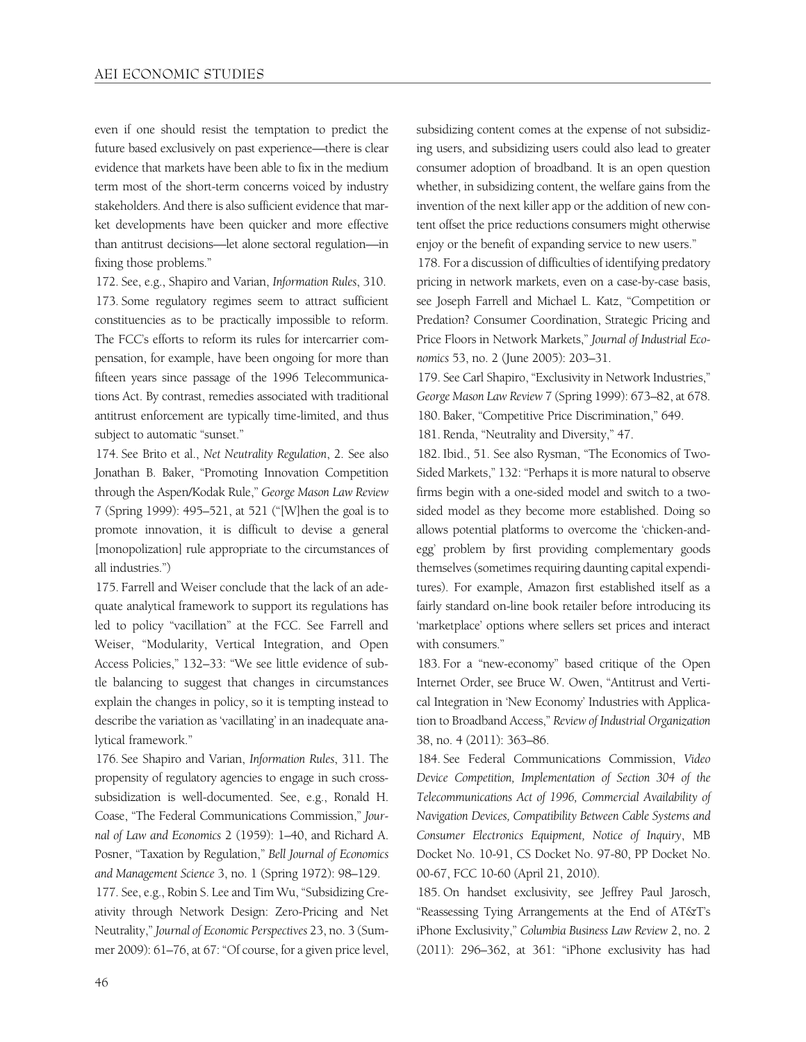even if one should resist the temptation to predict the future based exclusively on past experience—there is clear evidence that markets have been able to fix in the medium term most of the short-term concerns voiced by industry stakeholders. And there is also sufficient evidence that market developments have been quicker and more effective than antitrust decisions—let alone sectoral regulation—in fixing those problems."

172. See, e.g., Shapiro and Varian, *Information Rules*, 310.

173. Some regulatory regimes seem to attract sufficient constituencies as to be practically impossible to reform. The FCC's efforts to reform its rules for intercarrier compensation, for example, have been ongoing for more than fifteen years since passage of the 1996 Telecommunications Act. By contrast, remedies associated with traditional antitrust enforcement are typically time-limited, and thus subject to automatic "sunset."

174. See Brito et al., *Net Neutrality Regulation*, 2. See also Jonathan B. Baker, "Promoting Innovation Competition through the Aspen/Kodak Rule," *George Mason Law Review* 7 (Spring 1999): 495–521, at 521 ("[W]hen the goal is to promote innovation, it is difficult to devise a general [monopolization] rule appropriate to the circumstances of all industries.")

175. Farrell and Weiser conclude that the lack of an adequate analytical framework to support its regulations has led to policy "vacillation" at the FCC. See Farrell and Weiser, "Modularity, Vertical Integration, and Open Access Policies," 132–33: "We see little evidence of subtle balancing to suggest that changes in circumstances explain the changes in policy, so it is tempting instead to describe the variation as 'vacillating' in an inadequate analytical framework."

176. See Shapiro and Varian, *Information Rules*, 311. The propensity of regulatory agencies to engage in such cross-subsidization is well-documented. See, e.g., Ronald H. Coase, "The Federal Communications Commission," *Journal of Law and Economics* 2 (1959): 1–40, and Richard A. Posner, "Taxation by Regulation," *Bell Journal of Economics and Management Science* 3, no. 1 (Spring 1972): 98–129.

177. See, e.g., Robin S. Lee and Tim Wu, "Subsidizing Creativity through Network Design: Zero-Pricing and Net Neutrality," *Journal of Economic Perspectives* 23, no. 3 (Summer 2009): 61–76, at 67: "Of course, for a given price level, subsidizing content comes at the expense of not subsidizing users, and subsidizing users could also lead to greater consumer adoption of broadband. It is an open question whether, in subsidizing content, the welfare gains from the invention of the next killer app or the addition of new content offset the price reductions consumers might otherwise enjoy or the benefit of expanding service to new users."

178. For a discussion of difficulties of identifying predatory pricing in network markets, even on a case-by-case basis, see Joseph Farrell and Michael L. Katz, "Competition or Predation? Consumer Coordination, Strategic Pricing and Price Floors in Network Markets," *Journal of Industrial Economics* 53, no. 2 (June 2005): 203–31.

179. See Carl Shapiro, "Exclusivity in Network Industries," *George Mason Law Review* 7 (Spring 1999): 673–82, at 678.

180. Baker, "Competitive Price Discrimination," 649.

181. Renda, "Neutrality and Diversity," 47.

182. Ibid., 51. See also Rysman, "The Economics of Two-Sided Markets," 132: "Perhaps it is more natural to observe firms begin with a one-sided model and switch to a two-sided model as they become more established. Doing so allows potential platforms to overcome the 'chicken-and-egg' problem by first providing complementary goods themselves (sometimes requiring daunting capital expenditures). For example, Amazon first established itself as a fairly standard on-line book retailer before introducing its 'marketplace' options where sellers set prices and interact with consumers."

183. For a "new-economy" based critique of the Open Internet Order, see Bruce W. Owen, "Antitrust and Vertical Integration in 'New Economy' Industries with Application to Broadband Access," *Review of Industrial Organization* 38, no. 4 (2011): 363–86.

184. See Federal Communications Commission, *Video Device Competition, Implementation of Section 304 of the Telecommunications Act of 1996, Commercial Availability of Navigation Devices, Compatibility Between Cable Systems and Consumer Electronics Equipment, Notice of Inquiry*, MB Docket No. 10-91, CS Docket No. 97-80, PP Docket No. 00-67, FCC 10-60 (April 21, 2010).

185. On handset exclusivity, see Jeffrey Paul Jarosch, "Reassessing Tying Arrangements at the End of AT&T's iPhone Exclusivity," *Columbia Business Law Review* 2, no. 2 (2011): 296–362, at 361: "iPhone exclusivity has had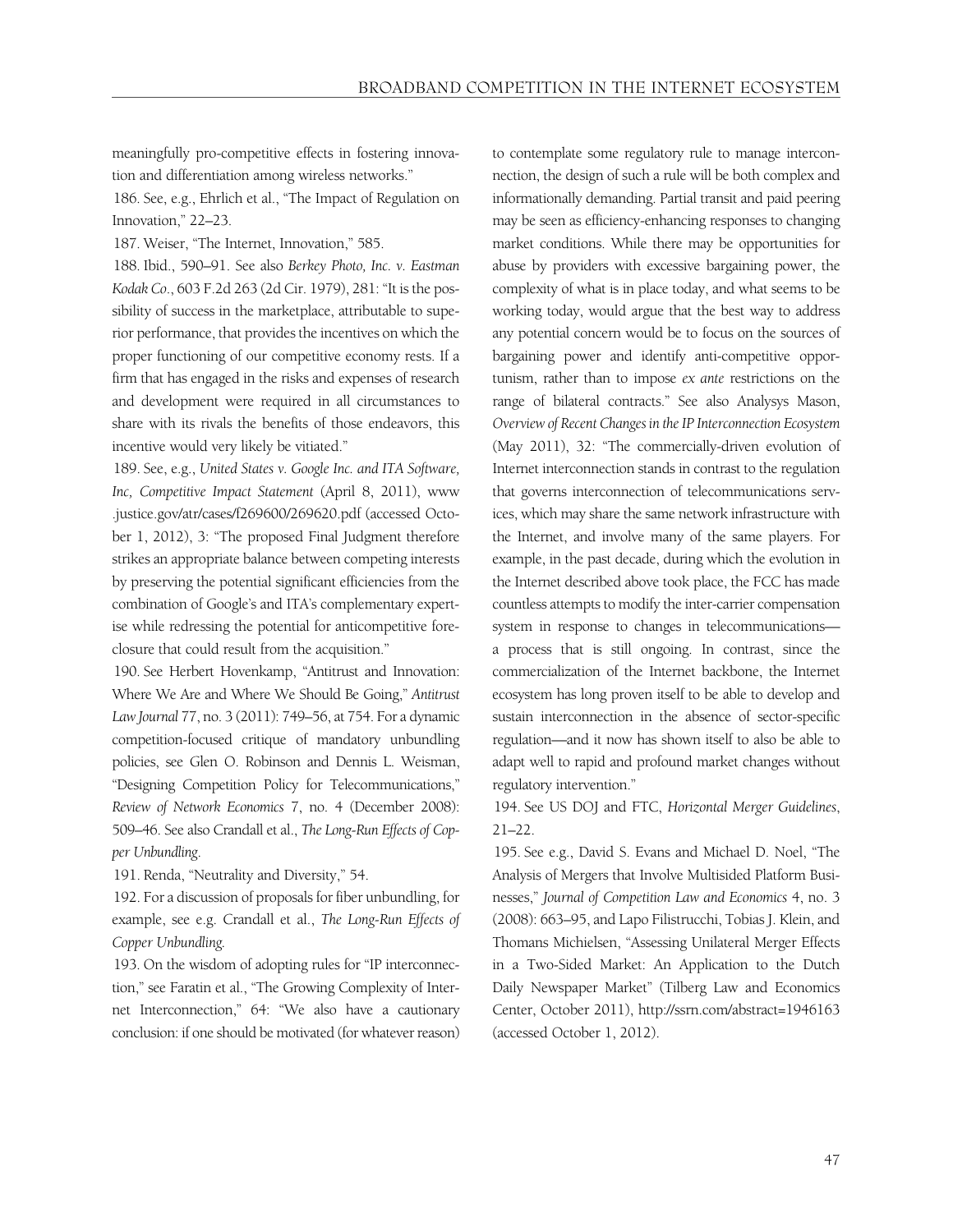meaningfully pro-competitive effects in fostering innovation and differentiation among wireless networks."

186. See, e.g., Ehrlich et al., "The Impact of Regulation on Innovation," 22–23.

187. Weiser, "The Internet, Innovation," 585.

188. Ibid., 590–91. See also *Berkey Photo, Inc. v. Eastman Kodak Co.*, 603 F.2d 263 (2d Cir. 1979), 281: "It is the possibility of success in the marketplace, attributable to superior performance, that provides the incentives on which the proper functioning of our competitive economy rests. If a firm that has engaged in the risks and expenses of research and development were required in all circumstances to share with its rivals the benefits of those endeavors, this incentive would very likely be vitiated."

189. See, e.g., *United States v. Google Inc. and ITA Software, Inc, Competitive Impact Statement* (April 8, 2011), www.justice.gov/atr/cases/f269600/269620.pdf (accessed October 1, 2012), 3: "The proposed Final Judgment therefore strikes an appropriate balance between competing interests by preserving the potential significant efficiencies from the combination of Google's and ITA's complementary expertise while redressing the potential for anticompetitive foreclosure that could result from the acquisition."

190. See Herbert Hovenkamp, "Antitrust and Innovation: Where We Are and Where We Should Be Going," *Antitrust Law Journal* 77, no. 3 (2011): 749–56, at 754. For a dynamic competition-focused critique of mandatory unbundling policies, see Glen O. Robinson and Dennis L. Weisman, "Designing Competition Policy for Telecommunications," *Review of Network Economics* 7, no. 4 (December 2008): 509–46. See also Crandall et al., *The Long-Run Effects of Copper Unbundling*.

191. Renda, "Neutrality and Diversity," 54.

192. For a discussion of proposals for fiber unbundling, for example, see e.g. Crandall et al., *The Long-Run Effects of Copper Unbundling*.

193. On the wisdom of adopting rules for "IP interconnection," see Faratin et al., "The Growing Complexity of Internet Interconnection," 64: "We also have a cautionary conclusion: if one should be motivated (for whatever reason) to contemplate some regulatory rule to manage interconnection, the design of such a rule will be both complex and informationally demanding. Partial transit and paid peering may be seen as efficiency-enhancing responses to changing market conditions. While there may be opportunities for abuse by providers with excessive bargaining power, the complexity of what is in place today, and what seems to be working today, would argue that the best way to address any potential concern would be to focus on the sources of bargaining power and identify anti-competitive opportunism, rather than to impose *ex ante* restrictions on the range of bilateral contracts." See also Analysys Mason, *Overview of Recent Changes in the IP Interconnection Ecosystem* (May 2011), 32: "The commercially-driven evolution of Internet interconnection stands in contrast to the regulation that governs interconnection of telecommunications services, which may share the same network infrastructure with the Internet, and involve many of the same players. For example, in the past decade, during which the evolution in the Internet described above took place, the FCC has made countless attempts to modify the inter-carrier compensation system in response to changes in telecommunications—a process that is still ongoing. In contrast, since the commercialization of the Internet backbone, the Internet ecosystem has long proven itself to be able to develop and sustain interconnection in the absence of sector-specific regulation—and it now has shown itself to also be able to adapt well to rapid and profound market changes without regulatory intervention."

194. See US DOJ and FTC, *Horizontal Merger Guidelines*, 21–22.

195. See e.g., David S. Evans and Michael D. Noel, "The Analysis of Mergers that Involve Multisided Platform Businesses," *Journal of Competition Law and Economics* 4, no. 3 (2008): 663–95, and Lapo Filistrucchi, Tobias J. Klein, and Thomans Michielsen, "Assessing Unilateral Merger Effects in a Two-Sided Market: An Application to the Dutch Daily Newspaper Market" (Tilberg Law and Economics Center, October 2011), http://ssrn.com/abstract=1946163 (accessed October 1, 2012).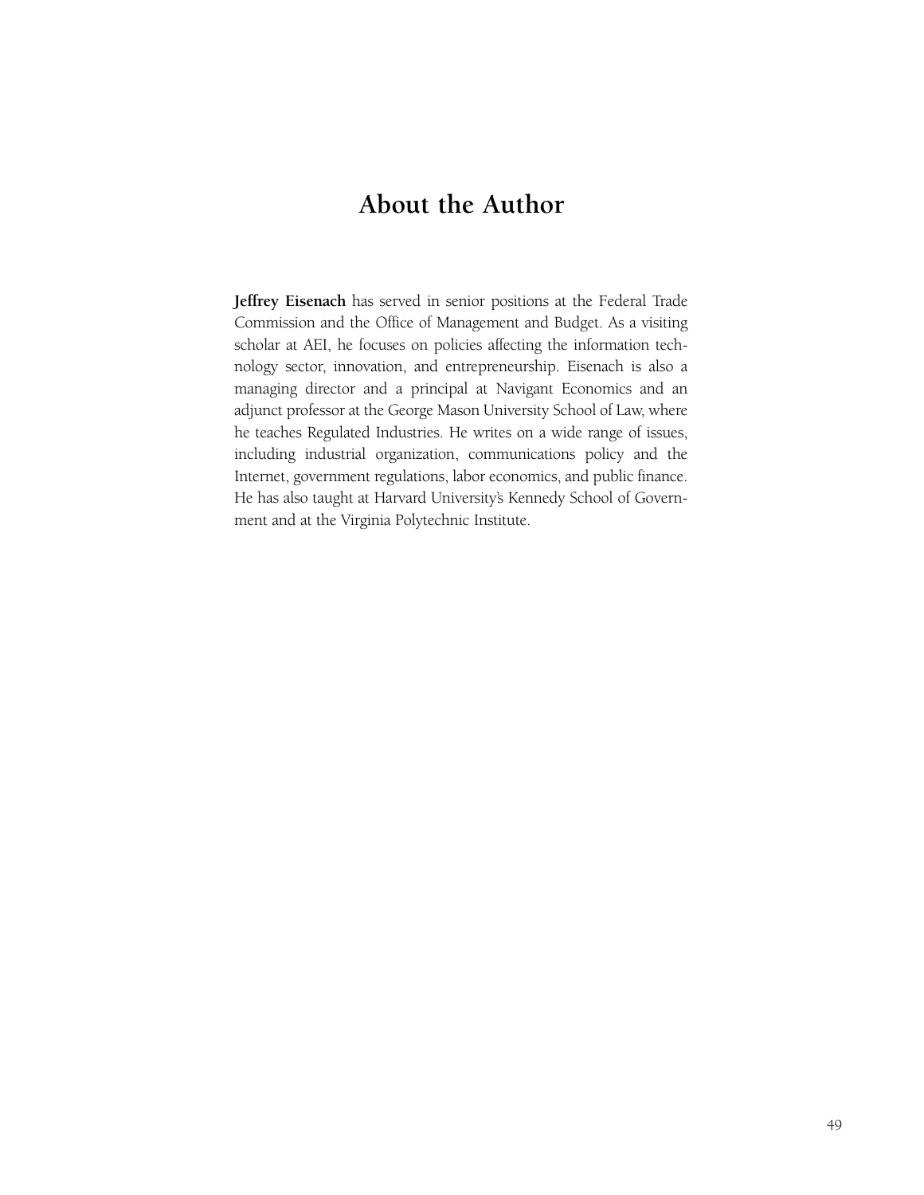# About the Author

**Jeffrey Eisenach** has served in senior positions at the Federal Trade Commission and the Office of Management and Budget. As a visiting scholar at AEI, he focuses on policies affecting the information technology sector, innovation, and entrepreneurship. Eisenach is also a managing director and a principal at Navigant Economics and an adjunct professor at the George Mason University School of Law, where he teaches Regulated Industries. He writes on a wide range of issues, including industrial organization, communications policy and the Internet, government regulations, labor economics, and public finance. He has also taught at Harvard University's Kennedy School of Government and at the Virginia Polytechnic Institute.